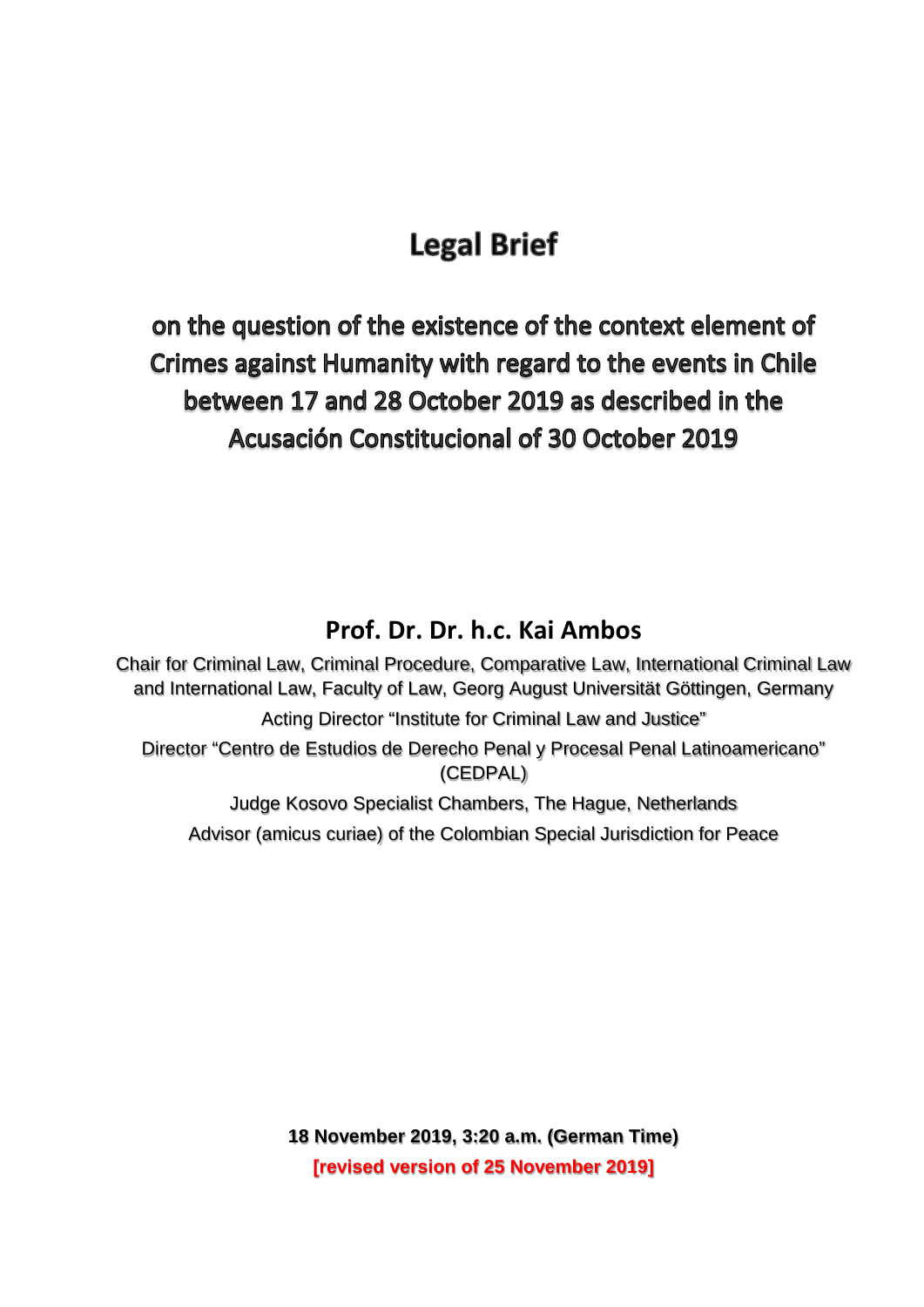# Legal Brief

## on the question of the existence of the context element of Crimes against Humanity with regard to the events in Chile between 17 and 28 October 2019 as described in the Acusación Constitucional of 30 October 2019

### Prof. Dr. Dr. h.c. Kai Ambos

Chair for Criminal Law, Criminal Procedure, Comparative Law, International Criminal Law and International Law, Faculty of Law, Georg August Universität Göttingen, Germany

Acting Director "Institute for Criminal Law and Justice"

Director "Centro de Estudios de Derecho Penal y Procesal Penal Latinoamericano" (CEDPAL)

Judge Kosovo Specialist Chambers, The Hague, Netherlands

Advisor (amicus curiae) of the Colombian Special Jurisdiction for Peace

**18 November 2019, 3:20 a.m. (German Time)**

**[revised version of 25 November 2019]**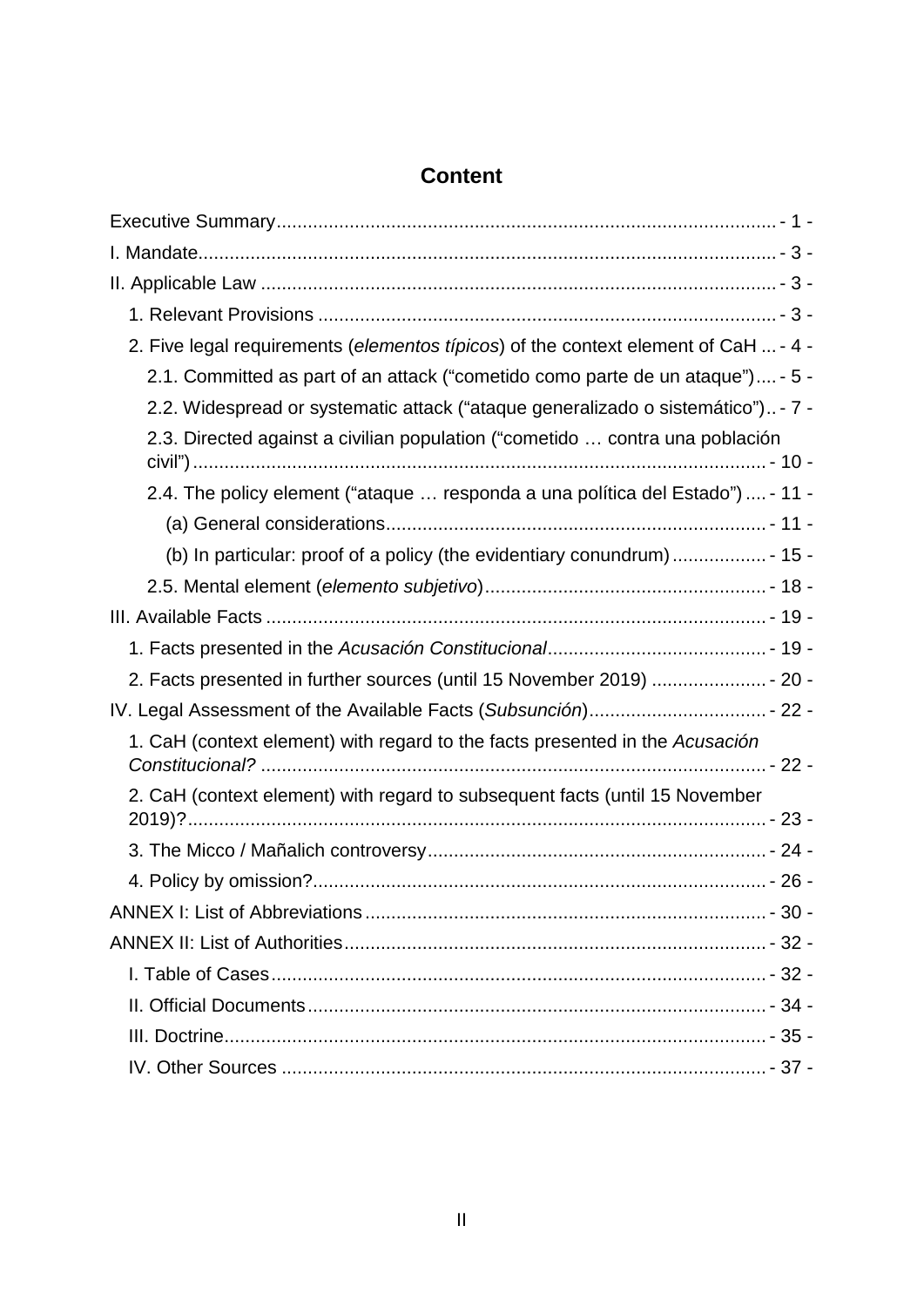# Content

- Executive Summary ... - 1 -
- I. Mandate ... - 3 -
- II. Applicable Law ... - 3 -
  - 1. Relevant Provisions ... - 3 -
  - 2. Five legal requirements (*elementos típicos*) of the context element of CaH ... - 4 -
    - 2.1. Committed as part of an attack (“cometido como parte de un ataque”) ... - 5 -
    - 2.2. Widespread or systematic attack (“ataque generalizado o sistemático”) .. - 7 -
    - 2.3. Directed against a civilian population (“cometido … contra una población civil”) ... - 10 -
    - 2.4. The policy element (“ataque … responda a una política del Estado”) ... - 11 -
      - (a) General considerations ... - 11 -
      - (b) In particular: proof of a policy (the evidentiary conundrum) ... - 15 -
    - 2.5. Mental element (*elemento subjetivo*) ... - 18 -
- III. Available Facts ... - 19 -
  - 1. Facts presented in the *Acusación Constitucional* ... - 19 -
  - 2. Facts presented in further sources (until 15 November 2019) ... - 20 -
- IV. Legal Assessment of the Available Facts (*Subsunción*) ... - 22 -
  - 1. CaH (context element) with regard to the facts presented in the *Acusación Constitucional?* ... - 22 -
  - 2. CaH (context element) with regard to subsequent facts (until 15 November 2019)? ... - 23 -
  - 3. The Micco / Mañalich controversy ... - 24 -
  - 4. Policy by omission? ... - 26 -
- ANNEX I: List of Abbreviations ... - 30 -
- ANNEX II: List of Authorities ... - 32 -
  - I. Table of Cases ... - 32 -
  - II. Official Documents ... - 34 -
  - III. Doctrine ... - 35 -
  - IV. Other Sources ... - 37 -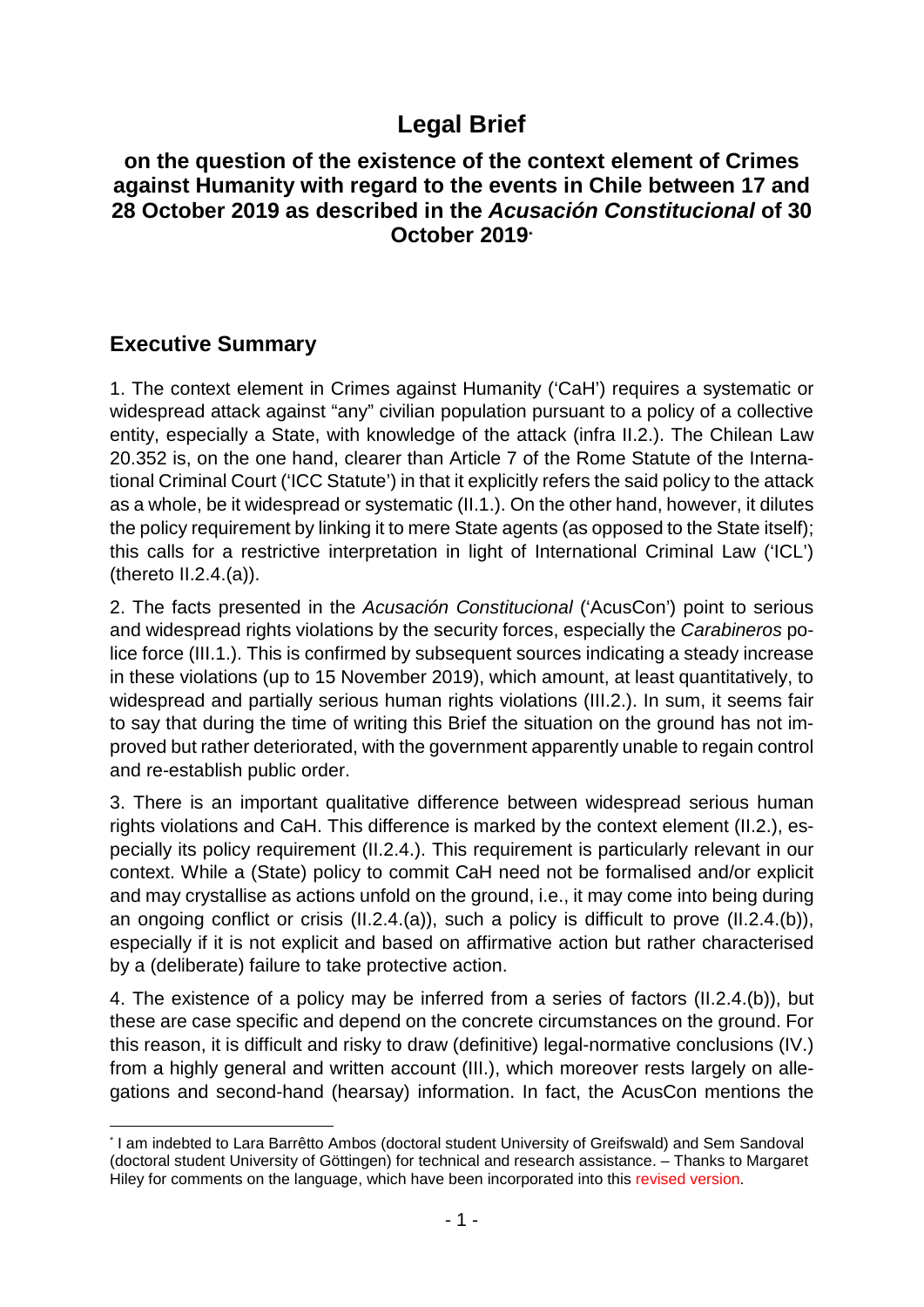# Legal Brief

## on the question of the existence of the context element of Crimes against Humanity with regard to the events in Chile between 17 and 28 October 2019 as described in the *Acusación Constitucional* of 30 October 2019[*]

## Executive Summary

1. The context element in Crimes against Humanity ('CaH') requires a systematic or widespread attack against "any" civilian population pursuant to a policy of a collective entity, especially a State, with knowledge of the attack (infra II.2.). The Chilean Law 20.352 is, on the one hand, clearer than Article 7 of the Rome Statute of the International Criminal Court ('ICC Statute') in that it explicitly refers the said policy to the attack as a whole, be it widespread or systematic (II.1.). On the other hand, however, it dilutes the policy requirement by linking it to mere State agents (as opposed to the State itself); this calls for a restrictive interpretation in light of International Criminal Law ('ICL') (thereto II.2.4.(a)).

2. The facts presented in the *Acusación Constitucional* ('AcusCon') point to serious and widespread rights violations by the security forces, especially the *Carabineros* police force (III.1.). This is confirmed by subsequent sources indicating a steady increase in these violations (up to 15 November 2019), which amount, at least quantitatively, to widespread and partially serious human rights violations (III.2.). In sum, it seems fair to say that during the time of writing this Brief the situation on the ground has not improved but rather deteriorated, with the government apparently unable to regain control and re-establish public order.

3. There is an important qualitative difference between widespread serious human rights violations and CaH. This difference is marked by the context element (II.2.), especially its policy requirement (II.2.4.). This requirement is particularly relevant in our context. While a (State) policy to commit CaH need not be formalised and/or explicit and may crystallise as actions unfold on the ground, i.e., it may come into being during an ongoing conflict or crisis (II.2.4.(a)), such a policy is difficult to prove (II.2.4.(b)), especially if it is not explicit and based on affirmative action but rather characterised by a (deliberate) failure to take protective action.

4. The existence of a policy may be inferred from a series of factors (II.2.4.(b)), but these are case specific and depend on the concrete circumstances on the ground. For this reason, it is difficult and risky to draw (definitive) legal-normative conclusions (IV.) from a highly general and written account (III.), which moreover rests largely on allegations and second-hand (hearsay) information. In fact, the AcusCon mentions the

---

[*] I am indebted to Lara Barrêtto Ambos (doctoral student University of Greifswald) and Sem Sandoval (doctoral student University of Göttingen) for technical and research assistance. – Thanks to Margaret Hiley for comments on the language, which have been incorporated into this revised version.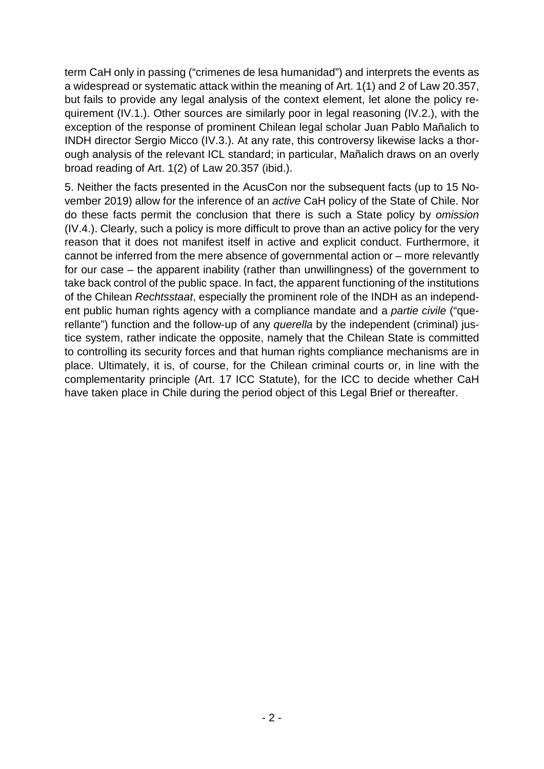term CaH only in passing ("crimenes de lesa humanidad") and interprets the events as a widespread or systematic attack within the meaning of Art. 1(1) and 2 of Law 20.357, but fails to provide any legal analysis of the context element, let alone the policy requirement (IV.1.). Other sources are similarly poor in legal reasoning (IV.2.), with the exception of the response of prominent Chilean legal scholar Juan Pablo Mañalich to INDH director Sergio Micco (IV.3.). At any rate, this controversy likewise lacks a thorough analysis of the relevant ICL standard; in particular, Mañalich draws on an overly broad reading of Art. 1(2) of Law 20.357 (ibid.).

5. Neither the facts presented in the AcusCon nor the subsequent facts (up to 15 November 2019) allow for the inference of an *active* CaH policy of the State of Chile. Nor do these facts permit the conclusion that there is such a State policy by *omission* (IV.4.). Clearly, such a policy is more difficult to prove than an active policy for the very reason that it does not manifest itself in active and explicit conduct. Furthermore, it cannot be inferred from the mere absence of governmental action or – more relevantly for our case – the apparent inability (rather than unwillingness) of the government to take back control of the public space. In fact, the apparent functioning of the institutions of the Chilean *Rechtsstaat*, especially the prominent role of the INDH as an independent public human rights agency with a compliance mandate and a *partie civile* ("querellante") function and the follow-up of any *querella* by the independent (criminal) justice system, rather indicate the opposite, namely that the Chilean State is committed to controlling its security forces and that human rights compliance mechanisms are in place. Ultimately, it is, of course, for the Chilean criminal courts or, in line with the complementarity principle (Art. 17 ICC Statute), for the ICC to decide whether CaH have taken place in Chile during the period object of this Legal Brief or thereafter.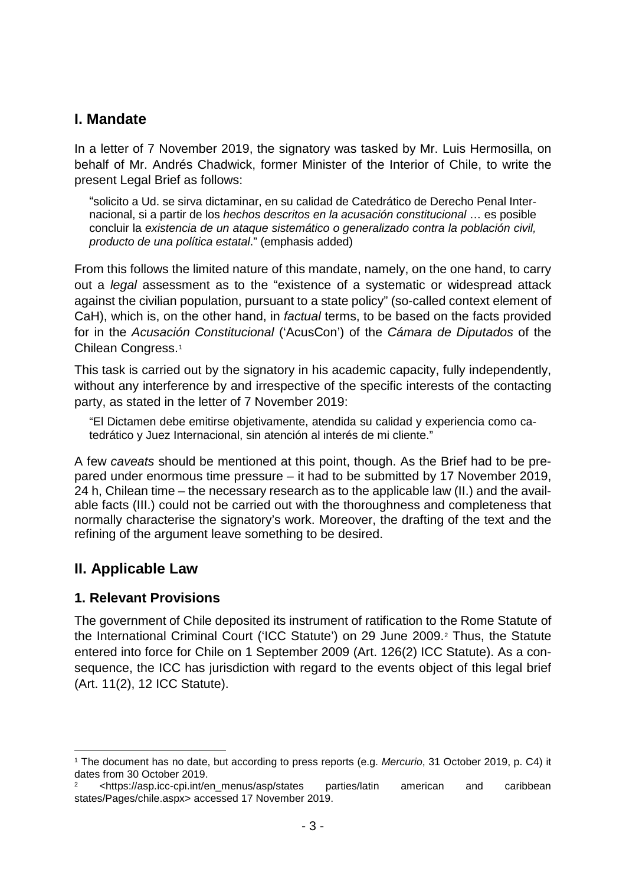## I. Mandate

In a letter of 7 November 2019, the signatory was tasked by Mr. Luis Hermosilla, on behalf of Mr. Andrés Chadwick, former Minister of the Interior of Chile, to write the present Legal Brief as follows:

> "solicito a Ud. se sirva dictaminar, en su calidad de Catedrático de Derecho Penal Internacional, si a partir de los *hechos descritos en la acusación constitucional* … es posible concluir la *existencia de un ataque sistemático o generalizado contra la población civil, producto de una política estatal*." (emphasis added)

From this follows the limited nature of this mandate, namely, on the one hand, to carry out a *legal* assessment as to the "existence of a systematic or widespread attack against the civilian population, pursuant to a state policy" (so-called context element of CaH), which is, on the other hand, in *factual* terms, to be based on the facts provided for in the *Acusación Constitucional* ('AcusCon') of the *Cámara de Diputados* of the Chilean Congress.[1]

This task is carried out by the signatory in his academic capacity, fully independently, without any interference by and irrespective of the specific interests of the contacting party, as stated in the letter of 7 November 2019:

> "El Dictamen debe emitirse objetivamente, atendida su calidad y experiencia como catedrático y Juez Internacional, sin atención al interés de mi cliente."

A few *caveats* should be mentioned at this point, though. As the Brief had to be prepared under enormous time pressure – it had to be submitted by 17 November 2019, 24 h, Chilean time – the necessary research as to the applicable law (II.) and the available facts (III.) could not be carried out with the thoroughness and completeness that normally characterise the signatory's work. Moreover, the drafting of the text and the refining of the argument leave something to be desired.

## II. Applicable Law

### 1. Relevant Provisions

The government of Chile deposited its instrument of ratification to the Rome Statute of the International Criminal Court ('ICC Statute') on 29 June 2009.[2] Thus, the Statute entered into force for Chile on 1 September 2009 (Art. 126(2) ICC Statute). As a consequence, the ICC has jurisdiction with regard to the events object of this legal brief (Art. 11(2), 12 ICC Statute).

---

[1] The document has no date, but according to press reports (e.g. *Mercurio*, 31 October 2019, p. C4) it dates from 30 October 2019.

[2] <https://asp.icc-cpi.int/en_menus/asp/states parties/latin american and caribbean states/Pages/chile.aspx> accessed 17 November 2019.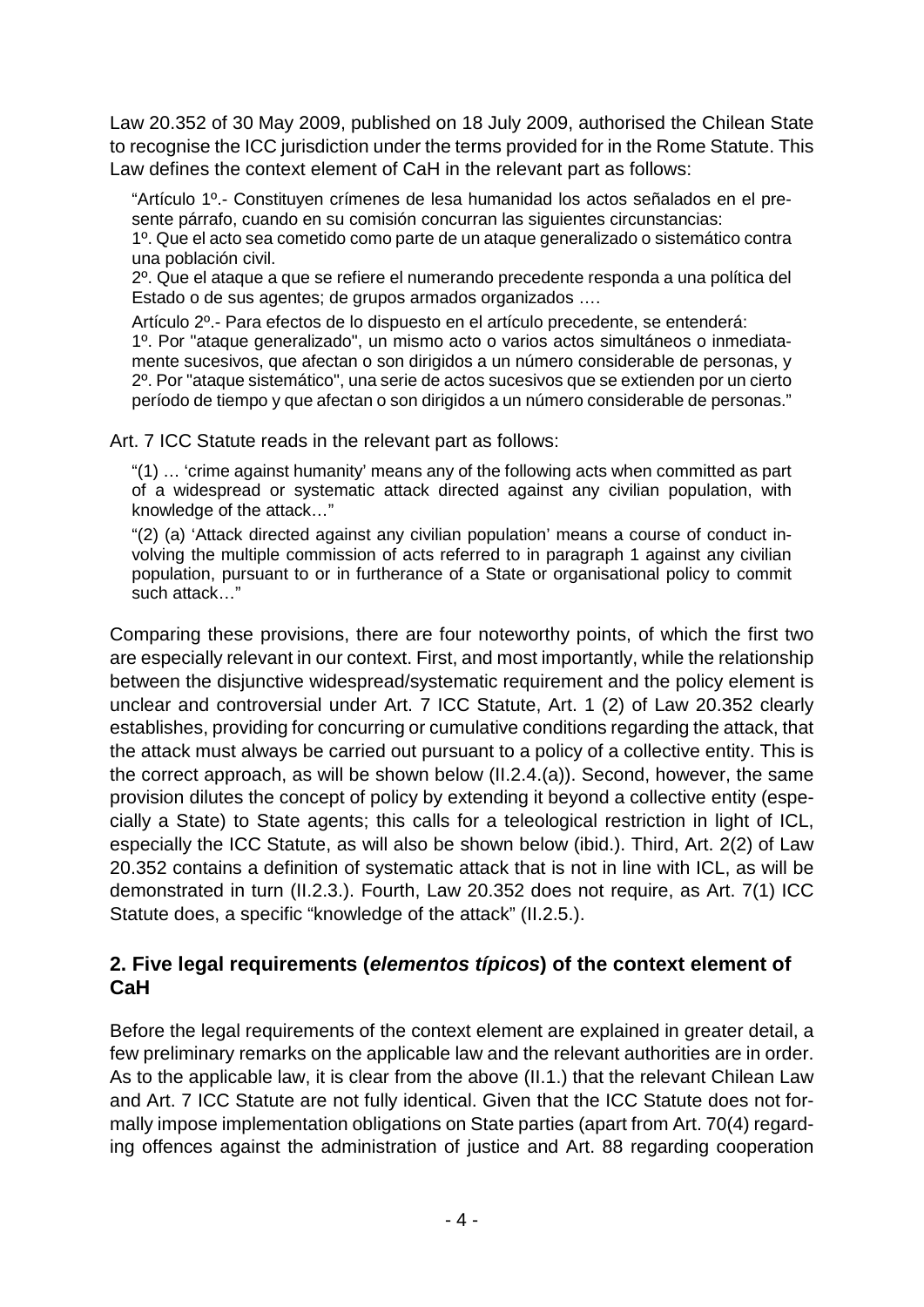Law 20.352 of 30 May 2009, published on 18 July 2009, authorised the Chilean State to recognise the ICC jurisdiction under the terms provided for in the Rome Statute. This Law defines the context element of CaH in the relevant part as follows:

> "Artículo 1º.- Constituyen crímenes de lesa humanidad los actos señalados en el presente párrafo, cuando en su comisión concurran las siguientes circunstancias:
> 1º. Que el acto sea cometido como parte de un ataque generalizado o sistemático contra una población civil.
> 2º. Que el ataque a que se refiere el numerando precedente responda a una política del Estado o de sus agentes; de grupos armados organizados ….
>
> Artículo 2º.- Para efectos de lo dispuesto en el artículo precedente, se entenderá:
> 1º. Por "ataque generalizado", un mismo acto o varios actos simultáneos o inmediatamente sucesivos, que afectan o son dirigidos a un número considerable de personas, y
> 2º. Por "ataque sistemático", una serie de actos sucesivos que se extienden por un cierto período de tiempo y que afectan o son dirigidos a un número considerable de personas."

Art. 7 ICC Statute reads in the relevant part as follows:

> "(1) … 'crime against humanity' means any of the following acts when committed as part of a widespread or systematic attack directed against any civilian population, with knowledge of the attack…"
>
> "(2) (a) 'Attack directed against any civilian population' means a course of conduct involving the multiple commission of acts referred to in paragraph 1 against any civilian population, pursuant to or in furtherance of a State or organisational policy to commit such attack…"

Comparing these provisions, there are four noteworthy points, of which the first two are especially relevant in our context. First, and most importantly, while the relationship between the disjunctive widespread/systematic requirement and the policy element is unclear and controversial under Art. 7 ICC Statute, Art. 1 (2) of Law 20.352 clearly establishes, providing for concurring or cumulative conditions regarding the attack, that the attack must always be carried out pursuant to a policy of a collective entity. This is the correct approach, as will be shown below (II.2.4.(a)). Second, however, the same provision dilutes the concept of policy by extending it beyond a collective entity (especially a State) to State agents; this calls for a teleological restriction in light of ICL, especially the ICC Statute, as will also be shown below (ibid.). Third, Art. 2(2) of Law 20.352 contains a definition of systematic attack that is not in line with ICL, as will be demonstrated in turn (II.2.3.). Fourth, Law 20.352 does not require, as Art. 7(1) ICC Statute does, a specific "knowledge of the attack" (II.2.5.).

## 2. Five legal requirements (*elementos típicos*) of the context element of CaH

Before the legal requirements of the context element are explained in greater detail, a few preliminary remarks on the applicable law and the relevant authorities are in order. As to the applicable law, it is clear from the above (II.1.) that the relevant Chilean Law and Art. 7 ICC Statute are not fully identical. Given that the ICC Statute does not formally impose implementation obligations on State parties (apart from Art. 70(4) regarding offences against the administration of justice and Art. 88 regarding cooperation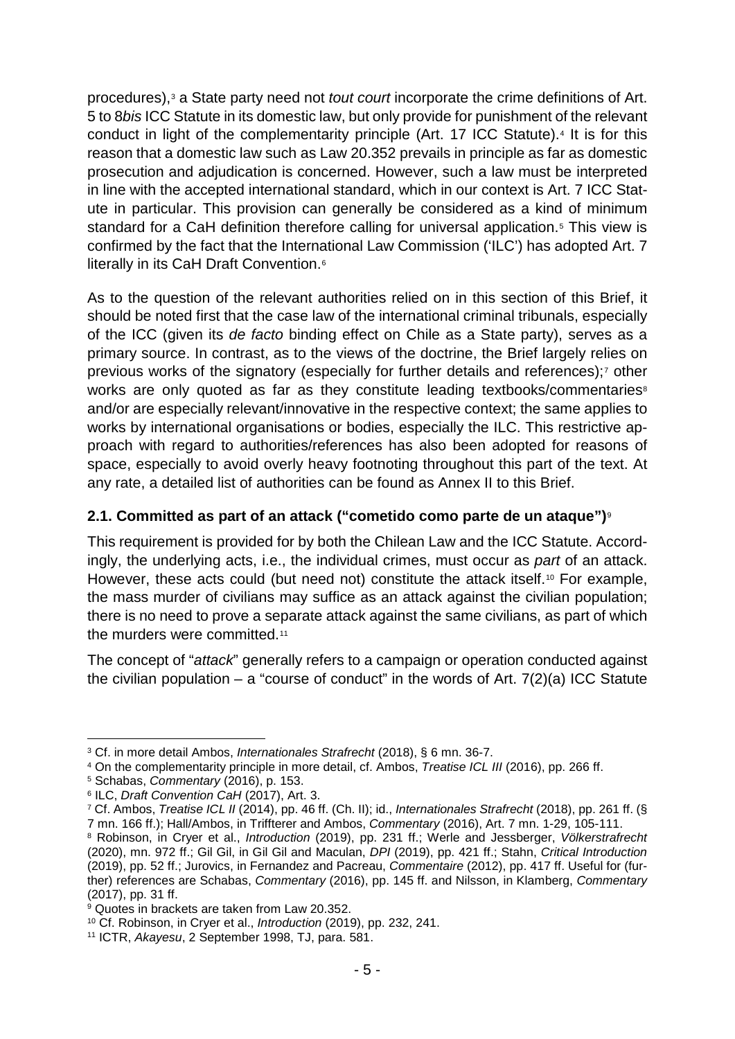procedures),[3] a State party need not *tout court* incorporate the crime definitions of Art. 5 to 8*bis* ICC Statute in its domestic law, but only provide for punishment of the relevant conduct in light of the complementarity principle (Art. 17 ICC Statute).[4] It is for this reason that a domestic law such as Law 20.352 prevails in principle as far as domestic prosecution and adjudication is concerned. However, such a law must be interpreted in line with the accepted international standard, which in our context is Art. 7 ICC Statute in particular. This provision can generally be considered as a kind of minimum standard for a CaH definition therefore calling for universal application.[5] This view is confirmed by the fact that the International Law Commission ('ILC') has adopted Art. 7 literally in its CaH Draft Convention.[6]

As to the question of the relevant authorities relied on in this section of this Brief, it should be noted first that the case law of the international criminal tribunals, especially of the ICC (given its *de facto* binding effect on Chile as a State party), serves as a primary source. In contrast, as to the views of the doctrine, the Brief largely relies on previous works of the signatory (especially for further details and references);[7] other works are only quoted as far as they constitute leading textbooks/commentaries[8] and/or are especially relevant/innovative in the respective context; the same applies to works by international organisations or bodies, especially the ILC. This restrictive approach with regard to authorities/references has also been adopted for reasons of space, especially to avoid overly heavy footnoting throughout this part of the text. At any rate, a detailed list of authorities can be found as Annex II to this Brief.

### 2.1. Committed as part of an attack ("cometido como parte de un ataque")[9]

This requirement is provided for by both the Chilean Law and the ICC Statute. Accordingly, the underlying acts, i.e., the individual crimes, must occur as *part* of an attack. However, these acts could (but need not) constitute the attack itself.[10] For example, the mass murder of civilians may suffice as an attack against the civilian population; there is no need to prove a separate attack against the same civilians, as part of which the murders were committed.[11]

The concept of "*attack*" generally refers to a campaign or operation conducted against the civilian population – a "course of conduct" in the words of Art. 7(2)(a) ICC Statute

---

[3] Cf. in more detail Ambos, *Internationales Strafrecht* (2018), § 6 mn. 36-7.

[4] On the complementarity principle in more detail, cf. Ambos, *Treatise ICL III* (2016), pp. 266 ff.

[5] Schabas, *Commentary* (2016), p. 153.

[6] ILC, *Draft Convention CaH* (2017), Art. 3.

[7] Cf. Ambos, *Treatise ICL II* (2014), pp. 46 ff. (Ch. II); id., *Internationales Strafrecht* (2018), pp. 261 ff. (§ 7 mn. 166 ff.); Hall/Ambos, in Triffterer and Ambos, *Commentary* (2016), Art. 7 mn. 1-29, 105-111.

[8] Robinson, in Cryer et al., *Introduction* (2019), pp. 231 ff.; Werle and Jessberger, *Völkerstrafrecht* (2020), mn. 972 ff.; Gil Gil, in Gil Gil and Maculan, *DPI* (2019), pp. 421 ff.; Stahn, *Critical Introduction* (2019), pp. 52 ff.; Jurovics, in Fernandez and Pacreau, *Commentaire* (2012), pp. 417 ff. Useful for (further) references are Schabas, *Commentary* (2016), pp. 145 ff. and Nilsson, in Klamberg, *Commentary* (2017), pp. 31 ff.

[9] Quotes in brackets are taken from Law 20.352.

[10] Cf. Robinson, in Cryer et al., *Introduction* (2019), pp. 232, 241.

[11] ICTR, *Akayesu*, 2 September 1998, TJ, para. 581.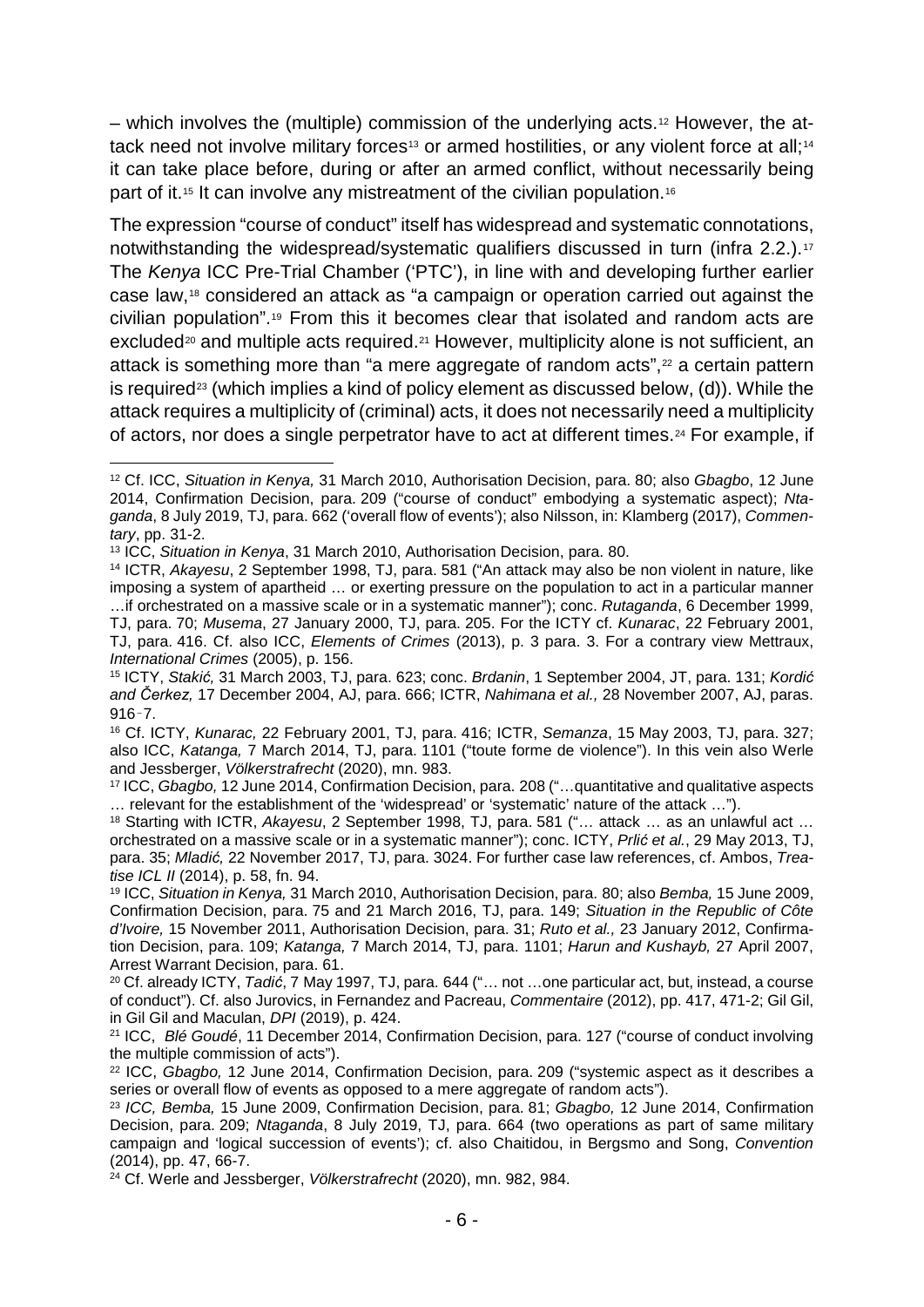– which involves the (multiple) commission of the underlying acts.[12] However, the attack need not involve military forces[13] or armed hostilities, or any violent force at all;[14] it can take place before, during or after an armed conflict, without necessarily being part of it.[15] It can involve any mistreatment of the civilian population.[16]

The expression "course of conduct" itself has widespread and systematic connotations, notwithstanding the widespread/systematic qualifiers discussed in turn (infra 2.2.).[17] The *Kenya* ICC Pre-Trial Chamber ('PTC'), in line with and developing further earlier case law,[18] considered an attack as "a campaign or operation carried out against the civilian population".[19] From this it becomes clear that isolated and random acts are excluded[20] and multiple acts required.[21] However, multiplicity alone is not sufficient, an attack is something more than "a mere aggregate of random acts",[22] a certain pattern is required[23] (which implies a kind of policy element as discussed below, (d)). While the attack requires a multiplicity of (criminal) acts, it does not necessarily need a multiplicity of actors, nor does a single perpetrator have to act at different times.[24] For example, if

---

[12] Cf. ICC, *Situation in Kenya,* 31 March 2010, Authorisation Decision, para. 80; also *Gbagbo*, 12 June 2014, Confirmation Decision, para. 209 ("course of conduct" embodying a systematic aspect); *Ntaganda*, 8 July 2019, TJ, para. 662 ('overall flow of events'); also Nilsson, in: Klamberg (2017), *Commentary*, pp. 31-2.

[13] ICC, *Situation in Kenya*, 31 March 2010, Authorisation Decision, para. 80.

[14] ICTR, *Akayesu*, 2 September 1998, TJ, para. 581 ("An attack may also be non violent in nature, like imposing a system of apartheid … or exerting pressure on the population to act in a particular manner …if orchestrated on a massive scale or in a systematic manner"); conc. *Rutaganda*, 6 December 1999, TJ, para. 70; *Musema*, 27 January 2000, TJ, para. 205. For the ICTY cf. *Kunarac*, 22 February 2001, TJ, para. 416. Cf. also ICC, *Elements of Crimes* (2013), p. 3 para. 3. For a contrary view Mettraux, *International Crimes* (2005), p. 156.

[15] ICTY, *Stakić,* 31 March 2003, TJ, para. 623; conc. *Brdanin*, 1 September 2004, JT, para. 131; *Kordić and Čerkez,* 17 December 2004, AJ, para. 666; ICTR, *Nahimana et al.,* 28 November 2007, AJ, paras. 916‑7.

[16] Cf. ICTY, *Kunarac,* 22 February 2001, TJ, para. 416; ICTR, *Semanza*, 15 May 2003, TJ, para. 327; also ICC, *Katanga,* 7 March 2014, TJ, para. 1101 ("toute forme de violence"). In this vein also Werle and Jessberger, *Völkerstrafrecht* (2020), mn. 983.

[17] ICC, *Gbagbo,* 12 June 2014, Confirmation Decision, para. 208 ("…quantitative and qualitative aspects … relevant for the establishment of the 'widespread' or 'systematic' nature of the attack …").

[18] Starting with ICTR, *Akayesu*, 2 September 1998, TJ, para. 581 ("… attack … as an unlawful act … orchestrated on a massive scale or in a systematic manner"); conc. ICTY, *Prlić et al.*, 29 May 2013, TJ, para. 35; *Mladić,* 22 November 2017, TJ, para. 3024. For further case law references, cf. Ambos, *Treatise ICL II* (2014), p. 58, fn. 94.

[19] ICC, *Situation in Kenya,* 31 March 2010, Authorisation Decision, para. 80; also *Bemba,* 15 June 2009, Confirmation Decision, para. 75 and 21 March 2016, TJ, para. 149; *Situation in the Republic of Côte d'Ivoire,* 15 November 2011, Authorisation Decision, para. 31; *Ruto et al.,* 23 January 2012, Confirmation Decision, para. 109; *Katanga,* 7 March 2014, TJ, para. 1101; *Harun and Kushayb,* 27 April 2007, Arrest Warrant Decision, para. 61.

[20] Cf. already ICTY, *Tadić*, 7 May 1997, TJ, para. 644 ("… not …one particular act, but, instead, a course of conduct"). Cf. also Jurovics, in Fernandez and Pacreau, *Commentaire* (2012), pp. 417, 471-2; Gil Gil, in Gil Gil and Maculan, *DPI* (2019), p. 424.

[21] ICC, *Blé Goudé*, 11 December 2014, Confirmation Decision, para. 127 ("course of conduct involving the multiple commission of acts").

[22] ICC, *Gbagbo,* 12 June 2014, Confirmation Decision, para. 209 ("systemic aspect as it describes a series or overall flow of events as opposed to a mere aggregate of random acts").

[23] *ICC, Bemba,* 15 June 2009, Confirmation Decision, para. 81; *Gbagbo,* 12 June 2014, Confirmation Decision, para. 209; *Ntaganda*, 8 July 2019, TJ, para. 664 (two operations as part of same military campaign and 'logical succession of events'); cf. also Chaitidou, in Bergsmo and Song, *Convention* (2014), pp. 47, 66-7.

[24] Cf. Werle and Jessberger, *Völkerstrafrecht* (2020), mn. 982, 984.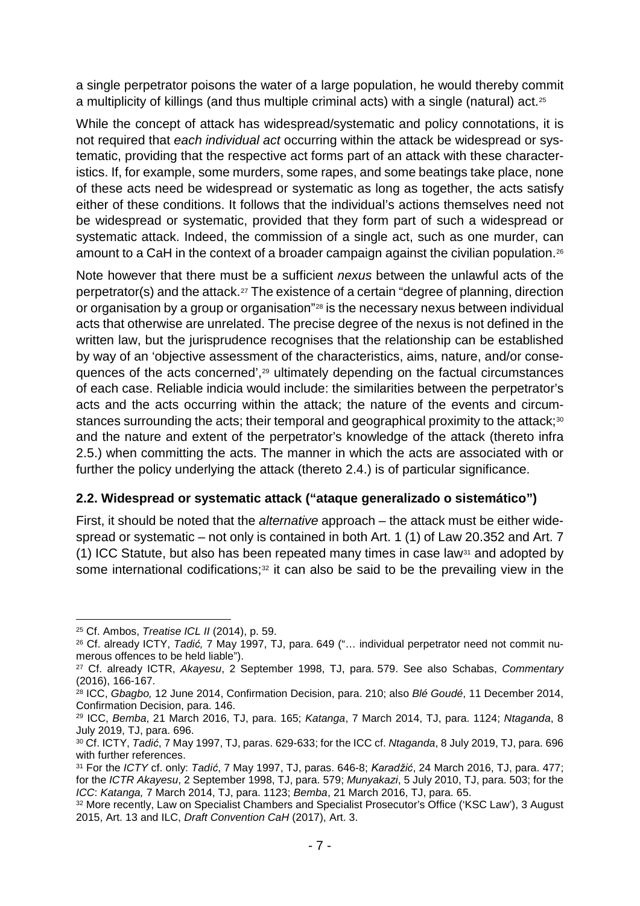a single perpetrator poisons the water of a large population, he would thereby commit a multiplicity of killings (and thus multiple criminal acts) with a single (natural) act.[25]

While the concept of attack has widespread/systematic and policy connotations, it is not required that *each individual act* occurring within the attack be widespread or systematic, providing that the respective act forms part of an attack with these characteristics. If, for example, some murders, some rapes, and some beatings take place, none of these acts need be widespread or systematic as long as together, the acts satisfy either of these conditions. It follows that the individual's actions themselves need not be widespread or systematic, provided that they form part of such a widespread or systematic attack. Indeed, the commission of a single act, such as one murder, can amount to a CaH in the context of a broader campaign against the civilian population.[26]

Note however that there must be a sufficient *nexus* between the unlawful acts of the perpetrator(s) and the attack.[27] The existence of a certain "degree of planning, direction or organisation by a group or organisation"[28] is the necessary nexus between individual acts that otherwise are unrelated. The precise degree of the nexus is not defined in the written law, but the jurisprudence recognises that the relationship can be established by way of an 'objective assessment of the characteristics, aims, nature, and/or consequences of the acts concerned',[29] ultimately depending on the factual circumstances of each case. Reliable indicia would include: the similarities between the perpetrator's acts and the acts occurring within the attack; the nature of the events and circumstances surrounding the acts; their temporal and geographical proximity to the attack;[30] and the nature and extent of the perpetrator's knowledge of the attack (thereto infra 2.5.) when committing the acts. The manner in which the acts are associated with or further the policy underlying the attack (thereto 2.4.) is of particular significance.

### 2.2. Widespread or systematic attack ("ataque generalizado o sistemático")

First, it should be noted that the *alternative* approach – the attack must be either widespread or systematic – not only is contained in both Art. 1 (1) of Law 20.352 and Art. 7 (1) ICC Statute, but also has been repeated many times in case law[31] and adopted by some international codifications;[32] it can also be said to be the prevailing view in the

---

[25] Cf. Ambos, *Treatise ICL II* (2014), p. 59.

[26] Cf. already ICTY, *Tadić,* 7 May 1997, TJ, para. 649 ("… individual perpetrator need not commit numerous offences to be held liable").

[27] Cf. already ICTR, *Akayesu*, 2 September 1998, TJ, para. 579. See also Schabas, *Commentary* (2016), 166-167.

[28] ICC, *Gbagbo,* 12 June 2014, Confirmation Decision, para. 210; also *Blé Goudé*, 11 December 2014, Confirmation Decision, para. 146.

[29] ICC, *Bemba*, 21 March 2016, TJ, para. 165; *Katanga*, 7 March 2014, TJ, para. 1124; *Ntaganda*, 8 July 2019, TJ, para. 696.

[30] Cf. ICTY, *Tadić*, 7 May 1997, TJ, paras. 629-633; for the ICC cf. *Ntaganda*, 8 July 2019, TJ, para. 696 with further references.

[31] For the *ICTY* cf. only: *Tadić*, 7 May 1997, TJ, paras. 646-8; *Karadžić*, 24 March 2016, TJ, para. 477; for the *ICTR Akayesu*, 2 September 1998, TJ, para. 579; *Munyakazi*, 5 July 2010, TJ, para. 503; for the *ICC*: *Katanga,* 7 March 2014, TJ, para. 1123; *Bemba*, 21 March 2016, TJ, para. 65.

[32] More recently, Law on Specialist Chambers and Specialist Prosecutor's Office ('KSC Law'), 3 August 2015, Art. 13 and ILC, *Draft Convention CaH* (2017), Art. 3.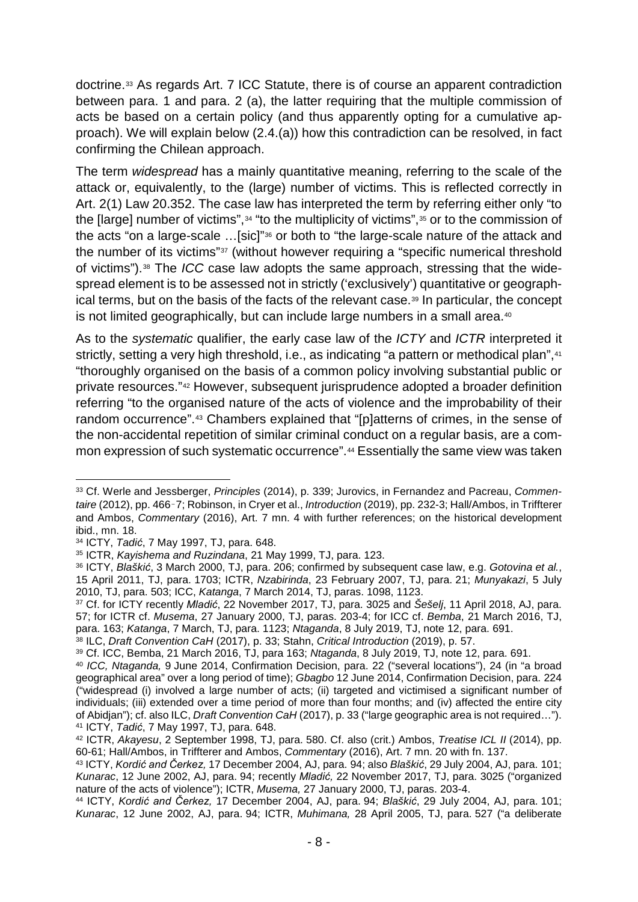doctrine.[33] As regards Art. 7 ICC Statute, there is of course an apparent contradiction between para. 1 and para. 2 (a), the latter requiring that the multiple commission of acts be based on a certain policy (and thus apparently opting for a cumulative approach). We will explain below (2.4.(a)) how this contradiction can be resolved, in fact confirming the Chilean approach.

The term *widespread* has a mainly quantitative meaning, referring to the scale of the attack or, equivalently, to the (large) number of victims. This is reflected correctly in Art. 2(1) Law 20.352. The case law has interpreted the term by referring either only "to the [large] number of victims",[34] "to the multiplicity of victims",[35] or to the commission of the acts "on a large-scale …[sic]"[36] or both to "the large-scale nature of the attack and the number of its victims"[37] (without however requiring a "specific numerical threshold of victims").[38] The *ICC* case law adopts the same approach, stressing that the widespread element is to be assessed not in strictly ('exclusively') quantitative or geographical terms, but on the basis of the facts of the relevant case.[39] In particular, the concept is not limited geographically, but can include large numbers in a small area.[40]

As to the *systematic* qualifier, the early case law of the *ICTY* and *ICTR* interpreted it strictly, setting a very high threshold, i.e., as indicating "a pattern or methodical plan",[41] "thoroughly organised on the basis of a common policy involving substantial public or private resources."[42] However, subsequent jurisprudence adopted a broader definition referring "to the organised nature of the acts of violence and the improbability of their random occurrence".[43] Chambers explained that "[p]atterns of crimes, in the sense of the non-accidental repetition of similar criminal conduct on a regular basis, are a common expression of such systematic occurrence".[44] Essentially the same view was taken

---

[33] Cf. Werle and Jessberger, *Principles* (2014), p. 339; Jurovics, in Fernandez and Pacreau, *Commentaire* (2012), pp. 466‑7; Robinson, in Cryer et al., *Introduction* (2019), pp. 232-3; Hall/Ambos, in Triffterer and Ambos, *Commentary* (2016), Art. 7 mn. 4 with further references; on the historical development ibid., mn. 18.

[34] ICTY, *Tadić*, 7 May 1997, TJ, para. 648.

[35] ICTR, *Kayishema and Ruzindana*, 21 May 1999, TJ, para. 123.

[36] ICTY, *Blaškić*, 3 March 2000, TJ, para. 206; confirmed by subsequent case law, e.g. *Gotovina et al.*, 15 April 2011, TJ, para. 1703; ICTR, *Nzabirinda*, 23 February 2007, TJ, para. 21; *Munyakazi*, 5 July 2010, TJ, para. 503; ICC, *Katanga*, 7 March 2014, TJ, paras. 1098, 1123.

[37] Cf. for ICTY recently *Mladić*, 22 November 2017, TJ, para. 3025 and *Šešelj*, 11 April 2018, AJ, para. 57; for ICTR cf. *Musema*, 27 January 2000, TJ, paras. 203-4; for ICC cf. *Bemba*, 21 March 2016, TJ, para. 163; *Katanga*, 7 March, TJ, para. 1123; *Ntaganda*, 8 July 2019, TJ, note 12, para. 691.

[38] ILC, *Draft Convention CaH* (2017), p. 33; Stahn, *Critical Introduction* (2019), p. 57.

[39] Cf. ICC, Bemba, 21 March 2016, TJ, para 163; *Ntaganda*, 8 July 2019, TJ, note 12, para. 691.

[40] *ICC, Ntaganda,* 9 June 2014, Confirmation Decision, para. 22 ("several locations"), 24 (in "a broad geographical area" over a long period of time); *Gbagbo* 12 June 2014, Confirmation Decision, para. 224 ("widespread (i) involved a large number of acts; (ii) targeted and victimised a significant number of individuals; (iii) extended over a time period of more than four months; and (iv) affected the entire city of Abidjan"); cf. also ILC, *Draft Convention CaH* (2017), p. 33 ("large geographic area is not required…").

[41] ICTY, *Tadić*, 7 May 1997, TJ, para. 648.

[42] ICTR, *Akayesu*, 2 September 1998, TJ, para. 580. Cf. also (crit.) Ambos, *Treatise ICL II* (2014), pp. 60-61; Hall/Ambos, in Triffterer and Ambos, *Commentary* (2016), Art. 7 mn. 20 with fn. 137.

[43] ICTY, *Kordić and Čerkez,* 17 December 2004, AJ, para. 94; also *Blaškić*, 29 July 2004, AJ, para. 101; *Kunarac*, 12 June 2002, AJ, para. 94; recently *Mladić,* 22 November 2017, TJ, para. 3025 ("organized nature of the acts of violence"); ICTR, *Musema,* 27 January 2000, TJ, paras. 203-4.

[44] ICTY, *Kordić and Čerkez,* 17 December 2004, AJ, para. 94; *Blaškić*, 29 July 2004, AJ, para. 101; *Kunarac*, 12 June 2002, AJ, para. 94; ICTR, *Muhimana,* 28 April 2005, TJ, para. 527 ("a deliberate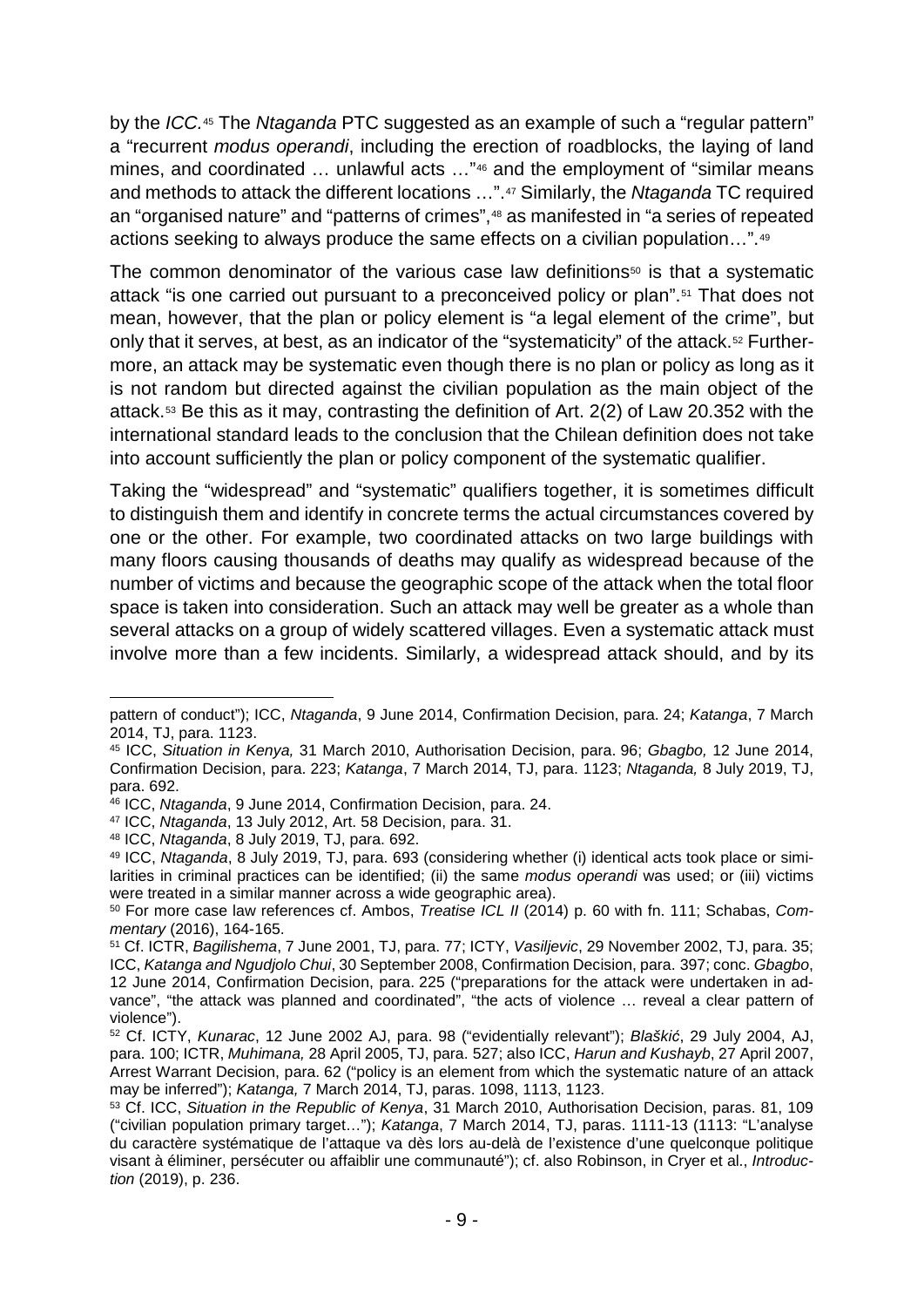by the *ICC*.[45] The *Ntaganda* PTC suggested as an example of such a "regular pattern" a "recurrent *modus operandi*, including the erection of roadblocks, the laying of land mines, and coordinated … unlawful acts …"[46] and the employment of "similar means and methods to attack the different locations …".[47] Similarly, the *Ntaganda* TC required an "organised nature" and "patterns of crimes",[48] as manifested in "a series of repeated actions seeking to always produce the same effects on a civilian population…".[49]

The common denominator of the various case law definitions[50] is that a systematic attack "is one carried out pursuant to a preconceived policy or plan".[51] That does not mean, however, that the plan or policy element is "a legal element of the crime", but only that it serves, at best, as an indicator of the "systematicity" of the attack.[52] Furthermore, an attack may be systematic even though there is no plan or policy as long as it is not random but directed against the civilian population as the main object of the attack.[53] Be this as it may, contrasting the definition of Art. 2(2) of Law 20.352 with the international standard leads to the conclusion that the Chilean definition does not take into account sufficiently the plan or policy component of the systematic qualifier.

Taking the "widespread" and "systematic" qualifiers together, it is sometimes difficult to distinguish them and identify in concrete terms the actual circumstances covered by one or the other. For example, two coordinated attacks on two large buildings with many floors causing thousands of deaths may qualify as widespread because of the number of victims and because the geographic scope of the attack when the total floor space is taken into consideration. Such an attack may well be greater as a whole than several attacks on a group of widely scattered villages. Even a systematic attack must involve more than a few incidents. Similarly, a widespread attack should, and by its

---

pattern of conduct"); ICC, *Ntaganda*, 9 June 2014, Confirmation Decision, para. 24; *Katanga*, 7 March 2014, TJ, para. 1123.

[45] ICC, *Situation in Kenya,* 31 March 2010, Authorisation Decision, para. 96; *Gbagbo,* 12 June 2014, Confirmation Decision, para. 223; *Katanga*, 7 March 2014, TJ, para. 1123; *Ntaganda,* 8 July 2019, TJ, para. 692.

[46] ICC, *Ntaganda*, 9 June 2014, Confirmation Decision, para. 24.

[47] ICC, *Ntaganda*, 13 July 2012, Art. 58 Decision, para. 31.

[48] ICC, *Ntaganda*, 8 July 2019, TJ, para. 692.

[49] ICC, *Ntaganda*, 8 July 2019, TJ, para. 693 (considering whether (i) identical acts took place or similarities in criminal practices can be identified; (ii) the same *modus operandi* was used; or (iii) victims were treated in a similar manner across a wide geographic area).

[50] For more case law references cf. Ambos, *Treatise ICL II* (2014) p. 60 with fn. 111; Schabas, *Commentary* (2016), 164-165.

[51] Cf. ICTR, *Bagilishema*, 7 June 2001, TJ, para. 77; ICTY, *Vasiljevic*, 29 November 2002, TJ, para. 35; ICC, *Katanga and Ngudjolo Chui*, 30 September 2008, Confirmation Decision, para. 397; conc. *Gbagbo*, 12 June 2014, Confirmation Decision, para. 225 ("preparations for the attack were undertaken in advance", "the attack was planned and coordinated", "the acts of violence … reveal a clear pattern of violence").

[52] Cf. ICTY, *Kunarac*, 12 June 2002 AJ, para. 98 ("evidentially relevant"); *Blaškić*, 29 July 2004, AJ, para. 100; ICTR, *Muhimana,* 28 April 2005, TJ, para. 527; also ICC, *Harun and Kushayb*, 27 April 2007, Arrest Warrant Decision, para. 62 ("policy is an element from which the systematic nature of an attack may be inferred"); *Katanga,* 7 March 2014, TJ, paras. 1098, 1113, 1123.

[53] Cf. ICC, *Situation in the Republic of Kenya*, 31 March 2010, Authorisation Decision, paras. 81, 109 ("civilian population primary target…"); *Katanga*, 7 March 2014, TJ, paras. 1111-13 (1113: "L'analyse du caractère systématique de l'attaque va dès lors au-delà de l'existence d'une quelconque politique visant à éliminer, persécuter ou affaiblir une communauté"); cf. also Robinson, in Cryer et al., *Introduction* (2019), p. 236.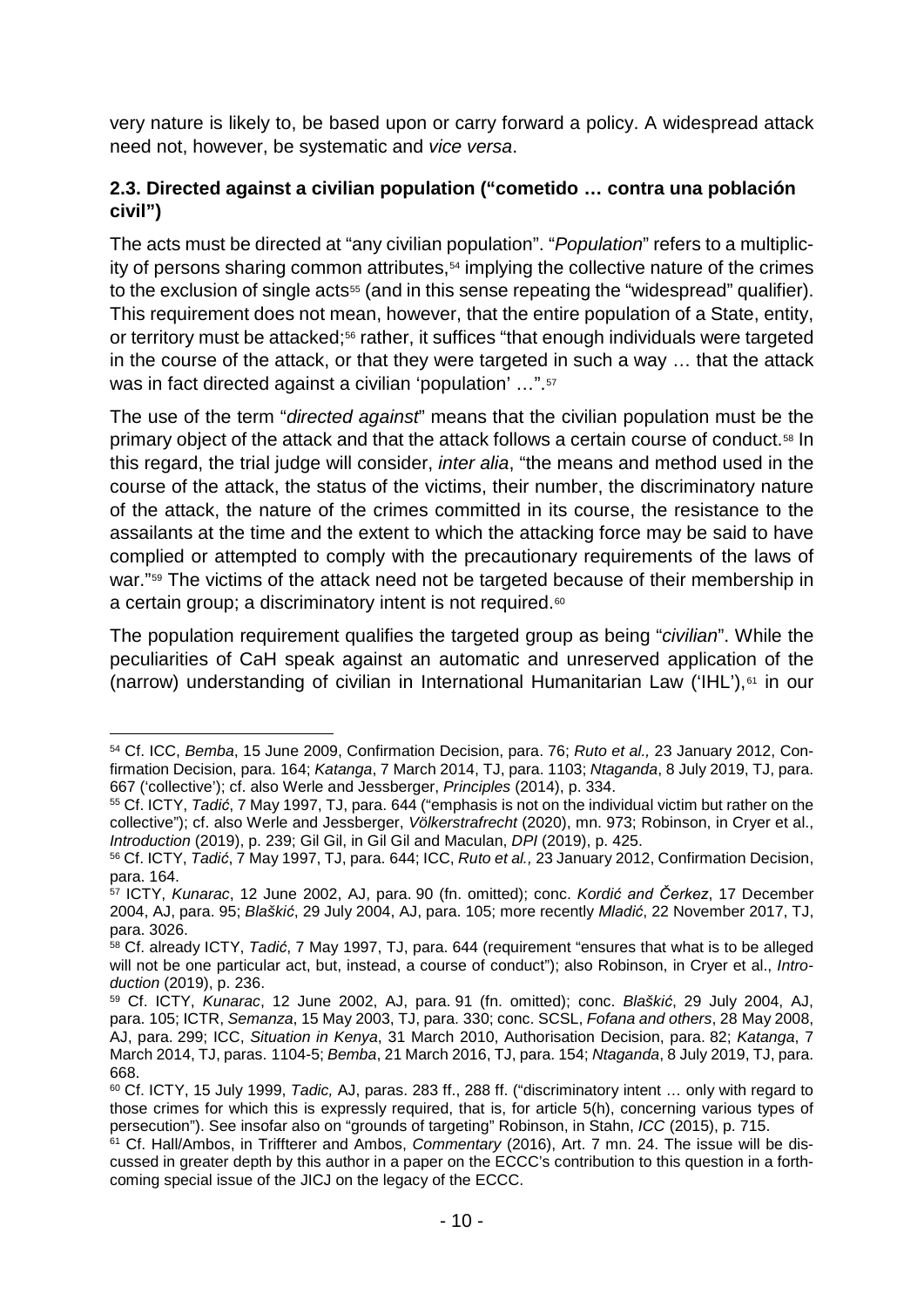very nature is likely to, be based upon or carry forward a policy. A widespread attack need not, however, be systematic and *vice versa*.

### 2.3. Directed against a civilian population ("cometido … contra una población civil")

The acts must be directed at "any civilian population". "*Population*" refers to a multiplicity of persons sharing common attributes,[54] implying the collective nature of the crimes to the exclusion of single acts[55] (and in this sense repeating the "widespread" qualifier). This requirement does not mean, however, that the entire population of a State, entity, or territory must be attacked;[56] rather, it suffices "that enough individuals were targeted in the course of the attack, or that they were targeted in such a way … that the attack was in fact directed against a civilian 'population' …".[57]

The use of the term "*directed against*" means that the civilian population must be the primary object of the attack and that the attack follows a certain course of conduct.[58] In this regard, the trial judge will consider, *inter alia*, "the means and method used in the course of the attack, the status of the victims, their number, the discriminatory nature of the attack, the nature of the crimes committed in its course, the resistance to the assailants at the time and the extent to which the attacking force may be said to have complied or attempted to comply with the precautionary requirements of the laws of war."[59] The victims of the attack need not be targeted because of their membership in a certain group; a discriminatory intent is not required.[60]

The population requirement qualifies the targeted group as being "*civilian*". While the peculiarities of CaH speak against an automatic and unreserved application of the (narrow) understanding of civilian in International Humanitarian Law ('IHL'),[61] in our

---

[54] Cf. ICC, *Bemba*, 15 June 2009, Confirmation Decision, para. 76; *Ruto et al.,* 23 January 2012, Confirmation Decision, para. 164; *Katanga*, 7 March 2014, TJ, para. 1103; *Ntaganda*, 8 July 2019, TJ, para. 667 ('collective'); cf. also Werle and Jessberger, *Principles* (2014), p. 334.

[55] Cf. ICTY, *Tadić*, 7 May 1997, TJ, para. 644 ("emphasis is not on the individual victim but rather on the collective"); cf. also Werle and Jessberger, *Völkerstrafrecht* (2020), mn. 973; Robinson, in Cryer et al., *Introduction* (2019), p. 239; Gil Gil, in Gil Gil and Maculan, *DPI* (2019), p. 425.

[56] Cf. ICTY, *Tadić*, 7 May 1997, TJ, para. 644; ICC, *Ruto et al.,* 23 January 2012, Confirmation Decision, para. 164.

[57] ICTY, *Kunarac*, 12 June 2002, AJ, para. 90 (fn. omitted); conc. *Kordić and Čerkez*, 17 December 2004, AJ, para. 95; *Blaškić*, 29 July 2004, AJ, para. 105; more recently *Mladić*, 22 November 2017, TJ, para. 3026.

[58] Cf. already ICTY, *Tadić*, 7 May 1997, TJ, para. 644 (requirement "ensures that what is to be alleged will not be one particular act, but, instead, a course of conduct"); also Robinson, in Cryer et al., *Introduction* (2019), p. 236.

[59] Cf. ICTY, *Kunarac*, 12 June 2002, AJ, para. 91 (fn. omitted); conc. *Blaškić*, 29 July 2004, AJ, para. 105; ICTR, *Semanza*, 15 May 2003, TJ, para. 330; conc. SCSL, *Fofana and others*, 28 May 2008, AJ, para. 299; ICC, *Situation in Kenya*, 31 March 2010, Authorisation Decision, para. 82; *Katanga*, 7 March 2014, TJ, paras. 1104-5; *Bemba*, 21 March 2016, TJ, para. 154; *Ntaganda*, 8 July 2019, TJ, para. 668.

[60] Cf. ICTY, 15 July 1999, *Tadic,* AJ, paras. 283 ff., 288 ff. ("discriminatory intent … only with regard to those crimes for which this is expressly required, that is, for article 5(h), concerning various types of persecution"). See insofar also on "grounds of targeting" Robinson, in Stahn, *ICC* (2015), p. 715.

[61] Cf. Hall/Ambos, in Triffterer and Ambos, *Commentary* (2016), Art. 7 mn. 24. The issue will be discussed in greater depth by this author in a paper on the ECCC's contribution to this question in a forthcoming special issue of the JICJ on the legacy of the ECCC.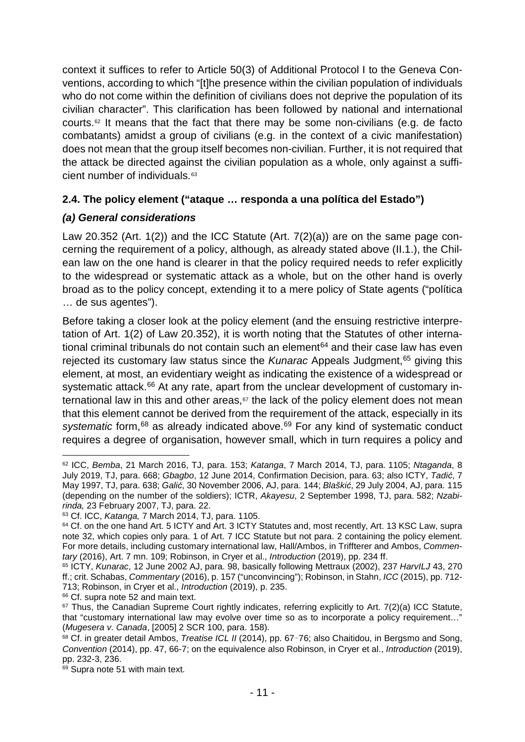context it suffices to refer to Article 50(3) of Additional Protocol I to the Geneva Conventions, according to which "[t]he presence within the civilian population of individuals who do not come within the definition of civilians does not deprive the population of its civilian character". This clarification has been followed by national and international courts.[62] It means that the fact that there may be some non-civilians (e.g. de facto combatants) amidst a group of civilians (e.g. in the context of a civic manifestation) does not mean that the group itself becomes non-civilian. Further, it is not required that the attack be directed against the civilian population as a whole, only against a sufficient number of individuals.[63]

### 2.4. The policy element ("ataque … responda a una política del Estado")

#### *(a) General considerations*

Law 20.352 (Art. 1(2)) and the ICC Statute (Art. 7(2)(a)) are on the same page concerning the requirement of a policy, although, as already stated above (II.1.), the Chilean law on the one hand is clearer in that the policy required needs to refer explicitly to the widespread or systematic attack as a whole, but on the other hand is overly broad as to the policy concept, extending it to a mere policy of State agents ("política … de sus agentes").

Before taking a closer look at the policy element (and the ensuing restrictive interpretation of Art. 1(2) of Law 20.352), it is worth noting that the Statutes of other international criminal tribunals do not contain such an element[64] and their case law has even rejected its customary law status since the *Kunarac* Appeals Judgment,[65] giving this element, at most, an evidentiary weight as indicating the existence of a widespread or systematic attack.[66] At any rate, apart from the unclear development of customary international law in this and other areas,[67] the lack of the policy element does not mean that this element cannot be derived from the requirement of the attack, especially in its *systematic* form,[68] as already indicated above.[69] For any kind of systematic conduct requires a degree of organisation, however small, which in turn requires a policy and

---

[62] ICC, *Bemba*, 21 March 2016, TJ, para. 153; *Katanga*, 7 March 2014, TJ, para. 1105; *Ntaganda*, 8 July 2019, TJ, para. 668; *Gbagbo*, 12 June 2014, Confirmation Decision, para. 63; also ICTY, *Tadić*, 7 May 1997, TJ, para. 638; *Galić*, 30 November 2006, AJ, para. 144; *Blaškić*, 29 July 2004, AJ, para. 115 (depending on the number of the soldiers); ICTR, *Akayesu*, 2 September 1998, TJ, para. 582; *Nzabirinda,* 23 February 2007, TJ, para. 22.

[63] Cf. ICC, *Katanga,* 7 March 2014, TJ, para. 1105.

[64] Cf. on the one hand Art. 5 ICTY and Art. 3 ICTY Statutes and, most recently, Art. 13 KSC Law, supra note 32, which copies only para. 1 of Art. 7 ICC Statute but not para. 2 containing the policy element. For more details, including customary international law, Hall/Ambos, in Triffterer and Ambos, *Commentary* (2016), Art. 7 mn. 109; Robinson, in Cryer et al., *Introduction* (2019), pp. 234 ff.

[65] ICTY, *Kunarac*, 12 June 2002 AJ, para. 98, basically following Mettraux (2002), 237 *HarvILJ* 43, 270 ff.; crit. Schabas, *Commentary* (2016), p. 157 ("unconvincing"); Robinson, in Stahn, *ICC* (2015), pp. 712-713; Robinson, in Cryer et al., *Introduction* (2019), p. 235.

[66] Cf. supra note 52 and main text.

[67] Thus, the Canadian Supreme Court rightly indicates, referring explicitly to Art. 7(2)(a) ICC Statute, that "customary international law may evolve over time so as to incorporate a policy requirement…" (*Mugesera v. Canada*, [2005] 2 SCR 100, para. 158).

[68] Cf. in greater detail Ambos, *Treatise ICL II* (2014), pp. 67-76; also Chaitidou, in Bergsmo and Song, *Convention* (2014), pp. 47, 66-7; on the equivalence also Robinson, in Cryer et al., *Introduction* (2019), pp. 232-3, 236.

[69] Supra note 51 with main text.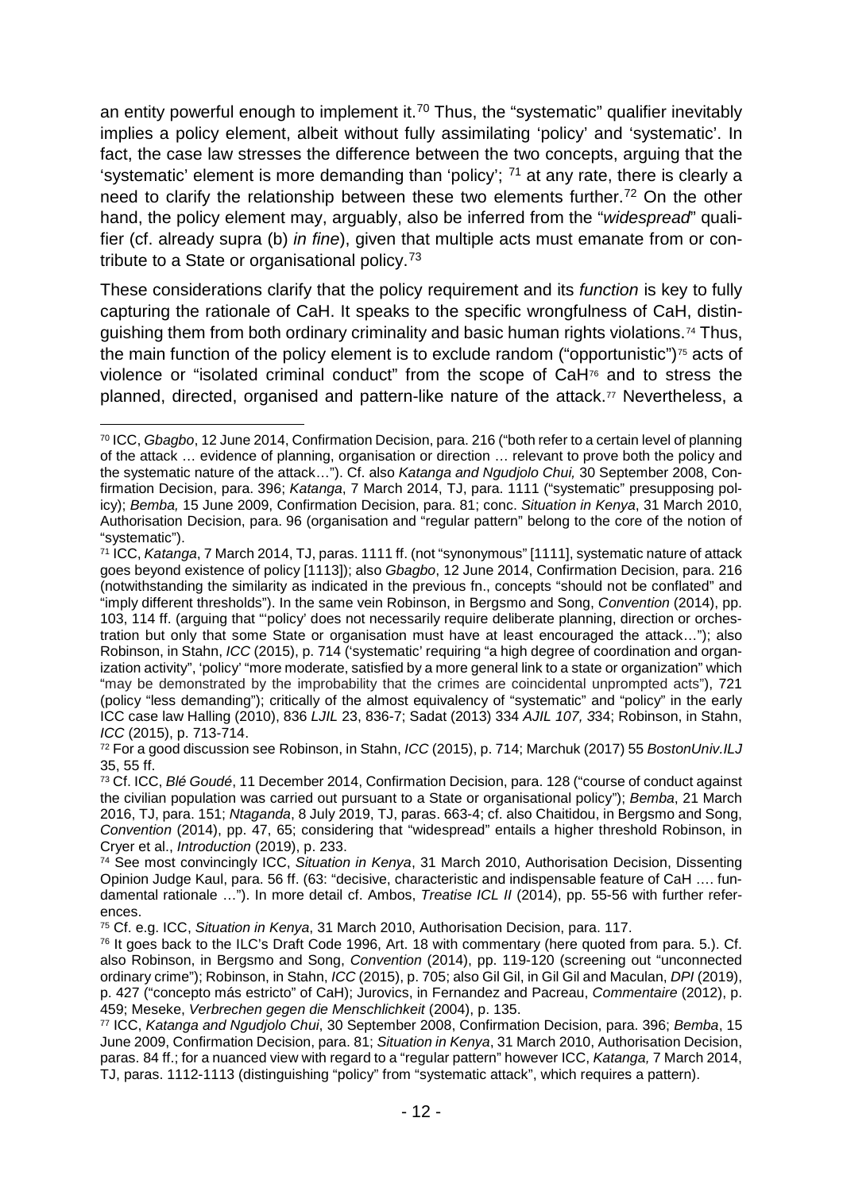an entity powerful enough to implement it.[70] Thus, the "systematic" qualifier inevitably implies a policy element, albeit without fully assimilating 'policy' and 'systematic'. In fact, the case law stresses the difference between the two concepts, arguing that the 'systematic' element is more demanding than 'policy'; [71] at any rate, there is clearly a need to clarify the relationship between these two elements further.[72] On the other hand, the policy element may, arguably, also be inferred from the "*widespread*" qualifier (cf. already supra (b) *in fine*), given that multiple acts must emanate from or contribute to a State or organisational policy.[73]

These considerations clarify that the policy requirement and its *function* is key to fully capturing the rationale of CaH. It speaks to the specific wrongfulness of CaH, distinguishing them from both ordinary criminality and basic human rights violations.[74] Thus, the main function of the policy element is to exclude random ("opportunistic")[75] acts of violence or "isolated criminal conduct" from the scope of CaH[76] and to stress the planned, directed, organised and pattern-like nature of the attack.[77] Nevertheless, a

---

[70] ICC, *Gbagbo*, 12 June 2014, Confirmation Decision, para. 216 ("both refer to a certain level of planning of the attack … evidence of planning, organisation or direction … relevant to prove both the policy and the systematic nature of the attack…"). Cf. also *Katanga and Ngudjolo Chui,* 30 September 2008, Confirmation Decision, para. 396; *Katanga*, 7 March 2014, TJ, para. 1111 ("systematic" presupposing policy); *Bemba,* 15 June 2009, Confirmation Decision, para. 81; conc. *Situation in Kenya*, 31 March 2010, Authorisation Decision, para. 96 (organisation and "regular pattern" belong to the core of the notion of "systematic").

[71] ICC, *Katanga*, 7 March 2014, TJ, paras. 1111 ff. (not "synonymous" [1111], systematic nature of attack goes beyond existence of policy [1113]); also *Gbagbo*, 12 June 2014, Confirmation Decision, para. 216 (notwithstanding the similarity as indicated in the previous fn., concepts "should not be conflated" and "imply different thresholds"). In the same vein Robinson, in Bergsmo and Song, *Convention* (2014), pp. 103, 114 ff. (arguing that "'policy' does not necessarily require deliberate planning, direction or orchestration but only that some State or organisation must have at least encouraged the attack…"); also Robinson, in Stahn, *ICC* (2015), p. 714 ('systematic' requiring "a high degree of coordination and organization activity", 'policy' "more moderate, satisfied by a more general link to a state or organization" which "may be demonstrated by the improbability that the crimes are coincidental unprompted acts"), 721 (policy "less demanding"); critically of the almost equivalency of "systematic" and "policy" in the early ICC case law Halling (2010), 836 *LJIL* 23, 836-7; Sadat (2013) 334 *AJIL 107, 3*34; Robinson, in Stahn, *ICC* (2015), p. 713-714.

[72] For a good discussion see Robinson, in Stahn, *ICC* (2015), p. 714; Marchuk (2017) 55 *BostonUniv.ILJ* 35, 55 ff.

[73] Cf. ICC, *Blé Goudé*, 11 December 2014, Confirmation Decision, para. 128 ("course of conduct against the civilian population was carried out pursuant to a State or organisational policy"); *Bemba*, 21 March 2016, TJ, para. 151; *Ntaganda*, 8 July 2019, TJ, paras. 663-4; cf. also Chaitidou, in Bergsmo and Song, *Convention* (2014), pp. 47, 65; considering that "widespread" entails a higher threshold Robinson, in Cryer et al., *Introduction* (2019), p. 233.

[74] See most convincingly ICC, *Situation in Kenya*, 31 March 2010, Authorisation Decision, Dissenting Opinion Judge Kaul, para. 56 ff. (63: "decisive, characteristic and indispensable feature of CaH …. fundamental rationale …"). In more detail cf. Ambos, *Treatise ICL II* (2014), pp. 55-56 with further references.

[75] Cf. e.g. ICC, *Situation in Kenya*, 31 March 2010, Authorisation Decision, para. 117.

[76] It goes back to the ILC's Draft Code 1996, Art. 18 with commentary (here quoted from para. 5.). Cf. also Robinson, in Bergsmo and Song, *Convention* (2014), pp. 119-120 (screening out "unconnected ordinary crime"); Robinson, in Stahn, *ICC* (2015), p. 705; also Gil Gil, in Gil Gil and Maculan, *DPI* (2019), p. 427 ("concepto más estricto" of CaH); Jurovics, in Fernandez and Pacreau, *Commentaire* (2012), p. 459; Meseke, *Verbrechen gegen die Menschlichkeit* (2004), p. 135.

[77] ICC, *Katanga and Ngudjolo Chui*, 30 September 2008, Confirmation Decision, para. 396; *Bemba*, 15 June 2009, Confirmation Decision, para. 81; *Situation in Kenya*, 31 March 2010, Authorisation Decision, paras. 84 ff.; for a nuanced view with regard to a "regular pattern" however ICC, *Katanga,* 7 March 2014, TJ, paras. 1112-1113 (distinguishing "policy" from "systematic attack", which requires a pattern).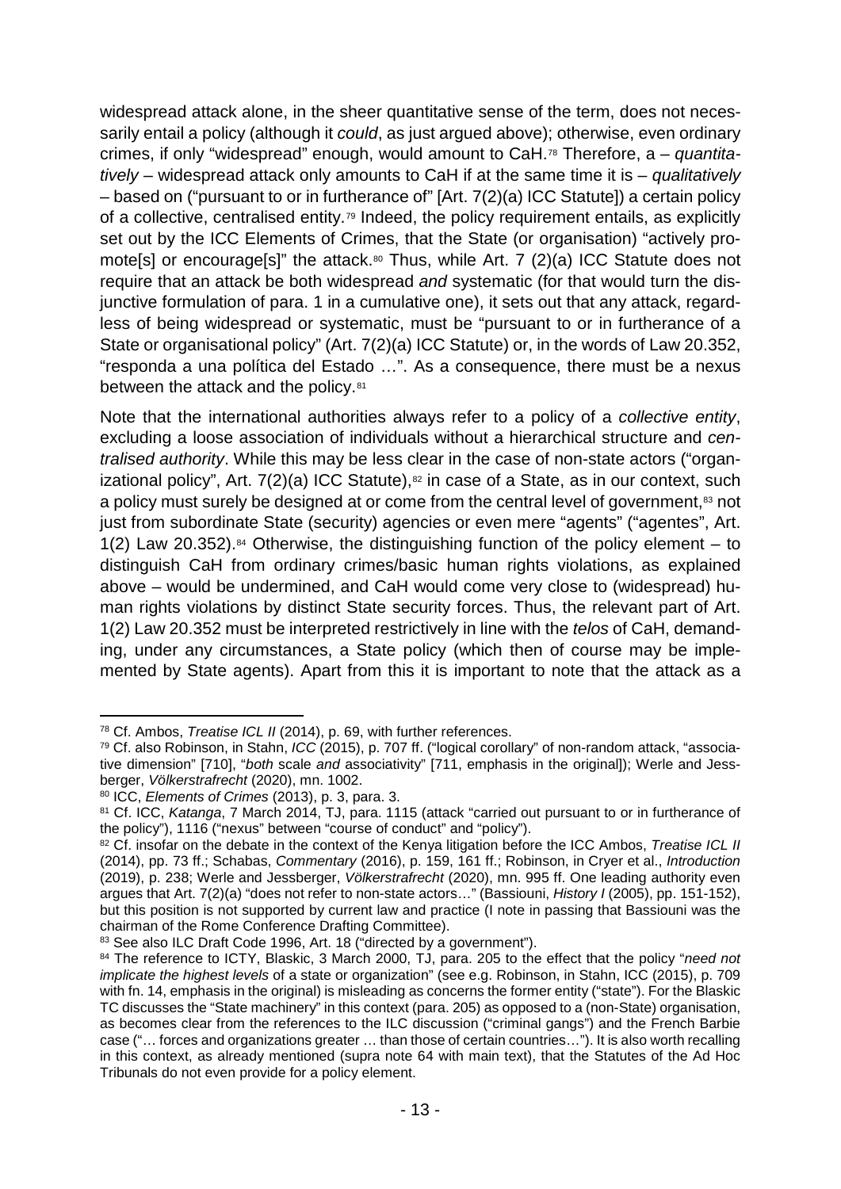widespread attack alone, in the sheer quantitative sense of the term, does not necessarily entail a policy (although it *could*, as just argued above); otherwise, even ordinary crimes, if only "widespread" enough, would amount to CaH.[78] Therefore, a – *quantitatively* – widespread attack only amounts to CaH if at the same time it is – *qualitatively* – based on ("pursuant to or in furtherance of" [Art. 7(2)(a) ICC Statute]) a certain policy of a collective, centralised entity.[79] Indeed, the policy requirement entails, as explicitly set out by the ICC Elements of Crimes, that the State (or organisation) "actively promote[s] or encourage[s]" the attack.[80] Thus, while Art. 7 (2)(a) ICC Statute does not require that an attack be both widespread *and* systematic (for that would turn the disjunctive formulation of para. 1 in a cumulative one), it sets out that any attack, regardless of being widespread or systematic, must be "pursuant to or in furtherance of a State or organisational policy" (Art. 7(2)(a) ICC Statute) or, in the words of Law 20.352, "responda a una política del Estado …". As a consequence, there must be a nexus between the attack and the policy.[81]

Note that the international authorities always refer to a policy of a *collective entity*, excluding a loose association of individuals without a hierarchical structure and *centralised authority*. While this may be less clear in the case of non-state actors ("organizational policy", Art. 7(2)(a) ICC Statute),[82] in case of a State, as in our context, such a policy must surely be designed at or come from the central level of government,[83] not just from subordinate State (security) agencies or even mere "agents" ("agentes", Art. 1(2) Law 20.352).[84] Otherwise, the distinguishing function of the policy element – to distinguish CaH from ordinary crimes/basic human rights violations, as explained above – would be undermined, and CaH would come very close to (widespread) human rights violations by distinct State security forces. Thus, the relevant part of Art. 1(2) Law 20.352 must be interpreted restrictively in line with the *telos* of CaH, demanding, under any circumstances, a State policy (which then of course may be implemented by State agents). Apart from this it is important to note that the attack as a

---

[78] Cf. Ambos, *Treatise ICL II* (2014), p. 69, with further references.

[79] Cf. also Robinson, in Stahn, *ICC* (2015), p. 707 ff. ("logical corollary" of non-random attack, "associative dimension" [710], "*both* scale *and* associativity" [711, emphasis in the original]); Werle and Jessberger, *Völkerstrafrecht* (2020), mn. 1002.

[80] ICC, *Elements of Crimes* (2013), p. 3, para. 3.

[81] Cf. ICC, *Katanga*, 7 March 2014, TJ, para. 1115 (attack "carried out pursuant to or in furtherance of the policy"), 1116 ("nexus" between "course of conduct" and "policy").

[82] Cf. insofar on the debate in the context of the Kenya litigation before the ICC Ambos, *Treatise ICL II* (2014), pp. 73 ff.; Schabas, *Commentary* (2016), p. 159, 161 ff.; Robinson, in Cryer et al., *Introduction* (2019), p. 238; Werle and Jessberger, *Völkerstrafrecht* (2020), mn. 995 ff. One leading authority even argues that Art. 7(2)(a) "does not refer to non-state actors…" (Bassiouni, *History I* (2005), pp. 151-152), but this position is not supported by current law and practice (I note in passing that Bassiouni was the chairman of the Rome Conference Drafting Committee).

[83] See also ILC Draft Code 1996, Art. 18 ("directed by a government").

[84] The reference to ICTY, Blaskic, 3 March 2000, TJ, para. 205 to the effect that the policy "*need not implicate the highest levels* of a state or organization" (see e.g. Robinson, in Stahn, ICC (2015), p. 709 with fn. 14, emphasis in the original) is misleading as concerns the former entity ("state"). For the Blaskic TC discusses the "State machinery" in this context (para. 205) as opposed to a (non-State) organisation, as becomes clear from the references to the ILC discussion ("criminal gangs") and the French Barbie case ("… forces and organizations greater … than those of certain countries…"). It is also worth recalling in this context, as already mentioned (supra note 64 with main text), that the Statutes of the Ad Hoc Tribunals do not even provide for a policy element.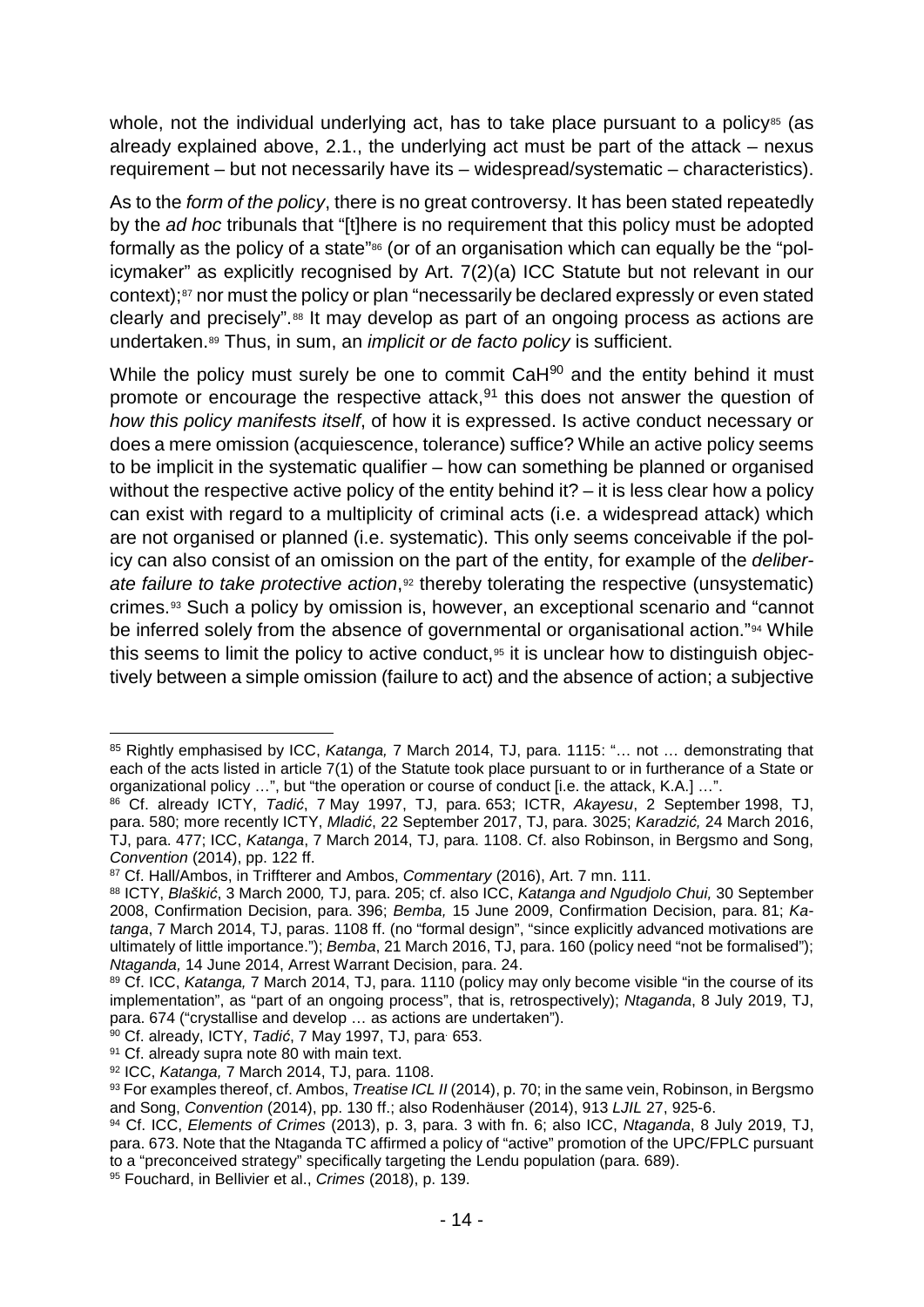whole, not the individual underlying act, has to take place pursuant to a policy[85] (as already explained above, 2.1., the underlying act must be part of the attack – nexus requirement – but not necessarily have its – widespread/systematic – characteristics).

As to the *form of the policy*, there is no great controversy. It has been stated repeatedly by the *ad hoc* tribunals that "[t]here is no requirement that this policy must be adopted formally as the policy of a state"[86] (or of an organisation which can equally be the "policymaker" as explicitly recognised by Art. 7(2)(a) ICC Statute but not relevant in our context);[87] nor must the policy or plan "necessarily be declared expressly or even stated clearly and precisely".[88] It may develop as part of an ongoing process as actions are undertaken.[89] Thus, in sum, an *implicit or de facto policy* is sufficient.

While the policy must surely be one to commit CaH[90] and the entity behind it must promote or encourage the respective attack,[91] this does not answer the question of *how this policy manifests itself*, of how it is expressed. Is active conduct necessary or does a mere omission (acquiescence, tolerance) suffice? While an active policy seems to be implicit in the systematic qualifier – how can something be planned or organised without the respective active policy of the entity behind it? – it is less clear how a policy can exist with regard to a multiplicity of criminal acts (i.e. a widespread attack) which are not organised or planned (i.e. systematic). This only seems conceivable if the policy can also consist of an omission on the part of the entity, for example of the *deliberate failure to take protective action*,[92] thereby tolerating the respective (unsystematic) crimes.[93] Such a policy by omission is, however, an exceptional scenario and "cannot be inferred solely from the absence of governmental or organisational action."[94] While this seems to limit the policy to active conduct,[95] it is unclear how to distinguish objectively between a simple omission (failure to act) and the absence of action; a subjective

---

[85] Rightly emphasised by ICC, *Katanga,* 7 March 2014, TJ, para. 1115: "… not … demonstrating that each of the acts listed in article 7(1) of the Statute took place pursuant to or in furtherance of a State or organizational policy …", but "the operation or course of conduct [i.e. the attack, K.A.] …".

[86] Cf. already ICTY, *Tadić*, 7 May 1997, TJ, para. 653; ICTR, *Akayesu*, 2 September 1998, TJ, para. 580; more recently ICTY, *Mladić*, 22 September 2017, TJ, para. 3025; *Karadzić,* 24 March 2016, TJ, para. 477; ICC, *Katanga*, 7 March 2014, TJ, para. 1108. Cf. also Robinson, in Bergsmo and Song, *Convention* (2014), pp. 122 ff.

[87] Cf. Hall/Ambos, in Triffterer and Ambos, *Commentary* (2016), Art. 7 mn. 111.

[88] ICTY, *Blaškić*, 3 March 2000*,* TJ, para. 205; cf. also ICC, *Katanga and Ngudjolo Chui,* 30 September 2008, Confirmation Decision, para. 396; *Bemba,* 15 June 2009, Confirmation Decision, para. 81; *Katanga*, 7 March 2014, TJ, paras. 1108 ff. (no "formal design", "since explicitly advanced motivations are ultimately of little importance."); *Bemba*, 21 March 2016, TJ, para. 160 (policy need "not be formalised"); *Ntaganda,* 14 June 2014, Arrest Warrant Decision, para. 24.

[89] Cf. ICC, *Katanga,* 7 March 2014, TJ, para. 1110 (policy may only become visible "in the course of its implementation", as "part of an ongoing process", that is, retrospectively); *Ntaganda*, 8 July 2019, TJ, para. 674 ("crystallise and develop … as actions are undertaken").

[90] Cf. already, ICTY, *Tadić*, 7 May 1997, TJ, para. 653.

[91] Cf. already supra note 80 with main text.

[92] ICC, *Katanga,* 7 March 2014, TJ, para. 1108.

[93] For examples thereof, cf. Ambos, *Treatise ICL II* (2014), p. 70; in the same vein, Robinson, in Bergsmo and Song, *Convention* (2014), pp. 130 ff.; also Rodenhäuser (2014), 913 *LJIL* 27, 925-6.

[94] Cf. ICC, *Elements of Crimes* (2013), p. 3, para. 3 with fn. 6; also ICC, *Ntaganda*, 8 July 2019, TJ, para. 673. Note that the Ntaganda TC affirmed a policy of "active" promotion of the UPC/FPLC pursuant to a "preconceived strategy" specifically targeting the Lendu population (para. 689).

[95] Fouchard, in Bellivier et al., *Crimes* (2018), p. 139.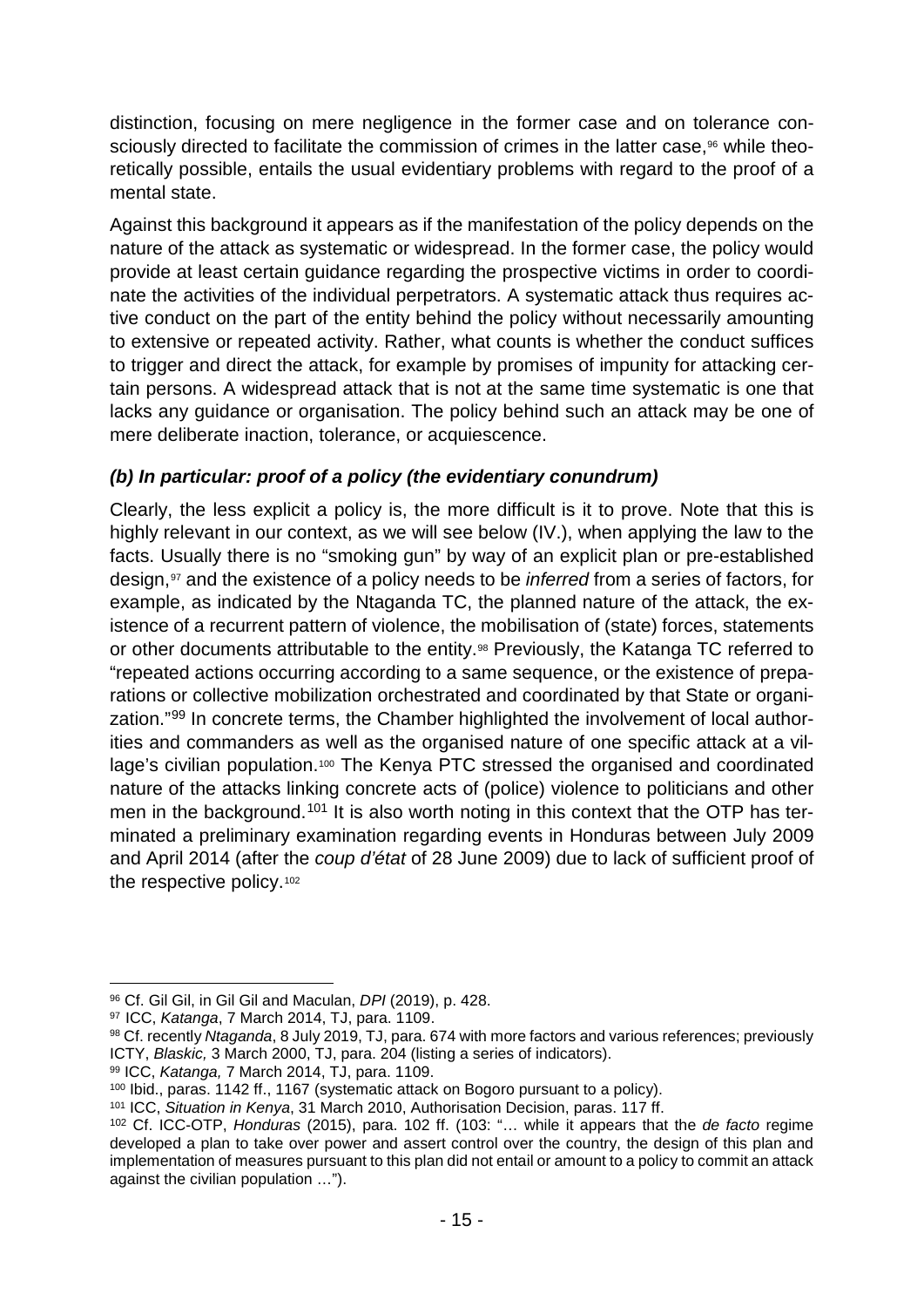distinction, focusing on mere negligence in the former case and on tolerance consciously directed to facilitate the commission of crimes in the latter case,[96] while theoretically possible, entails the usual evidentiary problems with regard to the proof of a mental state.

Against this background it appears as if the manifestation of the policy depends on the nature of the attack as systematic or widespread. In the former case, the policy would provide at least certain guidance regarding the prospective victims in order to coordinate the activities of the individual perpetrators. A systematic attack thus requires active conduct on the part of the entity behind the policy without necessarily amounting to extensive or repeated activity. Rather, what counts is whether the conduct suffices to trigger and direct the attack, for example by promises of impunity for attacking certain persons. A widespread attack that is not at the same time systematic is one that lacks any guidance or organisation. The policy behind such an attack may be one of mere deliberate inaction, tolerance, or acquiescence.

### *(b) In particular: proof of a policy (the evidentiary conundrum)*

Clearly, the less explicit a policy is, the more difficult is it to prove. Note that this is highly relevant in our context, as we will see below (IV.), when applying the law to the facts. Usually there is no "smoking gun" by way of an explicit plan or pre-established design,[97] and the existence of a policy needs to be *inferred* from a series of factors, for example, as indicated by the Ntaganda TC, the planned nature of the attack, the existence of a recurrent pattern of violence, the mobilisation of (state) forces, statements or other documents attributable to the entity.[98] Previously, the Katanga TC referred to "repeated actions occurring according to a same sequence, or the existence of preparations or collective mobilization orchestrated and coordinated by that State or organization."[99] In concrete terms, the Chamber highlighted the involvement of local authorities and commanders as well as the organised nature of one specific attack at a village's civilian population.[100] The Kenya PTC stressed the organised and coordinated nature of the attacks linking concrete acts of (police) violence to politicians and other men in the background.[101] It is also worth noting in this context that the OTP has terminated a preliminary examination regarding events in Honduras between July 2009 and April 2014 (after the *coup d'état* of 28 June 2009) due to lack of sufficient proof of the respective policy.[102]

---

[96] Cf. Gil Gil, in Gil Gil and Maculan, *DPI* (2019), p. 428.

[97] ICC, *Katanga*, 7 March 2014, TJ, para. 1109.

[98] Cf. recently *Ntaganda*, 8 July 2019, TJ, para. 674 with more factors and various references; previously ICTY, *Blaskic,* 3 March 2000, TJ, para. 204 (listing a series of indicators).

[99] ICC, *Katanga,* 7 March 2014, TJ, para. 1109.

[100] Ibid., paras. 1142 ff., 1167 (systematic attack on Bogoro pursuant to a policy).

[101] ICC, *Situation in Kenya*, 31 March 2010, Authorisation Decision, paras. 117 ff.

[102] Cf. ICC-OTP, *Honduras* (2015), para. 102 ff. (103: "… while it appears that the *de facto* regime developed a plan to take over power and assert control over the country, the design of this plan and implementation of measures pursuant to this plan did not entail or amount to a policy to commit an attack against the civilian population …").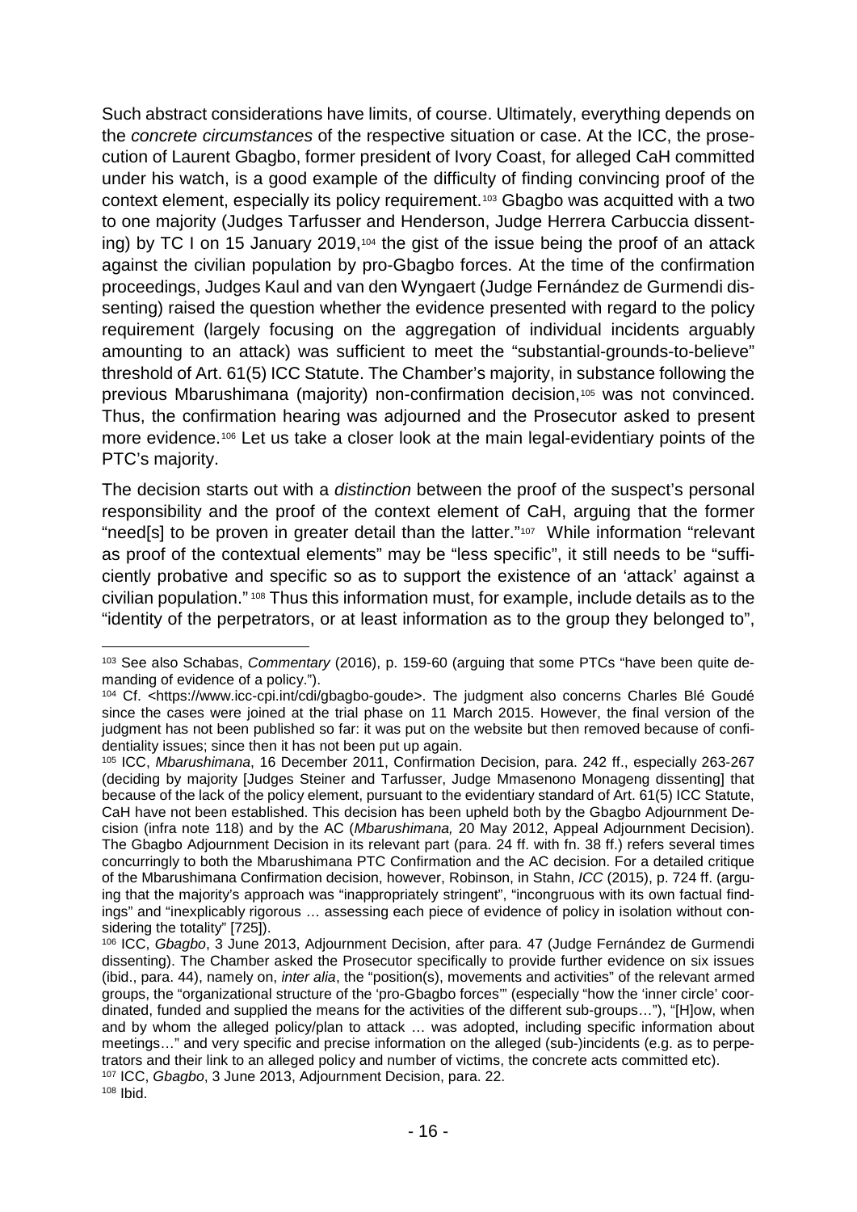Such abstract considerations have limits, of course. Ultimately, everything depends on the *concrete circumstances* of the respective situation or case. At the ICC, the prosecution of Laurent Gbagbo, former president of Ivory Coast, for alleged CaH committed under his watch, is a good example of the difficulty of finding convincing proof of the context element, especially its policy requirement.[103] Gbagbo was acquitted with a two to one majority (Judges Tarfusser and Henderson, Judge Herrera Carbuccia dissenting) by TC I on 15 January 2019,[104] the gist of the issue being the proof of an attack against the civilian population by pro-Gbagbo forces. At the time of the confirmation proceedings, Judges Kaul and van den Wyngaert (Judge Fernández de Gurmendi dissenting) raised the question whether the evidence presented with regard to the policy requirement (largely focusing on the aggregation of individual incidents arguably amounting to an attack) was sufficient to meet the "substantial-grounds-to-believe" threshold of Art. 61(5) ICC Statute. The Chamber's majority, in substance following the previous Mbarushimana (majority) non-confirmation decision,[105] was not convinced. Thus, the confirmation hearing was adjourned and the Prosecutor asked to present more evidence.[106] Let us take a closer look at the main legal-evidentiary points of the PTC's majority.

The decision starts out with a *distinction* between the proof of the suspect's personal responsibility and the proof of the context element of CaH, arguing that the former "need[s] to be proven in greater detail than the latter."[107] While information "relevant as proof of the contextual elements" may be "less specific", it still needs to be "sufficiently probative and specific so as to support the existence of an 'attack' against a civilian population."[108] Thus this information must, for example, include details as to the "identity of the perpetrators, or at least information as to the group they belonged to",

---

[103] See also Schabas, *Commentary* (2016), p. 159-60 (arguing that some PTCs "have been quite demanding of evidence of a policy.").

[104] Cf. <https://www.icc-cpi.int/cdi/gbagbo-goude>. The judgment also concerns Charles Blé Goudé since the cases were joined at the trial phase on 11 March 2015. However, the final version of the judgment has not been published so far: it was put on the website but then removed because of confidentiality issues; since then it has not been put up again.

[105] ICC, *Mbarushimana*, 16 December 2011, Confirmation Decision, para. 242 ff., especially 263-267 (deciding by majority [Judges Steiner and Tarfusser, Judge Mmasenono Monageng dissenting] that because of the lack of the policy element, pursuant to the evidentiary standard of Art. 61(5) ICC Statute, CaH have not been established. This decision has been upheld both by the Gbagbo Adjournment Decision (infra note 118) and by the AC (*Mbarushimana,* 20 May 2012, Appeal Adjournment Decision). The Gbagbo Adjournment Decision in its relevant part (para. 24 ff. with fn. 38 ff.) refers several times concurringly to both the Mbarushimana PTC Confirmation and the AC decision. For a detailed critique of the Mbarushimana Confirmation decision, however, Robinson, in Stahn, *ICC* (2015), p. 724 ff. (arguing that the majority's approach was "inappropriately stringent", "incongruous with its own factual findings" and "inexplicably rigorous … assessing each piece of evidence of policy in isolation without considering the totality" [725]).

[106] ICC, *Gbagbo*, 3 June 2013, Adjournment Decision, after para. 47 (Judge Fernández de Gurmendi dissenting). The Chamber asked the Prosecutor specifically to provide further evidence on six issues (ibid., para. 44), namely on, *inter alia*, the "position(s), movements and activities" of the relevant armed groups, the "organizational structure of the 'pro-Gbagbo forces'" (especially "how the 'inner circle' coordinated, funded and supplied the means for the activities of the different sub-groups…"), "[H]ow, when and by whom the alleged policy/plan to attack … was adopted, including specific information about meetings…" and very specific and precise information on the alleged (sub-)incidents (e.g. as to perpetrators and their link to an alleged policy and number of victims, the concrete acts committed etc).

[107] ICC, *Gbagbo*, 3 June 2013, Adjournment Decision, para. 22.

[108] Ibid.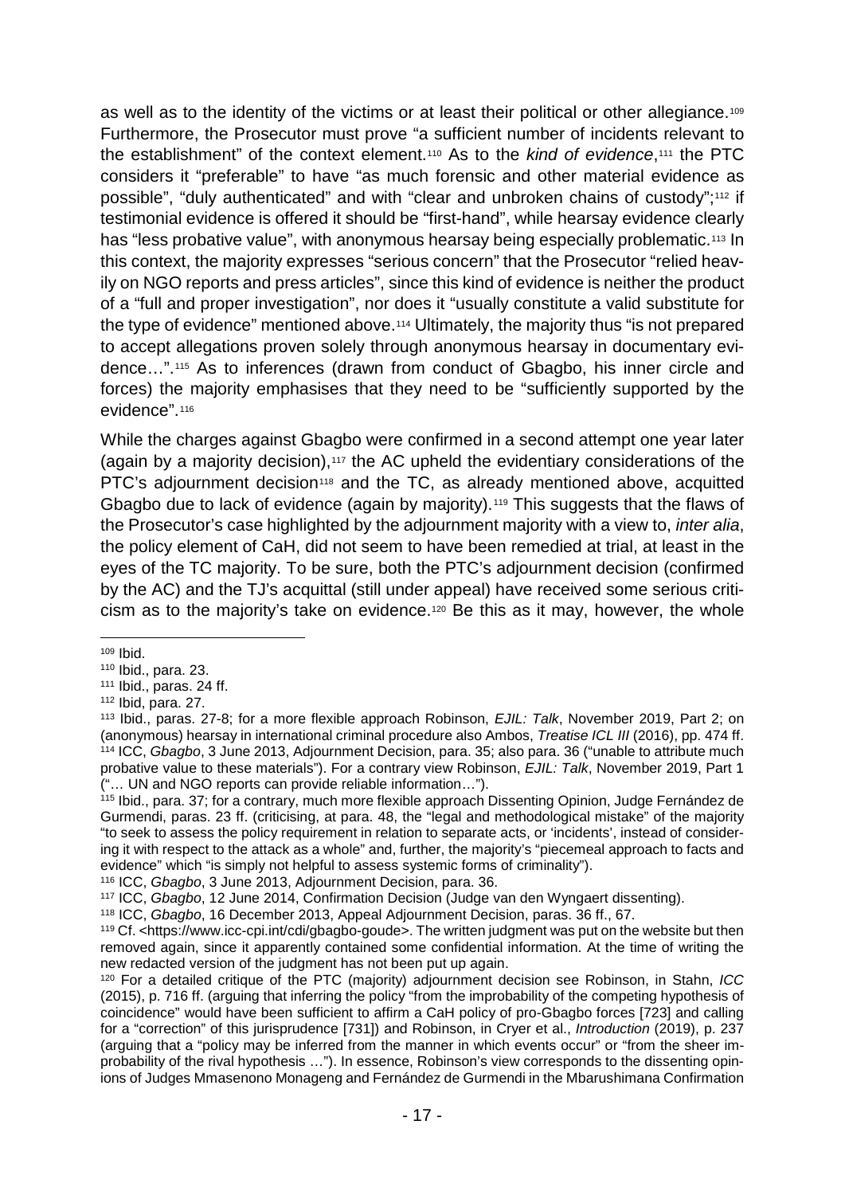as well as to the identity of the victims or at least their political or other allegiance.[109] Furthermore, the Prosecutor must prove "a sufficient number of incidents relevant to the establishment" of the context element.[110] As to the *kind of evidence*,[111] the PTC considers it "preferable" to have "as much forensic and other material evidence as possible", "duly authenticated" and with "clear and unbroken chains of custody";[112] if testimonial evidence is offered it should be "first-hand", while hearsay evidence clearly has "less probative value", with anonymous hearsay being especially problematic.[113] In this context, the majority expresses "serious concern" that the Prosecutor "relied heavily on NGO reports and press articles", since this kind of evidence is neither the product of a "full and proper investigation", nor does it "usually constitute a valid substitute for the type of evidence" mentioned above.[114] Ultimately, the majority thus "is not prepared to accept allegations proven solely through anonymous hearsay in documentary evidence…".[115] As to inferences (drawn from conduct of Gbagbo, his inner circle and forces) the majority emphasises that they need to be "sufficiently supported by the evidence".[116]

While the charges against Gbagbo were confirmed in a second attempt one year later (again by a majority decision),[117] the AC upheld the evidentiary considerations of the PTC's adjournment decision[118] and the TC, as already mentioned above, acquitted Gbagbo due to lack of evidence (again by majority).[119] This suggests that the flaws of the Prosecutor's case highlighted by the adjournment majority with a view to, *inter alia*, the policy element of CaH, did not seem to have been remedied at trial, at least in the eyes of the TC majority. To be sure, both the PTC's adjournment decision (confirmed by the AC) and the TJ's acquittal (still under appeal) have received some serious criticism as to the majority's take on evidence.[120] Be this as it may, however, the whole

---

[109] Ibid.

[110] Ibid., para. 23.

[111] Ibid., paras. 24 ff.

[112] Ibid, para. 27.

[113] Ibid., paras. 27-8; for a more flexible approach Robinson, *EJIL: Talk*, November 2019, Part 2; on (anonymous) hearsay in international criminal procedure also Ambos, *Treatise ICL III* (2016), pp. 474 ff.

[114] ICC, *Gbagbo*, 3 June 2013, Adjournment Decision, para. 35; also para. 36 ("unable to attribute much probative value to these materials"). For a contrary view Robinson, *EJIL: Talk*, November 2019, Part 1 ("… UN and NGO reports can provide reliable information…").

[115] Ibid., para. 37; for a contrary, much more flexible approach Dissenting Opinion, Judge Fernández de Gurmendi, paras. 23 ff. (criticising, at para. 48, the "legal and methodological mistake" of the majority "to seek to assess the policy requirement in relation to separate acts, or 'incidents', instead of considering it with respect to the attack as a whole" and, further, the majority's "piecemeal approach to facts and evidence" which "is simply not helpful to assess systemic forms of criminality").

[116] ICC, *Gbagbo*, 3 June 2013, Adjournment Decision, para. 36.

[117] ICC, *Gbagbo*, 12 June 2014, Confirmation Decision (Judge van den Wyngaert dissenting).

[118] ICC, *Gbagbo*, 16 December 2013, Appeal Adjournment Decision, paras. 36 ff., 67.

[119] Cf. <https://www.icc-cpi.int/cdi/gbagbo-goude>. The written judgment was put on the website but then removed again, since it apparently contained some confidential information. At the time of writing the new redacted version of the judgment has not been put up again.

[120] For a detailed critique of the PTC (majority) adjournment decision see Robinson, in Stahn, *ICC* (2015), p. 716 ff. (arguing that inferring the policy "from the improbability of the competing hypothesis of coincidence" would have been sufficient to affirm a CaH policy of pro-Gbagbo forces [723] and calling for a "correction" of this jurisprudence [731]) and Robinson, in Cryer et al., *Introduction* (2019), p. 237 (arguing that a "policy may be inferred from the manner in which events occur" or "from the sheer improbability of the rival hypothesis …"). In essence, Robinson's view corresponds to the dissenting opinions of Judges Mmasenono Monageng and Fernández de Gurmendi in the Mbarushimana Confirmation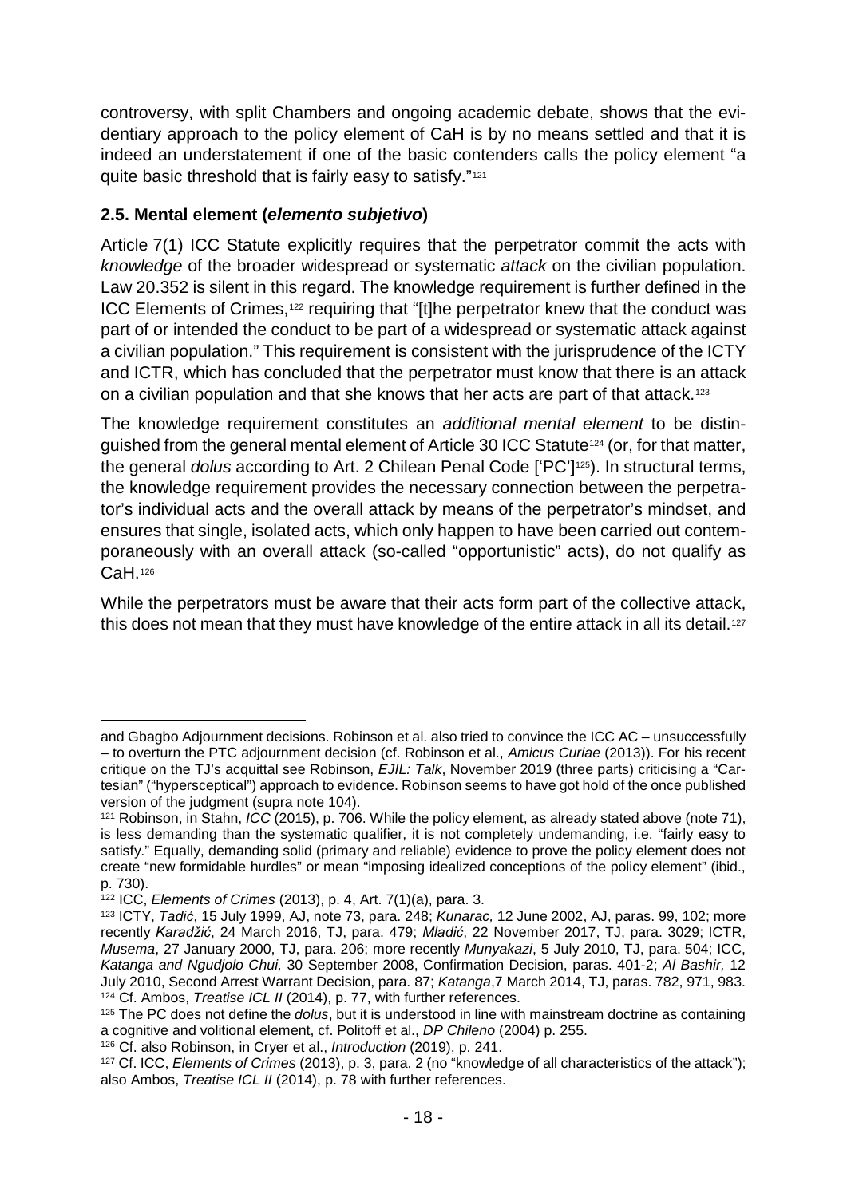controversy, with split Chambers and ongoing academic debate, shows that the evidentiary approach to the policy element of CaH is by no means settled and that it is indeed an understatement if one of the basic contenders calls the policy element "a quite basic threshold that is fairly easy to satisfy."[121]

### 2.5. Mental element (*elemento subjetivo*)

Article 7(1) ICC Statute explicitly requires that the perpetrator commit the acts with *knowledge* of the broader widespread or systematic *attack* on the civilian population. Law 20.352 is silent in this regard. The knowledge requirement is further defined in the ICC Elements of Crimes,[122] requiring that "[t]he perpetrator knew that the conduct was part of or intended the conduct to be part of a widespread or systematic attack against a civilian population." This requirement is consistent with the jurisprudence of the ICTY and ICTR, which has concluded that the perpetrator must know that there is an attack on a civilian population and that she knows that her acts are part of that attack.[123]

The knowledge requirement constitutes an *additional mental element* to be distinguished from the general mental element of Article 30 ICC Statute[124] (or, for that matter, the general *dolus* according to Art. 2 Chilean Penal Code ['PC'][125]). In structural terms, the knowledge requirement provides the necessary connection between the perpetrator's individual acts and the overall attack by means of the perpetrator's mindset, and ensures that single, isolated acts, which only happen to have been carried out contemporaneously with an overall attack (so-called "opportunistic" acts), do not qualify as CaH.[126]

While the perpetrators must be aware that their acts form part of the collective attack, this does not mean that they must have knowledge of the entire attack in all its detail.[127]

---

and Gbagbo Adjournment decisions. Robinson et al. also tried to convince the ICC AC – unsuccessfully – to overturn the PTC adjournment decision (cf. Robinson et al., *Amicus Curiae* (2013)). For his recent critique on the TJ's acquittal see Robinson, *EJIL: Talk*, November 2019 (three parts) criticising a "Cartesian" ("hypersceptical") approach to evidence. Robinson seems to have got hold of the once published version of the judgment (supra note 104).

[121] Robinson, in Stahn, *ICC* (2015), p. 706. While the policy element, as already stated above (note 71), is less demanding than the systematic qualifier, it is not completely undemanding, i.e. "fairly easy to satisfy." Equally, demanding solid (primary and reliable) evidence to prove the policy element does not create "new formidable hurdles" or mean "imposing idealized conceptions of the policy element" (ibid., p. 730).

[122] ICC, *Elements of Crimes* (2013), p. 4, Art. 7(1)(a), para. 3.

[123] ICTY, *Tadić*, 15 July 1999, AJ, note 73, para. 248; *Kunarac,* 12 June 2002, AJ, paras. 99, 102; more recently *Karadžić*, 24 March 2016, TJ, para. 479; *Mladić*, 22 November 2017, TJ, para. 3029; ICTR, *Musema*, 27 January 2000, TJ, para. 206; more recently *Munyakazi*, 5 July 2010, TJ, para. 504; ICC, *Katanga and Ngudjolo Chui,* 30 September 2008, Confirmation Decision, paras. 401-2; *Al Bashir,* 12 July 2010, Second Arrest Warrant Decision, para. 87; *Katanga*,7 March 2014, TJ, paras. 782, 971, 983.

[124] Cf. Ambos, *Treatise ICL II* (2014), p. 77, with further references.

[125] The PC does not define the *dolus*, but it is understood in line with mainstream doctrine as containing a cognitive and volitional element, cf. Politoff et al., *DP Chileno* (2004) p. 255.

[126] Cf. also Robinson, in Cryer et al., *Introduction* (2019), p. 241.

[127] Cf. ICC, *Elements of Crimes* (2013), p. 3, para. 2 (no "knowledge of all characteristics of the attack"); also Ambos, *Treatise ICL II* (2014), p. 78 with further references.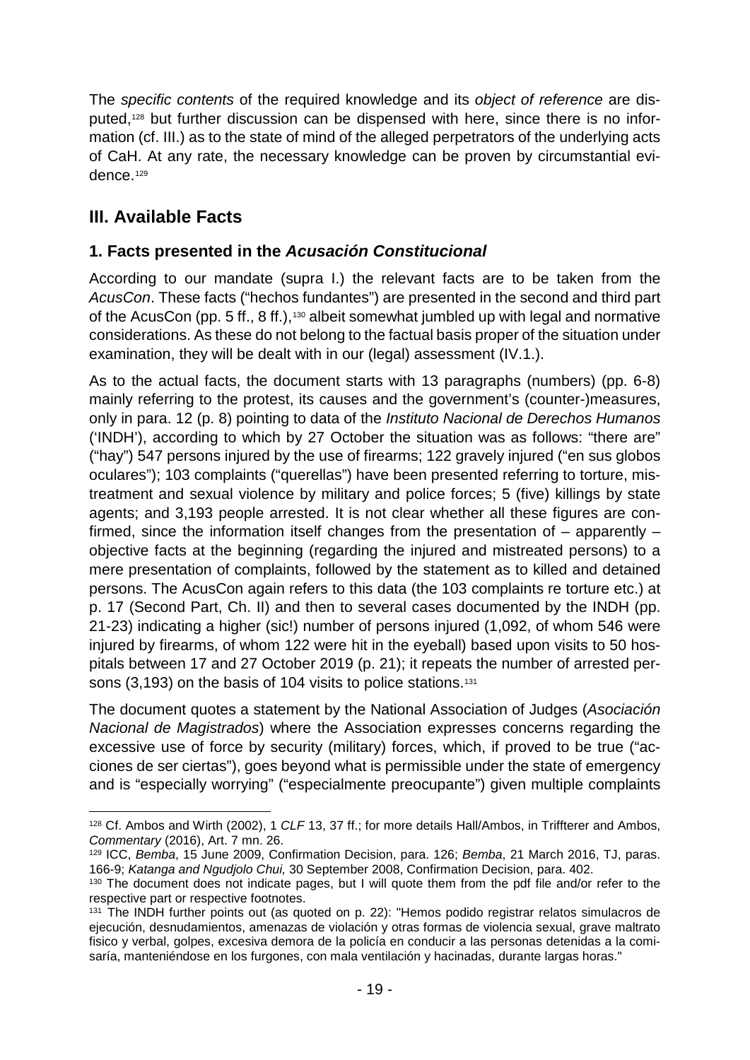The *specific contents* of the required knowledge and its *object of reference* are disputed,[128] but further discussion can be dispensed with here, since there is no information (cf. III.) as to the state of mind of the alleged perpetrators of the underlying acts of CaH. At any rate, the necessary knowledge can be proven by circumstantial evidence.[129]

## III. Available Facts

### 1. Facts presented in the *Acusación Constitucional*

According to our mandate (supra I.) the relevant facts are to be taken from the *AcusCon*. These facts ("hechos fundantes") are presented in the second and third part of the AcusCon (pp. 5 ff., 8 ff.),[130] albeit somewhat jumbled up with legal and normative considerations. As these do not belong to the factual basis proper of the situation under examination, they will be dealt with in our (legal) assessment (IV.1.).

As to the actual facts, the document starts with 13 paragraphs (numbers) (pp. 6-8) mainly referring to the protest, its causes and the government's (counter-)measures, only in para. 12 (p. 8) pointing to data of the *Instituto Nacional de Derechos Humanos* ('INDH'), according to which by 27 October the situation was as follows: "there are" ("hay") 547 persons injured by the use of firearms; 122 gravely injured ("en sus globos oculares"); 103 complaints ("querellas") have been presented referring to torture, mistreatment and sexual violence by military and police forces; 5 (five) killings by state agents; and 3,193 people arrested. It is not clear whether all these figures are confirmed, since the information itself changes from the presentation of – apparently – objective facts at the beginning (regarding the injured and mistreated persons) to a mere presentation of complaints, followed by the statement as to killed and detained persons. The AcusCon again refers to this data (the 103 complaints re torture etc.) at p. 17 (Second Part, Ch. II) and then to several cases documented by the INDH (pp. 21-23) indicating a higher (sic!) number of persons injured (1,092, of whom 546 were injured by firearms, of whom 122 were hit in the eyeball) based upon visits to 50 hospitals between 17 and 27 October 2019 (p. 21); it repeats the number of arrested persons (3,193) on the basis of 104 visits to police stations.[131]

The document quotes a statement by the National Association of Judges (*Asociación Nacional de Magistrados*) where the Association expresses concerns regarding the excessive use of force by security (military) forces, which, if proved to be true ("acciones de ser ciertas"), goes beyond what is permissible under the state of emergency and is "especially worrying" ("especialmente preocupante") given multiple complaints

---

[128] Cf. Ambos and Wirth (2002), 1 *CLF* 13, 37 ff.; for more details Hall/Ambos, in Triffterer and Ambos, *Commentary* (2016), Art. 7 mn. 26.

[129] ICC, *Bemba*, 15 June 2009, Confirmation Decision, para. 126; *Bemba*, 21 March 2016, TJ, paras. 166-9; *Katanga and Ngudjolo Chui,* 30 September 2008, Confirmation Decision, para. 402.

[130] The document does not indicate pages, but I will quote them from the pdf file and/or refer to the respective part or respective footnotes.

[131] The INDH further points out (as quoted on p. 22): "Hemos podido registrar relatos simulacros de ejecución, desnudamientos, amenazas de violación y otras formas de violencia sexual, grave maltrato fisico y verbal, golpes, excesiva demora de la policía en conducir a las personas detenidas a la comisaría, manteniéndose en los furgones, con mala ventilación y hacinadas, durante largas horas."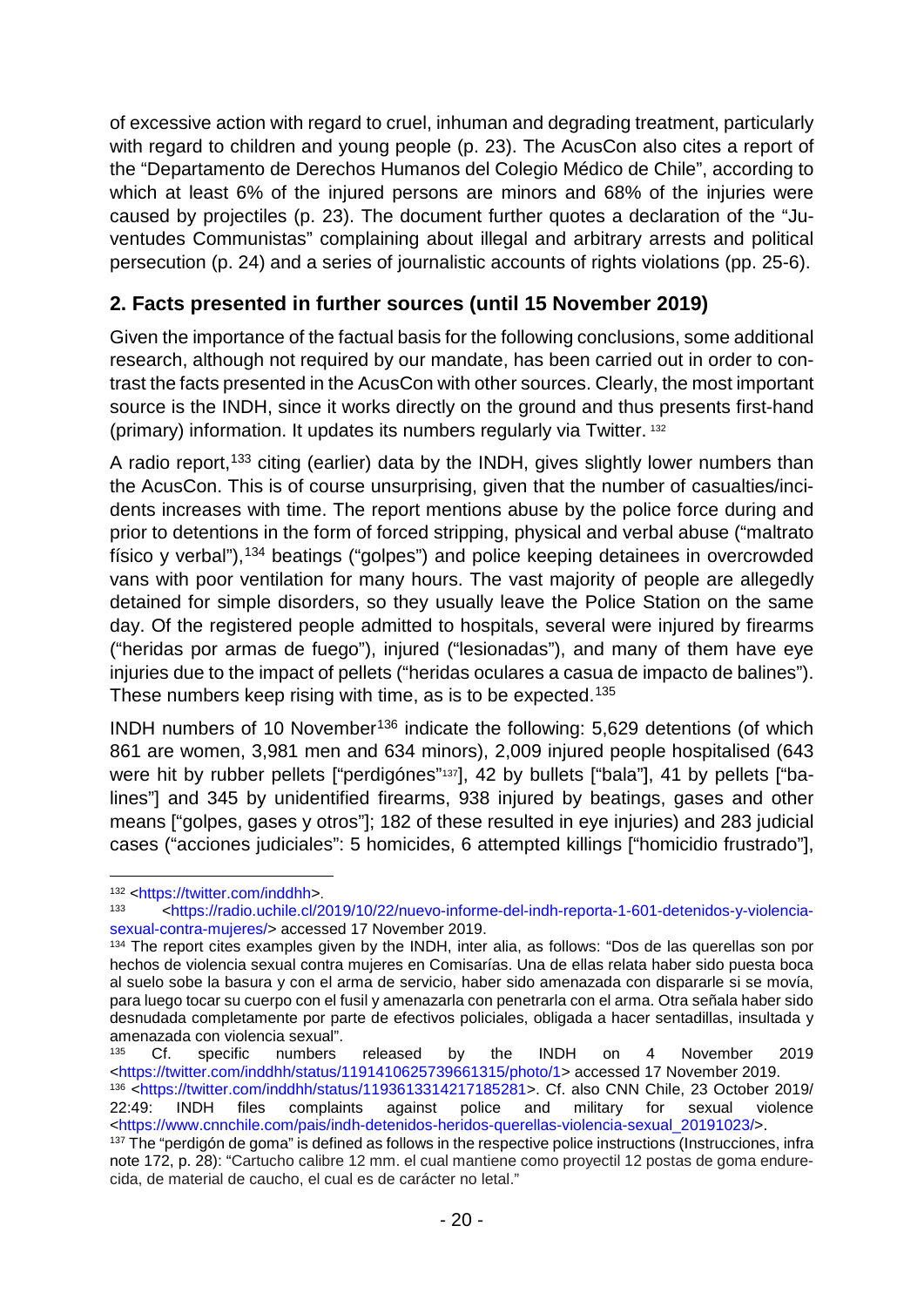of excessive action with regard to cruel, inhuman and degrading treatment, particularly with regard to children and young people (p. 23). The AcusCon also cites a report of the "Departamento de Derechos Humanos del Colegio Médico de Chile", according to which at least 6% of the injured persons are minors and 68% of the injuries were caused by projectiles (p. 23). The document further quotes a declaration of the "Juventudes Communistas" complaining about illegal and arbitrary arrests and political persecution (p. 24) and a series of journalistic accounts of rights violations (pp. 25-6).

## 2. Facts presented in further sources (until 15 November 2019)

Given the importance of the factual basis for the following conclusions, some additional research, although not required by our mandate, has been carried out in order to contrast the facts presented in the AcusCon with other sources. Clearly, the most important source is the INDH, since it works directly on the ground and thus presents first-hand (primary) information. It updates its numbers regularly via Twitter. [132]

A radio report,[133] citing (earlier) data by the INDH, gives slightly lower numbers than the AcusCon. This is of course unsurprising, given that the number of casualties/incidents increases with time. The report mentions abuse by the police force during and prior to detentions in the form of forced stripping, physical and verbal abuse ("maltrato físico y verbal"),[134] beatings ("golpes") and police keeping detainees in overcrowded vans with poor ventilation for many hours. The vast majority of people are allegedly detained for simple disorders, so they usually leave the Police Station on the same day. Of the registered people admitted to hospitals, several were injured by firearms ("heridas por armas de fuego"), injured ("lesionadas"), and many of them have eye injuries due to the impact of pellets ("heridas oculares a casua de impacto de balines"). These numbers keep rising with time, as is to be expected.[135]

INDH numbers of 10 November[136] indicate the following: 5,629 detentions (of which 861 are women, 3,981 men and 634 minors), 2,009 injured people hospitalised (643 were hit by rubber pellets ["perdigónes"[137]], 42 by bullets ["bala"], 41 by pellets ["balines"] and 345 by unidentified firearms, 938 injured by beatings, gases and other means ["golpes, gases y otros"]; 182 of these resulted in eye injuries) and 283 judicial cases ("acciones judiciales": 5 homicides, 6 attempted killings ["homicidio frustrado"],

---

[132] <https://twitter.com/inddhh>.

[133] <https://radio.uchile.cl/2019/10/22/nuevo-informe-del-indh-reporta-1-601-detenidos-y-violencia-sexual-contra-mujeres/> accessed 17 November 2019.

[134] The report cites examples given by the INDH, inter alia, as follows: "Dos de las querellas son por hechos de violencia sexual contra mujeres en Comisarías. Una de ellas relata haber sido puesta boca al suelo sobe la basura y con el arma de servicio, haber sido amenazada con dispararle si se movía, para luego tocar su cuerpo con el fusil y amenazarla con penetrarla con el arma. Otra señala haber sido desnudada completamente por parte de efectivos policiales, obligada a hacer sentadillas, insultada y amenazada con violencia sexual".

[135] Cf. specific numbers released by the INDH on 4 November 2019 <https://twitter.com/inddhh/status/1191410625739661315/photo/1> accessed 17 November 2019.

[136] <https://twitter.com/inddhh/status/1193613314217185281>. Cf. also CNN Chile, 23 October 2019/ 22:49: INDH files complaints against police and military for sexual violence <https://www.cnnchile.com/pais/indh-detenidos-heridos-querellas-violencia-sexual_20191023/>.

[137] The "perdigón de goma" is defined as follows in the respective police instructions (Instrucciones, infra note 172, p. 28): "Cartucho calibre 12 mm. el cual mantiene como proyectil 12 postas de goma endurecida, de material de caucho, el cual es de carácter no letal."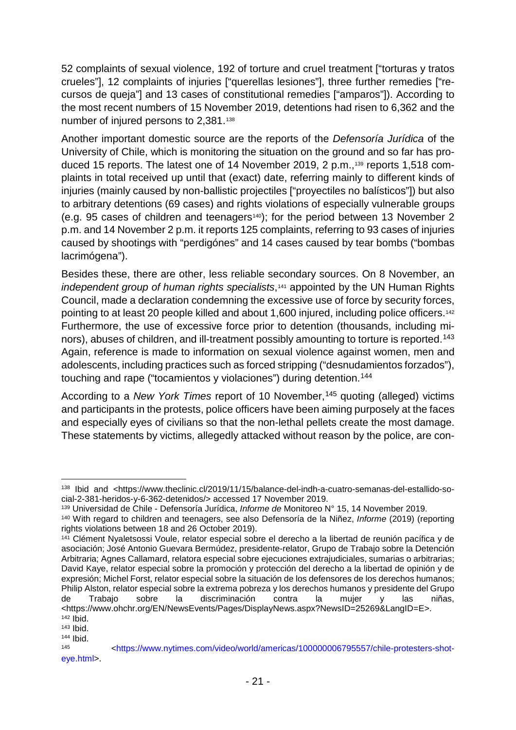52 complaints of sexual violence, 192 of torture and cruel treatment ["torturas y tratos crueles"], 12 complaints of injuries ["querellas lesiones"], three further remedies ["recursos de queja"] and 13 cases of constitutional remedies ["amparos"]). According to the most recent numbers of 15 November 2019, detentions had risen to 6,362 and the number of injured persons to 2,381.[138]

Another important domestic source are the reports of the *Defensoría Jurídica* of the University of Chile, which is monitoring the situation on the ground and so far has produced 15 reports. The latest one of 14 November 2019, 2 p.m.,[139] reports 1,518 complaints in total received up until that (exact) date, referring mainly to different kinds of injuries (mainly caused by non-ballistic projectiles ["proyectiles no balísticos"]) but also to arbitrary detentions (69 cases) and rights violations of especially vulnerable groups (e.g. 95 cases of children and teenagers[140]); for the period between 13 November 2 p.m. and 14 November 2 p.m. it reports 125 complaints, referring to 93 cases of injuries caused by shootings with "perdigónes" and 14 cases caused by tear bombs ("bombas lacrimógena").

Besides these, there are other, less reliable secondary sources. On 8 November, an *independent group of human rights specialists*,[141] appointed by the UN Human Rights Council, made a declaration condemning the excessive use of force by security forces, pointing to at least 20 people killed and about 1,600 injured, including police officers.[142] Furthermore, the use of excessive force prior to detention (thousands, including minors), abuses of children, and ill-treatment possibly amounting to torture is reported.[143] Again, reference is made to information on sexual violence against women, men and adolescents, including practices such as forced stripping ("desnudamientos forzados"), touching and rape ("tocamientos y violaciones") during detention.[144]

According to a *New York Times* report of 10 November,[145] quoting (alleged) victims and participants in the protests, police officers have been aiming purposely at the faces and especially eyes of civilians so that the non-lethal pellets create the most damage. These statements by victims, allegedly attacked without reason by the police, are con-

---

[138] Ibid and <https://www.theclinic.cl/2019/11/15/balance-del-indh-a-cuatro-semanas-del-estallido-social-2-381-heridos-y-6-362-detenidos/> accessed 17 November 2019.

[139] Universidad de Chile - Defensoría Jurídica, *Informe de* Monitoreo N° 15, 14 November 2019.

[140] With regard to children and teenagers, see also Defensoría de la Niñez, *Informe* (2019) (reporting rights violations between 18 and 26 October 2019).

[141] Clément Nyaletsossi Voule, relator especial sobre el derecho a la libertad de reunión pacífica y de asociación; José Antonio Guevara Bermúdez, presidente-relator, Grupo de Trabajo sobre la Detención Arbitraria; Agnes Callamard, relatora especial sobre ejecuciones extrajudiciales, sumarias o arbitrarias; David Kaye, relator especial sobre la promoción y protección del derecho a la libertad de opinión y de expresión; Michel Forst, relator especial sobre la situación de los defensores de los derechos humanos; Philip Alston, relator especial sobre la extrema pobreza y los derechos humanos y presidente del Grupo de Trabajo sobre la discriminación contra la mujer y las niñas, <https://www.ohchr.org/EN/NewsEvents/Pages/DisplayNews.aspx?NewsID=25269&LangID=E>.

[142] Ibid.

[143] Ibid.

[144] Ibid.

[145] <https://www.nytimes.com/video/world/americas/100000006795557/chile-protesters-shot-eye.html>.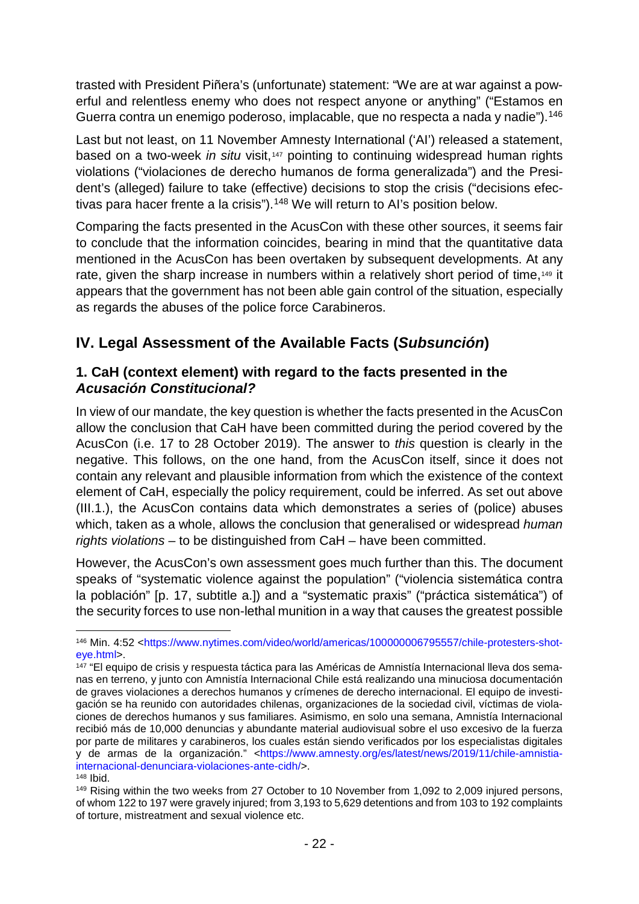trasted with President Piñera's (unfortunate) statement: "We are at war against a powerful and relentless enemy who does not respect anyone or anything" ("Estamos en Guerra contra un enemigo poderoso, implacable, que no respecta a nada y nadie").[146]

Last but not least, on 11 November Amnesty International ('AI') released a statement, based on a two-week *in situ* visit,[147] pointing to continuing widespread human rights violations ("violaciones de derecho humanos de forma generalizada") and the President's (alleged) failure to take (effective) decisions to stop the crisis ("decisions efectivas para hacer frente a la crisis").[148] We will return to AI's position below.

Comparing the facts presented in the AcusCon with these other sources, it seems fair to conclude that the information coincides, bearing in mind that the quantitative data mentioned in the AcusCon has been overtaken by subsequent developments. At any rate, given the sharp increase in numbers within a relatively short period of time,[149] it appears that the government has not been able gain control of the situation, especially as regards the abuses of the police force Carabineros.

## IV. Legal Assessment of the Available Facts (*Subsunción*)

### 1. CaH (context element) with regard to the facts presented in the *Acusación Constitucional?*

In view of our mandate, the key question is whether the facts presented in the AcusCon allow the conclusion that CaH have been committed during the period covered by the AcusCon (i.e. 17 to 28 October 2019). The answer to *this* question is clearly in the negative. This follows, on the one hand, from the AcusCon itself, since it does not contain any relevant and plausible information from which the existence of the context element of CaH, especially the policy requirement, could be inferred. As set out above (III.1.), the AcusCon contains data which demonstrates a series of (police) abuses which, taken as a whole, allows the conclusion that generalised or widespread *human rights violations* – to be distinguished from CaH – have been committed.

However, the AcusCon's own assessment goes much further than this. The document speaks of "systematic violence against the population" ("violencia sistemática contra la población" [p. 17, subtitle a.]) and a "systematic praxis" ("práctica sistemática") of the security forces to use non-lethal munition in a way that causes the greatest possible

---

[146] Min. 4:52 <https://www.nytimes.com/video/world/americas/100000006795557/chile-protesters-shot-eye.html>.

[147] "El equipo de crisis y respuesta táctica para las Américas de Amnistía Internacional lleva dos semanas en terreno, y junto con Amnistía Internacional Chile está realizando una minuciosa documentación de graves violaciones a derechos humanos y crímenes de derecho internacional. El equipo de investigación se ha reunido con autoridades chilenas, organizaciones de la sociedad civil, víctimas de violaciones de derechos humanos y sus familiares. Asimismo, en solo una semana, Amnistía Internacional recibió más de 10,000 denuncias y abundante material audiovisual sobre el uso excesivo de la fuerza por parte de militares y carabineros, los cuales están siendo verificados por los especialistas digitales y de armas de la organización." <https://www.amnesty.org/es/latest/news/2019/11/chile-amnistia-internacional-denunciara-violaciones-ante-cidh/>.

[148] Ibid.

[149] Rising within the two weeks from 27 October to 10 November from 1,092 to 2,009 injured persons, of whom 122 to 197 were gravely injured; from 3,193 to 5,629 detentions and from 103 to 192 complaints of torture, mistreatment and sexual violence etc.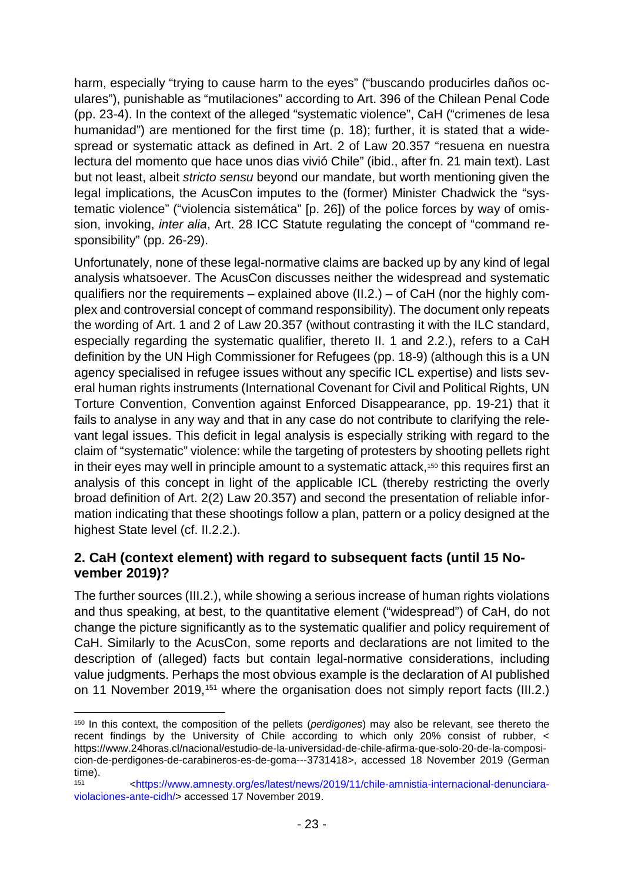harm, especially "trying to cause harm to the eyes" ("buscando producirles daños oculares"), punishable as "mutilaciones" according to Art. 396 of the Chilean Penal Code (pp. 23-4). In the context of the alleged "systematic violence", CaH ("crimenes de lesa humanidad") are mentioned for the first time (p. 18); further, it is stated that a widespread or systematic attack as defined in Art. 2 of Law 20.357 "resuena en nuestra lectura del momento que hace unos dias vivió Chile" (ibid., after fn. 21 main text). Last but not least, albeit *stricto sensu* beyond our mandate, but worth mentioning given the legal implications, the AcusCon imputes to the (former) Minister Chadwick the "systematic violence" ("violencia sistemática" [p. 26]) of the police forces by way of omission, invoking, *inter alia*, Art. 28 ICC Statute regulating the concept of "command responsibility" (pp. 26-29).

Unfortunately, none of these legal-normative claims are backed up by any kind of legal analysis whatsoever. The AcusCon discusses neither the widespread and systematic qualifiers nor the requirements – explained above (II.2.) – of CaH (nor the highly complex and controversial concept of command responsibility). The document only repeats the wording of Art. 1 and 2 of Law 20.357 (without contrasting it with the ILC standard, especially regarding the systematic qualifier, thereto II. 1 and 2.2.), refers to a CaH definition by the UN High Commissioner for Refugees (pp. 18-9) (although this is a UN agency specialised in refugee issues without any specific ICL expertise) and lists several human rights instruments (International Covenant for Civil and Political Rights, UN Torture Convention, Convention against Enforced Disappearance, pp. 19-21) that it fails to analyse in any way and that in any case do not contribute to clarifying the relevant legal issues. This deficit in legal analysis is especially striking with regard to the claim of "systematic" violence: while the targeting of protesters by shooting pellets right in their eyes may well in principle amount to a systematic attack,[150] this requires first an analysis of this concept in light of the applicable ICL (thereby restricting the overly broad definition of Art. 2(2) Law 20.357) and second the presentation of reliable information indicating that these shootings follow a plan, pattern or a policy designed at the highest State level (cf. II.2.2.).

## 2. CaH (context element) with regard to subsequent facts (until 15 November 2019)?

The further sources (III.2.), while showing a serious increase of human rights violations and thus speaking, at best, to the quantitative element ("widespread") of CaH, do not change the picture significantly as to the systematic qualifier and policy requirement of CaH. Similarly to the AcusCon, some reports and declarations are not limited to the description of (alleged) facts but contain legal-normative considerations, including value judgments. Perhaps the most obvious example is the declaration of AI published on 11 November 2019,[151] where the organisation does not simply report facts (III.2.)

---

[150] In this context, the composition of the pellets (*perdigones*) may also be relevant, see thereto the recent findings by the University of Chile according to which only 20% consist of rubber, < https://www.24horas.cl/nacional/estudio-de-la-universidad-de-chile-afirma-que-solo-20-de-la-composicion-de-perdigones-de-carabineros-es-de-goma---3731418>, accessed 18 November 2019 (German time).

[151] <https://www.amnesty.org/es/latest/news/2019/11/chile-amnistia-internacional-denunciara-violaciones-ante-cidh/> accessed 17 November 2019.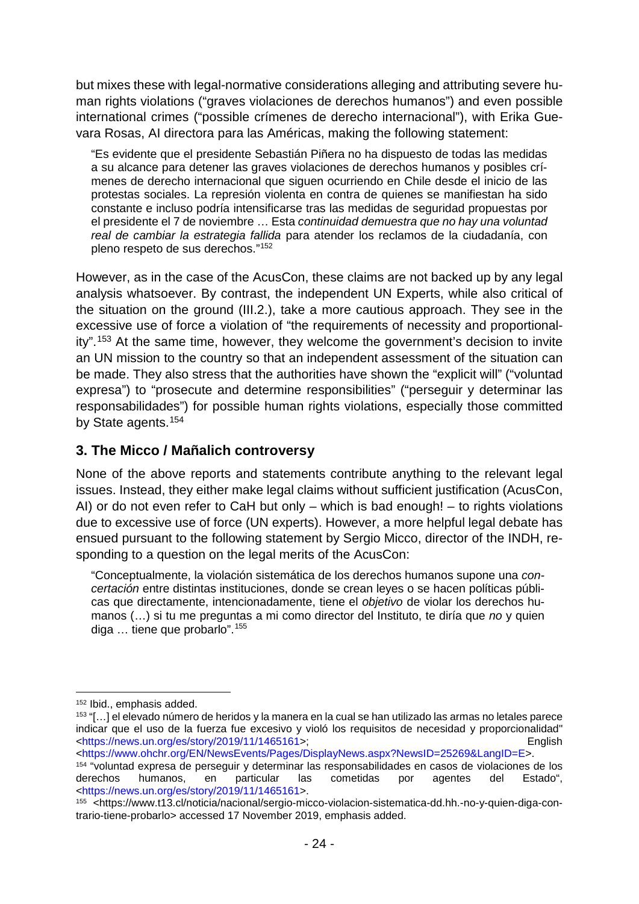but mixes these with legal-normative considerations alleging and attributing severe human rights violations ("graves violaciones de derechos humanos") and even possible international crimes ("possible crímenes de derecho internacional"), with Erika Guevara Rosas, AI directora para las Américas, making the following statement:

> "Es evidente que el presidente Sebastián Piñera no ha dispuesto de todas las medidas a su alcance para detener las graves violaciones de derechos humanos y posibles crímenes de derecho internacional que siguen ocurriendo en Chile desde el inicio de las protestas sociales. La represión violenta en contra de quienes se manifiestan ha sido constante e incluso podría intensificarse tras las medidas de seguridad propuestas por el presidente el 7 de noviembre … Esta *continuidad demuestra que no hay una voluntad real de cambiar la estrategia fallida* para atender los reclamos de la ciudadanía, con pleno respeto de sus derechos."[152]

However, as in the case of the AcusCon, these claims are not backed up by any legal analysis whatsoever. By contrast, the independent UN Experts, while also critical of the situation on the ground (III.2.), take a more cautious approach. They see in the excessive use of force a violation of "the requirements of necessity and proportionality".[153] At the same time, however, they welcome the government's decision to invite an UN mission to the country so that an independent assessment of the situation can be made. They also stress that the authorities have shown the "explicit will" ("voluntad expresa") to "prosecute and determine responsibilities" ("perseguir y determinar las responsabilidades") for possible human rights violations, especially those committed by State agents.[154]

## 3. The Micco / Mañalich controversy

None of the above reports and statements contribute anything to the relevant legal issues. Instead, they either make legal claims without sufficient justification (AcusCon, AI) or do not even refer to CaH but only – which is bad enough! – to rights violations due to excessive use of force (UN experts). However, a more helpful legal debate has ensued pursuant to the following statement by Sergio Micco, director of the INDH, responding to a question on the legal merits of the AcusCon:

> "Conceptualmente, la violación sistemática de los derechos humanos supone una *concertación* entre distintas instituciones, donde se crean leyes o se hacen políticas públicas que directamente, intencionadamente, tiene el *objetivo* de violar los derechos humanos (…) si tu me preguntas a mi como director del Instituto, te diría que *no* y quien diga … tiene que probarlo".[155]

---

[152] Ibid., emphasis added.

[153] "[…] el elevado número de heridos y la manera en la cual se han utilizado las armas no letales parece indicar que el uso de la fuerza fue excesivo y violó los requisitos de necesidad y proporcionalidad" <https://news.un.org/es/story/2019/11/1465161>; English <https://www.ohchr.org/EN/NewsEvents/Pages/DisplayNews.aspx?NewsID=25269&LangID=E>.

[154] "voluntad expresa de perseguir y determinar las responsabilidades en casos de violaciones de los derechos humanos, en particular las cometidas por agentes del Estado", <https://news.un.org/es/story/2019/11/1465161>.

[155] <https://www.t13.cl/noticia/nacional/sergio-micco-violacion-sistematica-dd.hh.-no-y-quien-diga-contrario-tiene-probarlo> accessed 17 November 2019, emphasis added.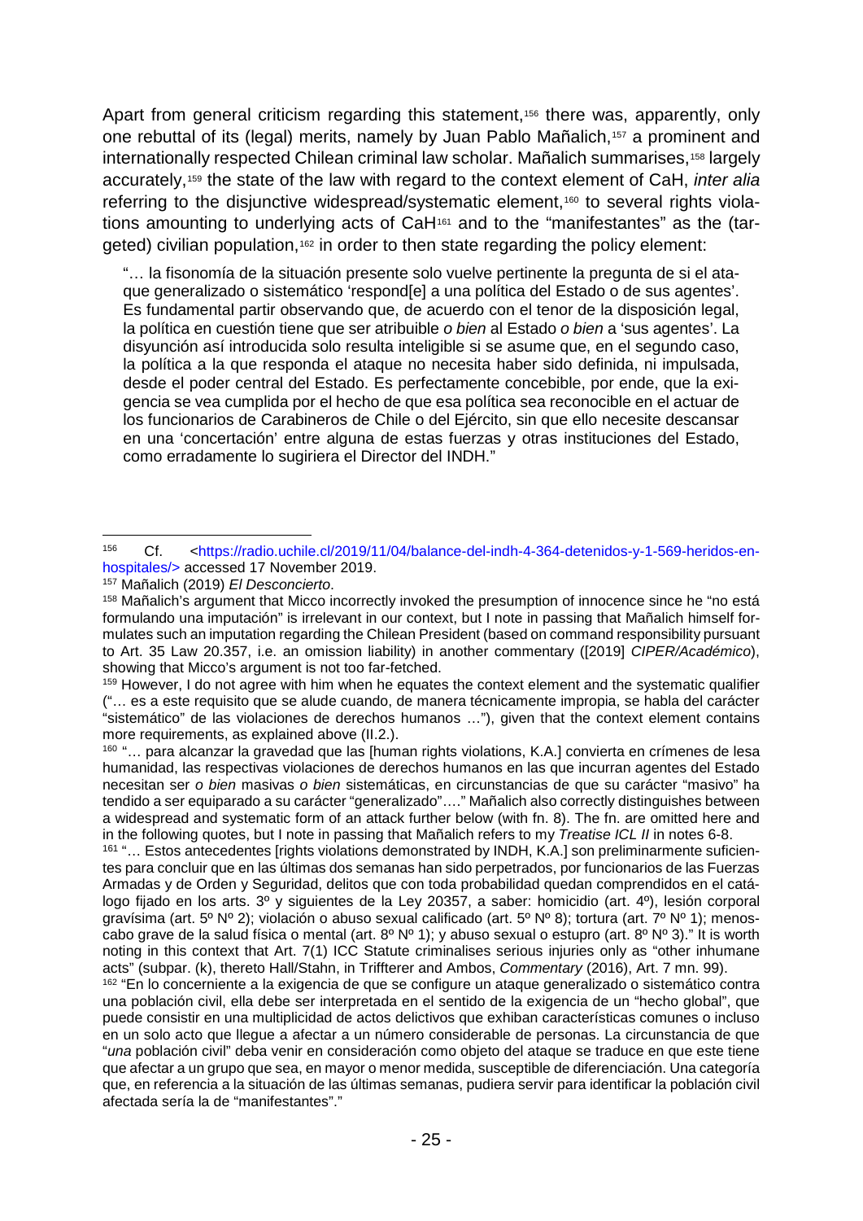Apart from general criticism regarding this statement,[156] there was, apparently, only one rebuttal of its (legal) merits, namely by Juan Pablo Mañalich,[157] a prominent and internationally respected Chilean criminal law scholar. Mañalich summarises,[158] largely accurately,[159] the state of the law with regard to the context element of CaH, *inter alia* referring to the disjunctive widespread/systematic element,[160] to several rights violations amounting to underlying acts of CaH[161] and to the "manifestantes" as the (targeted) civilian population,[162] in order to then state regarding the policy element:

> "… la fisonomía de la situación presente solo vuelve pertinente la pregunta de si el ataque generalizado o sistemático 'respond[e] a una política del Estado o de sus agentes'. Es fundamental partir observando que, de acuerdo con el tenor de la disposición legal, la política en cuestión tiene que ser atribuible *o bien* al Estado *o bien* a 'sus agentes'. La disyunción así introducida solo resulta inteligible si se asume que, en el segundo caso, la política a la que responda el ataque no necesita haber sido definida, ni impulsada, desde el poder central del Estado. Es perfectamente concebible, por ende, que la exigencia se vea cumplida por el hecho de que esa política sea reconocible en el actuar de los funcionarios de Carabineros de Chile o del Ejército, sin que ello necesite descansar en una 'concertación' entre alguna de estas fuerzas y otras instituciones del Estado, como erradamente lo sugiriera el Director del INDH."

---

[156] Cf. <https://radio.uchile.cl/2019/11/04/balance-del-indh-4-364-detenidos-y-1-569-heridos-en-hospitales/> accessed 17 November 2019.

[157] Mañalich (2019) *El Desconcierto*.

[158] Mañalich's argument that Micco incorrectly invoked the presumption of innocence since he "no está formulando una imputación" is irrelevant in our context, but I note in passing that Mañalich himself formulates such an imputation regarding the Chilean President (based on command responsibility pursuant to Art. 35 Law 20.357, i.e. an omission liability) in another commentary ([2019] *CIPER/Académico*), showing that Micco's argument is not too far-fetched.

[159] However, I do not agree with him when he equates the context element and the systematic qualifier ("… es a este requisito que se alude cuando, de manera técnicamente impropia, se habla del carácter "sistemático" de las violaciones de derechos humanos …"), given that the context element contains more requirements, as explained above (II.2.).

[160] "… para alcanzar la gravedad que las [human rights violations, K.A.] convierta en crímenes de lesa humanidad, las respectivas violaciones de derechos humanos en las que incurran agentes del Estado necesitan ser *o bien* masivas *o bien* sistemáticas, en circunstancias de que su carácter "masivo" ha tendido a ser equiparado a su carácter "generalizado"…." Mañalich also correctly distinguishes between a widespread and systematic form of an attack further below (with fn. 8). The fn. are omitted here and in the following quotes, but I note in passing that Mañalich refers to my *Treatise ICL II* in notes 6-8.

[161] "… Estos antecedentes [rights violations demonstrated by INDH, K.A.] son preliminarmente suficientes para concluir que en las últimas dos semanas han sido perpetrados, por funcionarios de las Fuerzas Armadas y de Orden y Seguridad, delitos que con toda probabilidad quedan comprendidos en el catálogo fijado en los arts. 3º y siguientes de la Ley 20357, a saber: homicidio (art. 4º), lesión corporal gravísima (art. 5º Nº 2); violación o abuso sexual calificado (art. 5º Nº 8); tortura (art. 7º Nº 1); menoscabo grave de la salud física o mental (art. 8º Nº 1); y abuso sexual o estupro (art. 8º Nº 3)." It is worth noting in this context that Art. 7(1) ICC Statute criminalises serious injuries only as "other inhumane acts" (subpar. (k), thereto Hall/Stahn, in Triffterer and Ambos, *Commentary* (2016), Art. 7 mn. 99).

[162] "En lo concerniente a la exigencia de que se configure un ataque generalizado o sistemático contra una población civil, ella debe ser interpretada en el sentido de la exigencia de un "hecho global", que puede consistir en una multiplicidad de actos delictivos que exhiban características comunes o incluso en un solo acto que llegue a afectar a un número considerable de personas. La circunstancia de que "*una* población civil" deba venir en consideración como objeto del ataque se traduce en que este tiene que afectar a un grupo que sea, en mayor o menor medida, susceptible de diferenciación. Una categoría que, en referencia a la situación de las últimas semanas, pudiera servir para identificar la población civil afectada sería la de "manifestantes"."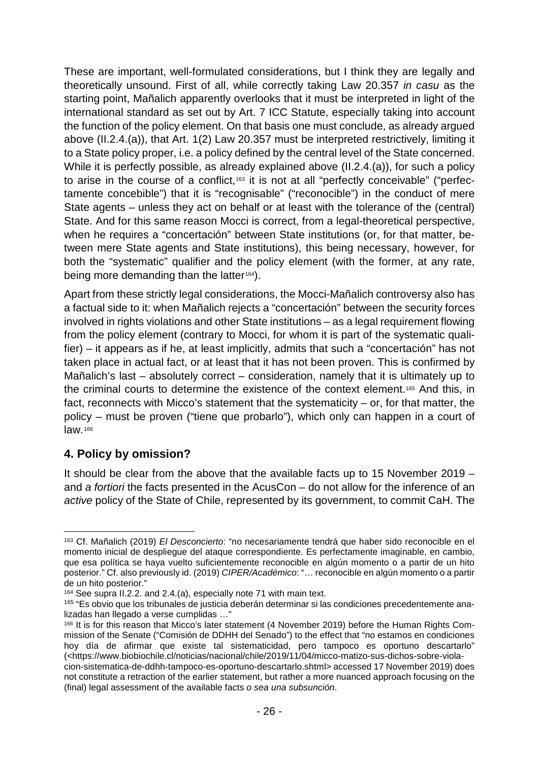These are important, well-formulated considerations, but I think they are legally and theoretically unsound. First of all, while correctly taking Law 20.357 *in casu* as the starting point, Mañalich apparently overlooks that it must be interpreted in light of the international standard as set out by Art. 7 ICC Statute, especially taking into account the function of the policy element. On that basis one must conclude, as already argued above (II.2.4.(a)), that Art. 1(2) Law 20.357 must be interpreted restrictively, limiting it to a State policy proper, i.e. a policy defined by the central level of the State concerned. While it is perfectly possible, as already explained above (II.2.4.(a)), for such a policy to arise in the course of a conflict,[163] it is not at all "perfectly conceivable" ("perfectamente concebible") that it is "recognisable" ("reconocible") in the conduct of mere State agents – unless they act on behalf or at least with the tolerance of the (central) State. And for this same reason Mocci is correct, from a legal-theoretical perspective, when he requires a "concertación" between State institutions (or, for that matter, between mere State agents and State institutions), this being necessary, however, for both the "systematic" qualifier and the policy element (with the former, at any rate, being more demanding than the latter[164]).

Apart from these strictly legal considerations, the Mocci-Mañalich controversy also has a factual side to it: when Mañalich rejects a "concertación" between the security forces involved in rights violations and other State institutions – as a legal requirement flowing from the policy element (contrary to Mocci, for whom it is part of the systematic qualifier) – it appears as if he, at least implicitly, admits that such a "concertación" has not taken place in actual fact, or at least that it has not been proven. This is confirmed by Mañalich's last – absolutely correct – consideration, namely that it is ultimately up to the criminal courts to determine the existence of the context element.[165] And this, in fact, reconnects with Micco's statement that the systematicity – or, for that matter, the policy – must be proven ("tiene que probarlo"), which only can happen in a court of law.[166]

## 4. Policy by omission?

It should be clear from the above that the available facts up to 15 November 2019 – and *a fortiori* the facts presented in the AcusCon – do not allow for the inference of an *active* policy of the State of Chile, represented by its government, to commit CaH. The

---

[163] Cf. Mañalich (2019) *El Desconcierto*: "no necesariamente tendrá que haber sido reconocible en el momento inicial de despliegue del ataque correspondiente. Es perfectamente imaginable, en cambio, que esa política se haya vuelto suficientemente reconocible en algún momento o a partir de un hito posterior." Cf. also previously id. (2019) *CIPER/Académico*: "… reconocible en algún momento o a partir de un hito posterior."

[164] See supra II.2.2. and 2.4.(a), especially note 71 with main text.

[165] "Es obvio que los tribunales de justicia deberán determinar si las condiciones precedentemente analizadas han llegado a verse cumplidas …"

[166] It is for this reason that Micco's later statement (4 November 2019) before the Human Rights Commission of the Senate ("Comisión de DDHH del Senado") to the effect that "no estamos en condiciones hoy día de afirmar que existe tal sistematicidad, pero tampoco es oportuno descartarlo" (<https://www.biobiochile.cl/noticias/nacional/chile/2019/11/04/micco-matizo-sus-dichos-sobre-violacion-sistematica-de-ddhh-tampoco-es-oportuno-descartarlo.shtml> accessed 17 November 2019) does not constitute a retraction of the earlier statement, but rather a more nuanced approach focusing on the (final) legal assessment of the available facts *o sea una subsunción*.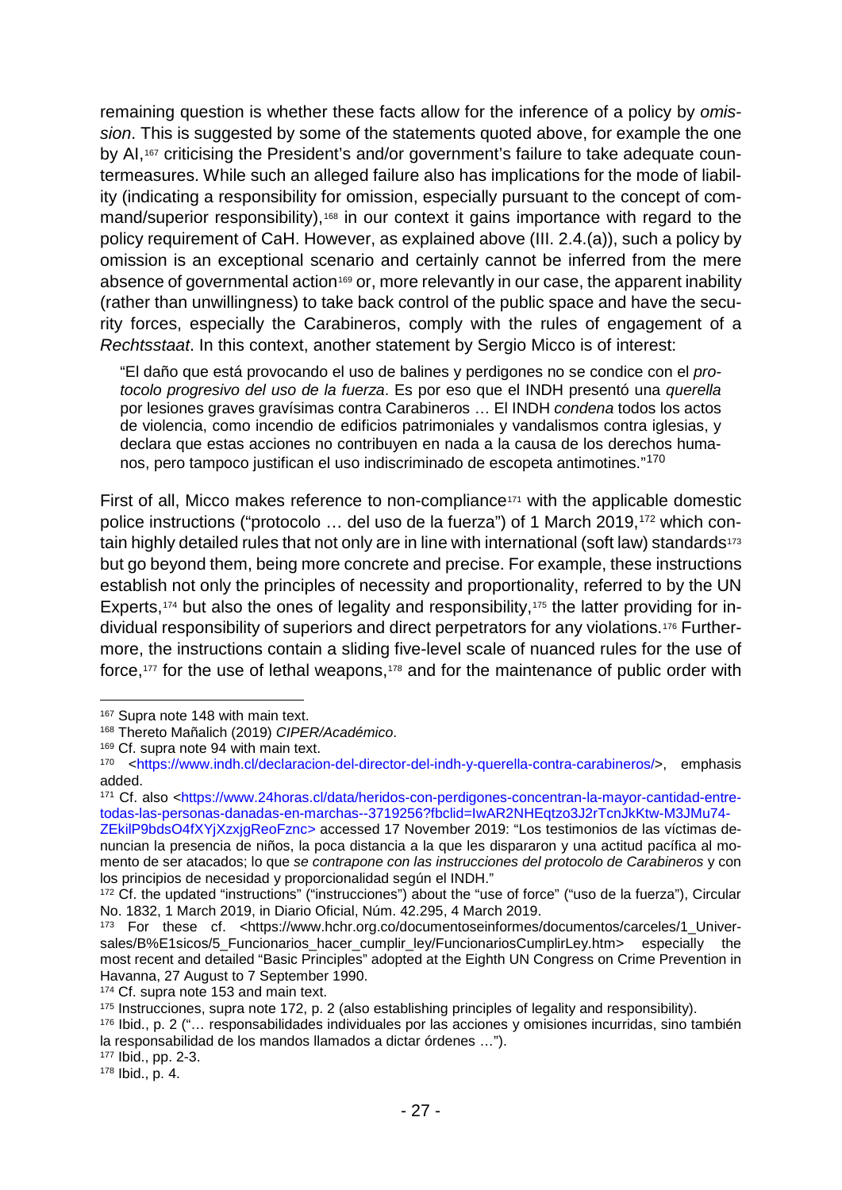remaining question is whether these facts allow for the inference of a policy by *omission*. This is suggested by some of the statements quoted above, for example the one by AI,[167] criticising the President's and/or government's failure to take adequate countermeasures. While such an alleged failure also has implications for the mode of liability (indicating a responsibility for omission, especially pursuant to the concept of command/superior responsibility),[168] in our context it gains importance with regard to the policy requirement of CaH. However, as explained above (III. 2.4.(a)), such a policy by omission is an exceptional scenario and certainly cannot be inferred from the mere absence of governmental action[169] or, more relevantly in our case, the apparent inability (rather than unwillingness) to take back control of the public space and have the security forces, especially the Carabineros, comply with the rules of engagement of a *Rechtsstaat*. In this context, another statement by Sergio Micco is of interest:

> "El daño que está provocando el uso de balines y perdigones no se condice con el *protocolo progresivo del uso de la fuerza*. Es por eso que el INDH presentó una *querella* por lesiones graves gravísimas contra Carabineros … El INDH *condena* todos los actos de violencia, como incendio de edificios patrimoniales y vandalismos contra iglesias, y declara que estas acciones no contribuyen en nada a la causa de los derechos humanos, pero tampoco justifican el uso indiscriminado de escopeta antimotines."[170]

First of all, Micco makes reference to non-compliance[171] with the applicable domestic police instructions ("protocolo … del uso de la fuerza") of 1 March 2019,[172] which contain highly detailed rules that not only are in line with international (soft law) standards[173] but go beyond them, being more concrete and precise. For example, these instructions establish not only the principles of necessity and proportionality, referred to by the UN Experts,[174] but also the ones of legality and responsibility,[175] the latter providing for individual responsibility of superiors and direct perpetrators for any violations.[176] Furthermore, the instructions contain a sliding five-level scale of nuanced rules for the use of force,[177] for the use of lethal weapons,[178] and for the maintenance of public order with

---

[167] Supra note 148 with main text.

[168] Thereto Mañalich (2019) *CIPER/Académico*.

[169] Cf. supra note 94 with main text.

[170] <https://www.indh.cl/declaracion-del-director-del-indh-y-querella-contra-carabineros/>, emphasis added.

[171] Cf. also <https://www.24horas.cl/data/heridos-con-perdigones-concentran-la-mayor-cantidad-entre-todas-las-personas-danadas-en-marchas--3719256?fbclid=IwAR2NHEqtzo3J2rTcnJkKtw-M3JMu74-ZEkilP9bdsO4fXYjXzxjgReoFznc> accessed 17 November 2019: "Los testimonios de las víctimas denuncian la presencia de niños, la poca distancia a la que les dispararon y una actitud pacífica al momento de ser atacados; lo que *se contrapone con las instrucciones del protocolo de Carabineros* y con los principios de necesidad y proporcionalidad según el INDH."

[172] Cf. the updated "instructions" ("instrucciones") about the "use of force" ("uso de la fuerza"), Circular No. 1832, 1 March 2019, in Diario Oficial, Núm. 42.295, 4 March 2019.

[173] For these cf. <https://www.hchr.org.co/documentoseinformes/documentos/carceles/1_Universales/B%E1sicos/5_Funcionarios_hacer_cumplir_ley/FuncionariosCumplirLey.htm> especially the most recent and detailed "Basic Principles" adopted at the Eighth UN Congress on Crime Prevention in Havanna, 27 August to 7 September 1990.

[174] Cf. supra note 153 and main text.

[175] Instrucciones, supra note 172, p. 2 (also establishing principles of legality and responsibility).

[176] Ibid., p. 2 ("… responsabilidades individuales por las acciones y omisiones incurridas, sino también la responsabilidad de los mandos llamados a dictar órdenes …").

[177] Ibid., pp. 2-3.

[178] Ibid., p. 4.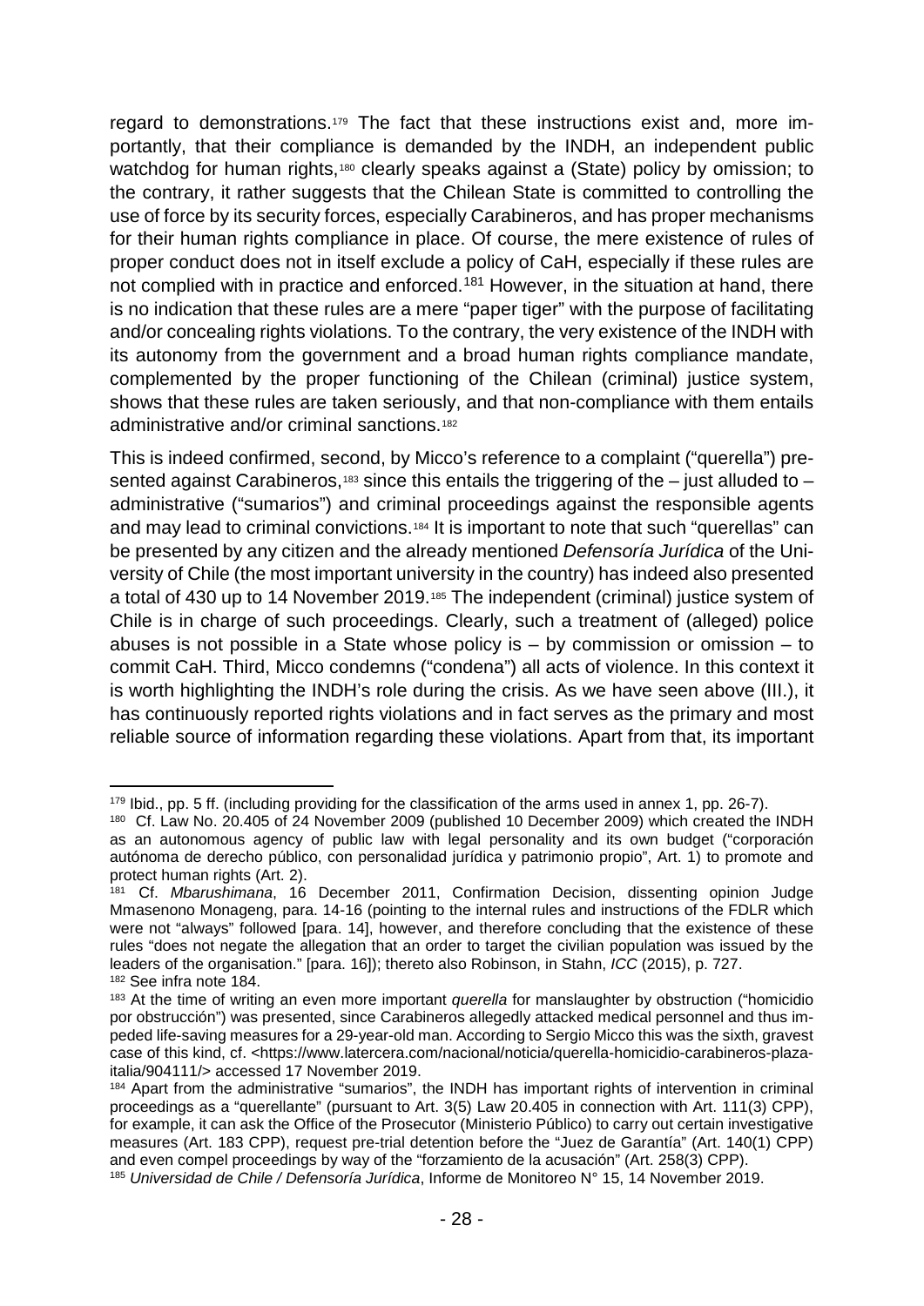regard to demonstrations.[179] The fact that these instructions exist and, more importantly, that their compliance is demanded by the INDH, an independent public watchdog for human rights,[180] clearly speaks against a (State) policy by omission; to the contrary, it rather suggests that the Chilean State is committed to controlling the use of force by its security forces, especially Carabineros, and has proper mechanisms for their human rights compliance in place. Of course, the mere existence of rules of proper conduct does not in itself exclude a policy of CaH, especially if these rules are not complied with in practice and enforced.[181] However, in the situation at hand, there is no indication that these rules are a mere "paper tiger" with the purpose of facilitating and/or concealing rights violations. To the contrary, the very existence of the INDH with its autonomy from the government and a broad human rights compliance mandate, complemented by the proper functioning of the Chilean (criminal) justice system, shows that these rules are taken seriously, and that non-compliance with them entails administrative and/or criminal sanctions.[182]

This is indeed confirmed, second, by Micco's reference to a complaint ("querella") presented against Carabineros,[183] since this entails the triggering of the – just alluded to – administrative ("sumarios") and criminal proceedings against the responsible agents and may lead to criminal convictions.[184] It is important to note that such "querellas" can be presented by any citizen and the already mentioned *Defensoría Jurídica* of the University of Chile (the most important university in the country) has indeed also presented a total of 430 up to 14 November 2019.[185] The independent (criminal) justice system of Chile is in charge of such proceedings. Clearly, such a treatment of (alleged) police abuses is not possible in a State whose policy is – by commission or omission – to commit CaH. Third, Micco condemns ("condena") all acts of violence. In this context it is worth highlighting the INDH's role during the crisis. As we have seen above (III.), it has continuously reported rights violations and in fact serves as the primary and most reliable source of information regarding these violations. Apart from that, its important

---

[179] Ibid., pp. 5 ff. (including providing for the classification of the arms used in annex 1, pp. 26-7).

[180] Cf. Law No. 20.405 of 24 November 2009 (published 10 December 2009) which created the INDH as an autonomous agency of public law with legal personality and its own budget ("corporación autónoma de derecho público, con personalidad jurídica y patrimonio propio", Art. 1) to promote and protect human rights (Art. 2).

[181] Cf. *Mbarushimana*, 16 December 2011, Confirmation Decision, dissenting opinion Judge Mmasenono Monageng, para. 14-16 (pointing to the internal rules and instructions of the FDLR which were not "always" followed [para. 14], however, and therefore concluding that the existence of these rules "does not negate the allegation that an order to target the civilian population was issued by the leaders of the organisation." [para. 16]); thereto also Robinson, in Stahn, *ICC* (2015), p. 727.

[182] See infra note 184.

[183] At the time of writing an even more important *querella* for manslaughter by obstruction ("homicidio por obstrucción") was presented, since Carabineros allegedly attacked medical personnel and thus impeded life-saving measures for a 29-year-old man. According to Sergio Micco this was the sixth, gravest case of this kind, cf. <https://www.latercera.com/nacional/noticia/querella-homicidio-carabineros-plaza-italia/904111/> accessed 17 November 2019.

[184] Apart from the administrative "sumarios", the INDH has important rights of intervention in criminal proceedings as a "querellante" (pursuant to Art. 3(5) Law 20.405 in connection with Art. 111(3) CPP), for example, it can ask the Office of the Prosecutor (Ministerio Público) to carry out certain investigative measures (Art. 183 CPP), request pre-trial detention before the "Juez de Garantía" (Art. 140(1) CPP) and even compel proceedings by way of the "forzamiento de la acusación" (Art. 258(3) CPP).

[185] *Universidad de Chile / Defensoría Jurídica*, Informe de Monitoreo N° 15, 14 November 2019.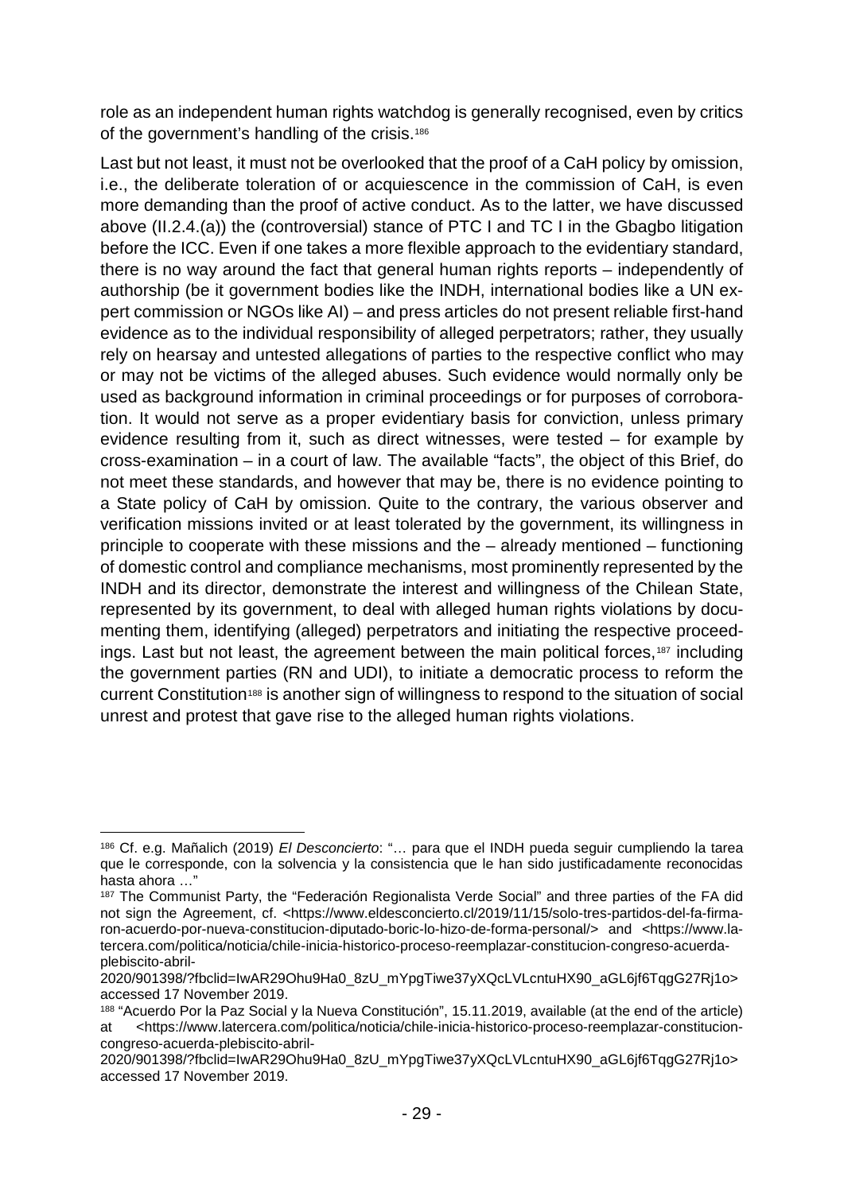role as an independent human rights watchdog is generally recognised, even by critics of the government's handling of the crisis.[186]

Last but not least, it must not be overlooked that the proof of a CaH policy by omission, i.e., the deliberate toleration of or acquiescence in the commission of CaH, is even more demanding than the proof of active conduct. As to the latter, we have discussed above (II.2.4.(a)) the (controversial) stance of PTC I and TC I in the Gbagbo litigation before the ICC. Even if one takes a more flexible approach to the evidentiary standard, there is no way around the fact that general human rights reports – independently of authorship (be it government bodies like the INDH, international bodies like a UN expert commission or NGOs like AI) – and press articles do not present reliable first-hand evidence as to the individual responsibility of alleged perpetrators; rather, they usually rely on hearsay and untested allegations of parties to the respective conflict who may or may not be victims of the alleged abuses. Such evidence would normally only be used as background information in criminal proceedings or for purposes of corroboration. It would not serve as a proper evidentiary basis for conviction, unless primary evidence resulting from it, such as direct witnesses, were tested – for example by cross-examination – in a court of law. The available "facts", the object of this Brief, do not meet these standards, and however that may be, there is no evidence pointing to a State policy of CaH by omission. Quite to the contrary, the various observer and verification missions invited or at least tolerated by the government, its willingness in principle to cooperate with these missions and the – already mentioned – functioning of domestic control and compliance mechanisms, most prominently represented by the INDH and its director, demonstrate the interest and willingness of the Chilean State, represented by its government, to deal with alleged human rights violations by documenting them, identifying (alleged) perpetrators and initiating the respective proceedings. Last but not least, the agreement between the main political forces,[187] including the government parties (RN and UDI), to initiate a democratic process to reform the current Constitution[188] is another sign of willingness to respond to the situation of social unrest and protest that gave rise to the alleged human rights violations.

---

[186] Cf. e.g. Mañalich (2019) *El Desconcierto*: "… para que el INDH pueda seguir cumpliendo la tarea que le corresponde, con la solvencia y la consistencia que le han sido justificadamente reconocidas hasta ahora …"

[187] The Communist Party, the "Federación Regionalista Verde Social" and three parties of the FA did not sign the Agreement, cf. <https://www.eldesconcierto.cl/2019/11/15/solo-tres-partidos-del-fa-firmaron-acuerdo-por-nueva-constitucion-diputado-boric-lo-hizo-de-forma-personal/> and <https://www.latercera.com/politica/noticia/chile-inicia-historico-proceso-reemplazar-constitucion-congreso-acuerda-plebiscito-abril-2020/901398/?fbclid=IwAR29Ohu9Ha0_8zU_mYpgTiwe37yXQcLVLcntuHX90_aGL6jf6TqgG27Rj1o> accessed 17 November 2019.

[188] "Acuerdo Por la Paz Social y la Nueva Constitución", 15.11.2019, available (at the end of the article) at <https://www.latercera.com/politica/noticia/chile-inicia-historico-proceso-reemplazar-constitucion-congreso-acuerda-plebiscito-abril-2020/901398/?fbclid=IwAR29Ohu9Ha0_8zU_mYpgTiwe37yXQcLVLcntuHX90_aGL6jf6TqgG27Rj1o> accessed 17 November 2019.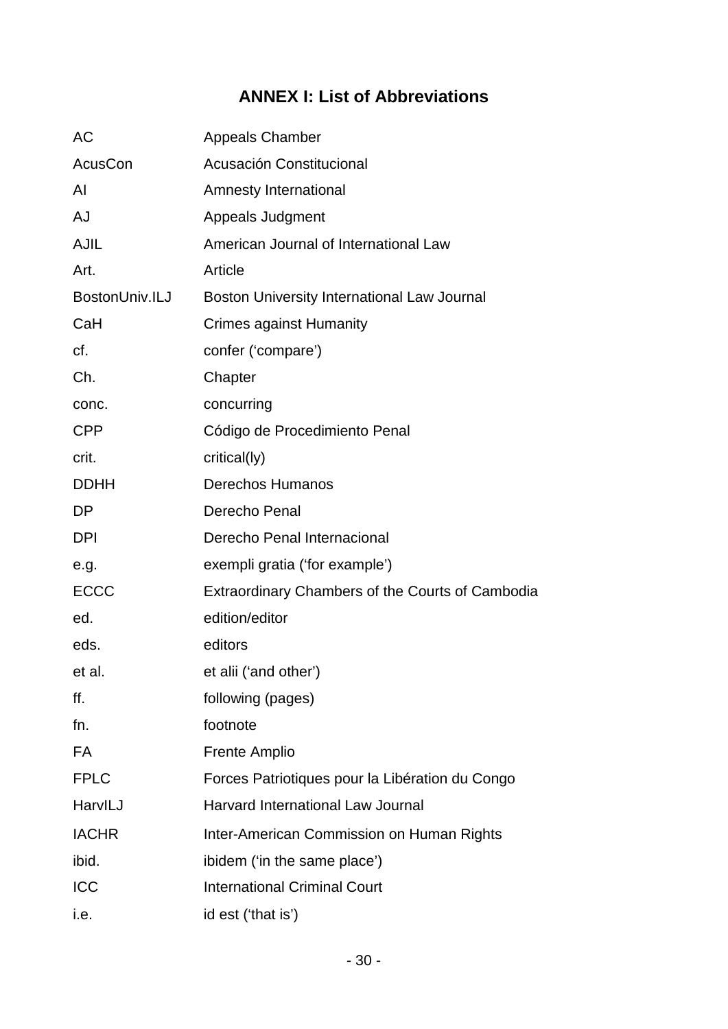## ANNEX I: List of Abbreviations

| | |
|---|---|
| AC | Appeals Chamber |
| AcusCon | Acusación Constitucional |
| AI | Amnesty International |
| AJ | Appeals Judgment |
| AJIL | American Journal of International Law |
| Art. | Article |
| BostonUniv.ILJ | Boston University International Law Journal |
| CaH | Crimes against Humanity |
| cf. | confer ('compare') |
| Ch. | Chapter |
| conc. | concurring |
| CPP | Código de Procedimiento Penal |
| crit. | critical(ly) |
| DDHH | Derechos Humanos |
| DP | Derecho Penal |
| DPI | Derecho Penal Internacional |
| e.g. | exempli gratia ('for example') |
| ECCC | Extraordinary Chambers of the Courts of Cambodia |
| ed. | edition/editor |
| eds. | editors |
| et al. | et alii ('and other') |
| ff. | following (pages) |
| fn. | footnote |
| FA | Frente Amplio |
| FPLC | Forces Patriotiques pour la Libération du Congo |
| HarvILJ | Harvard International Law Journal |
| IACHR | Inter-American Commission on Human Rights |
| ibid. | ibidem ('in the same place') |
| ICC | International Criminal Court |
| i.e. | id est ('that is') |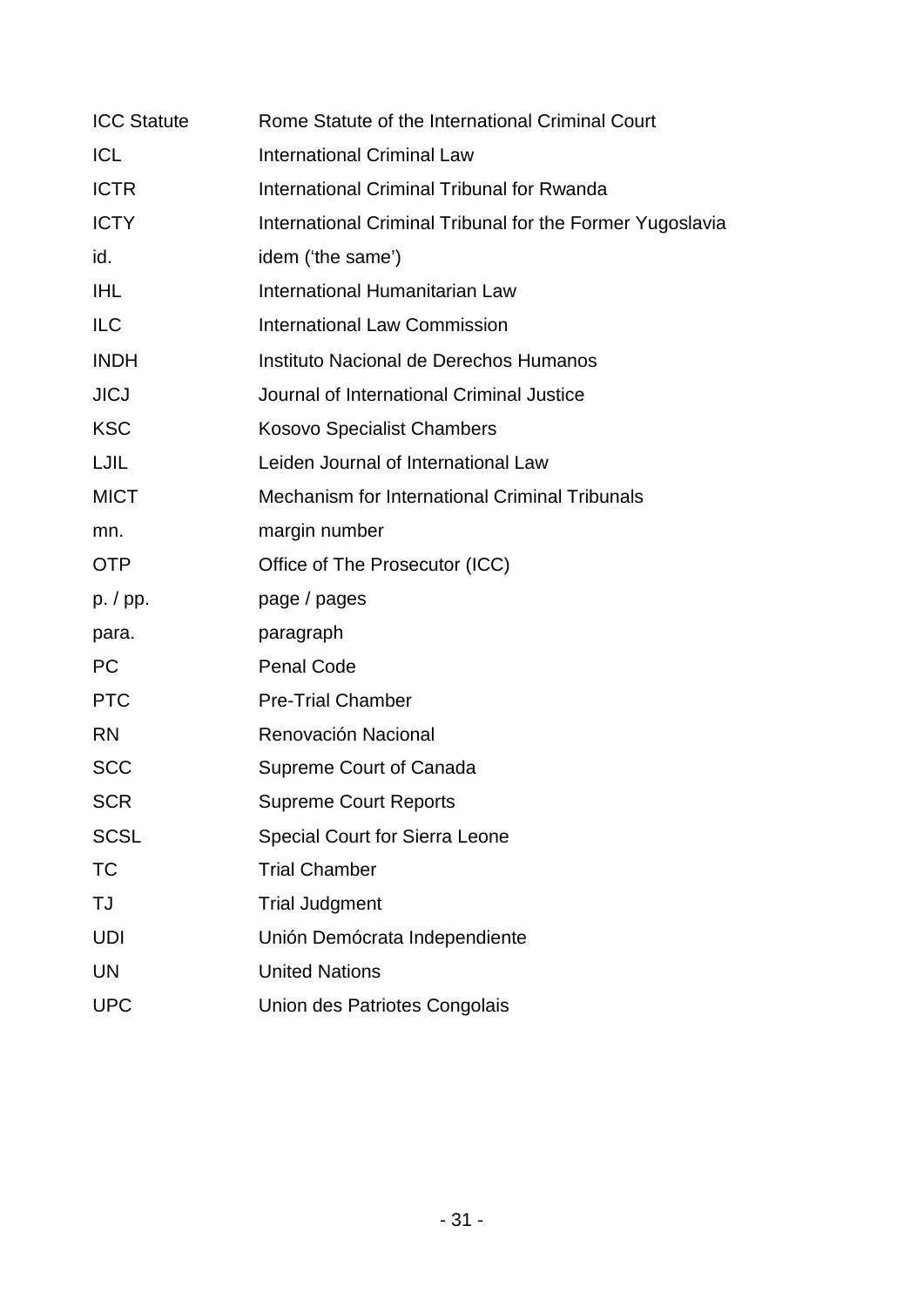| | |
|---|---|
| ICC Statute | Rome Statute of the International Criminal Court |
| ICL | International Criminal Law |
| ICTR | International Criminal Tribunal for Rwanda |
| ICTY | International Criminal Tribunal for the Former Yugoslavia |
| id. | idem ('the same') |
| IHL | International Humanitarian Law |
| ILC | International Law Commission |
| INDH | Instituto Nacional de Derechos Humanos |
| JICJ | Journal of International Criminal Justice |
| KSC | Kosovo Specialist Chambers |
| LJIL | Leiden Journal of International Law |
| MICT | Mechanism for International Criminal Tribunals |
| mn. | margin number |
| OTP | Office of The Prosecutor (ICC) |
| p. / pp. | page / pages |
| para. | paragraph |
| PC | Penal Code |
| PTC | Pre-Trial Chamber |
| RN | Renovación Nacional |
| SCC | Supreme Court of Canada |
| SCR | Supreme Court Reports |
| SCSL | Special Court for Sierra Leone |
| TC | Trial Chamber |
| TJ | Trial Judgment |
| UDI | Unión Demócrata Independiente |
| UN | United Nations |
| UPC | Union des Patriotes Congolais |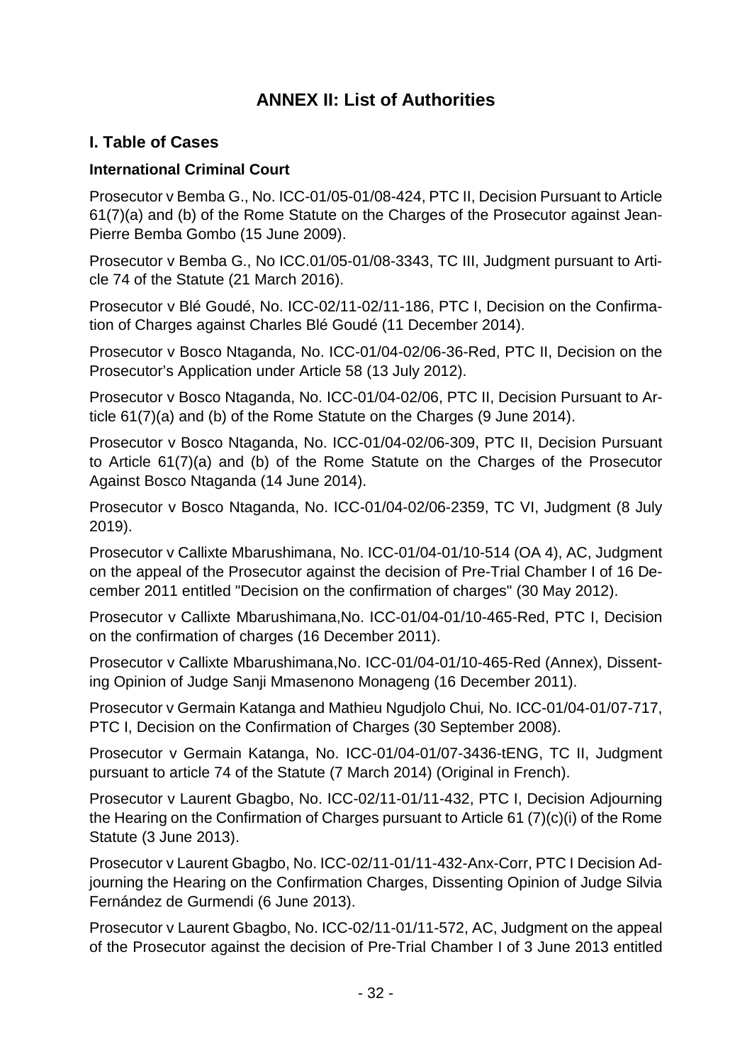# ANNEX II: List of Authorities

## I. Table of Cases

### International Criminal Court

Prosecutor v Bemba G., No. ICC-01/05-01/08-424, PTC II, Decision Pursuant to Article 61(7)(a) and (b) of the Rome Statute on the Charges of the Prosecutor against Jean-Pierre Bemba Gombo (15 June 2009).

Prosecutor v Bemba G., No ICC.01/05-01/08-3343, TC III, Judgment pursuant to Article 74 of the Statute (21 March 2016).

Prosecutor v Blé Goudé, No. ICC-02/11-02/11-186, PTC I, Decision on the Confirmation of Charges against Charles Blé Goudé (11 December 2014).

Prosecutor v Bosco Ntaganda, No. ICC-01/04-02/06-36-Red, PTC II, Decision on the Prosecutor's Application under Article 58 (13 July 2012).

Prosecutor v Bosco Ntaganda, No. ICC-01/04-02/06, PTC II, Decision Pursuant to Article 61(7)(a) and (b) of the Rome Statute on the Charges (9 June 2014).

Prosecutor v Bosco Ntaganda, No. ICC-01/04-02/06-309, PTC II, Decision Pursuant to Article 61(7)(a) and (b) of the Rome Statute on the Charges of the Prosecutor Against Bosco Ntaganda (14 June 2014).

Prosecutor v Bosco Ntaganda, No. ICC-01/04-02/06-2359, TC VI, Judgment (8 July 2019).

Prosecutor v Callixte Mbarushimana, No. ICC-01/04-01/10-514 (OA 4), AC, Judgment on the appeal of the Prosecutor against the decision of Pre-Trial Chamber I of 16 December 2011 entitled "Decision on the confirmation of charges" (30 May 2012).

Prosecutor v Callixte Mbarushimana,No. ICC-01/04-01/10-465-Red, PTC I, Decision on the confirmation of charges (16 December 2011).

Prosecutor v Callixte Mbarushimana,No. ICC-01/04-01/10-465-Red (Annex), Dissenting Opinion of Judge Sanji Mmasenono Monageng (16 December 2011).

Prosecutor v Germain Katanga and Mathieu Ngudjolo Chui*,* No. ICC-01/04-01/07-717, PTC I, Decision on the Confirmation of Charges (30 September 2008).

Prosecutor v Germain Katanga, No. ICC-01/04-01/07-3436-tENG, TC II, Judgment pursuant to article 74 of the Statute (7 March 2014) (Original in French).

Prosecutor v Laurent Gbagbo, No. ICC-02/11-01/11-432, PTC I, Decision Adjourning the Hearing on the Confirmation of Charges pursuant to Article 61 (7)(c)(i) of the Rome Statute (3 June 2013).

Prosecutor v Laurent Gbagbo, No. ICC-02/11-01/11-432-Anx-Corr, PTC I Decision Adjourning the Hearing on the Confirmation Charges, Dissenting Opinion of Judge Silvia Fernández de Gurmendi (6 June 2013).

Prosecutor v Laurent Gbagbo, No. ICC-02/11-01/11-572, AC, Judgment on the appeal of the Prosecutor against the decision of Pre-Trial Chamber I of 3 June 2013 entitled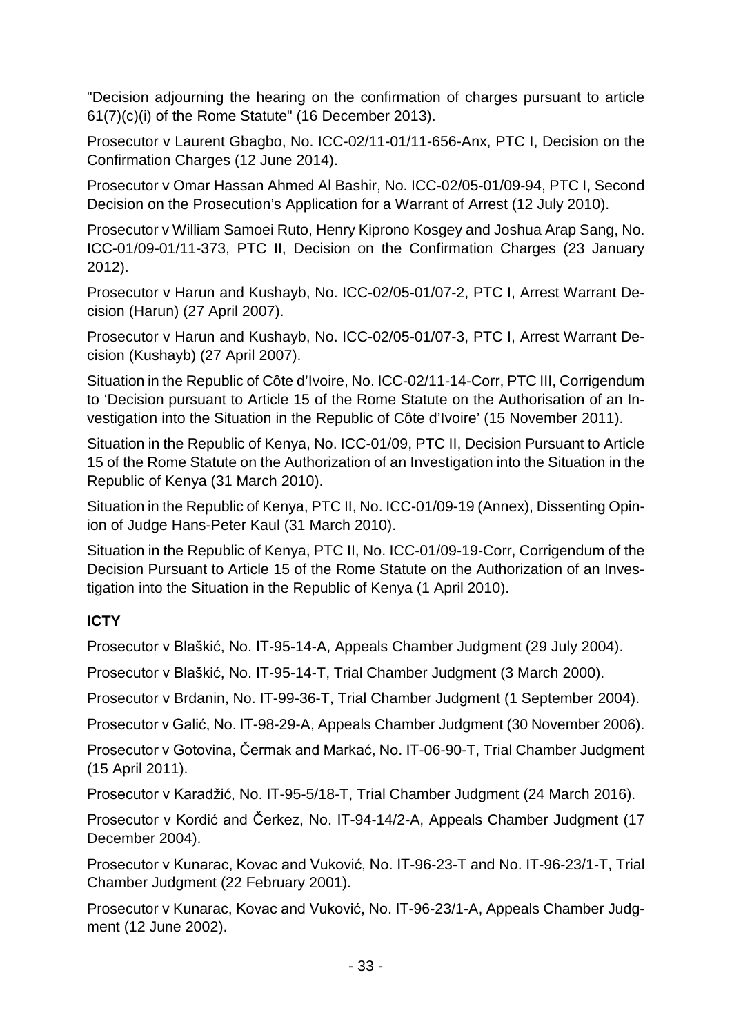"Decision adjourning the hearing on the confirmation of charges pursuant to article 61(7)(c)(i) of the Rome Statute" (16 December 2013).

Prosecutor v Laurent Gbagbo, No. ICC-02/11-01/11-656-Anx, PTC I, Decision on the Confirmation Charges (12 June 2014).

Prosecutor v Omar Hassan Ahmed Al Bashir, No. ICC-02/05-01/09-94, PTC I, Second Decision on the Prosecution's Application for a Warrant of Arrest (12 July 2010).

Prosecutor v William Samoei Ruto, Henry Kiprono Kosgey and Joshua Arap Sang, No. ICC-01/09-01/11-373, PTC II, Decision on the Confirmation Charges (23 January 2012).

Prosecutor v Harun and Kushayb, No. ICC-02/05-01/07-2, PTC I, Arrest Warrant Decision (Harun) (27 April 2007).

Prosecutor v Harun and Kushayb, No. ICC-02/05-01/07-3, PTC I, Arrest Warrant Decision (Kushayb) (27 April 2007).

Situation in the Republic of Côte d'Ivoire, No. ICC-02/11-14-Corr, PTC III, Corrigendum to 'Decision pursuant to Article 15 of the Rome Statute on the Authorisation of an Investigation into the Situation in the Republic of Côte d'Ivoire' (15 November 2011).

Situation in the Republic of Kenya, No. ICC-01/09, PTC II, Decision Pursuant to Article 15 of the Rome Statute on the Authorization of an Investigation into the Situation in the Republic of Kenya (31 March 2010).

Situation in the Republic of Kenya, PTC II, No. ICC-01/09-19 (Annex), Dissenting Opinion of Judge Hans-Peter Kaul (31 March 2010).

Situation in the Republic of Kenya, PTC II, No. ICC-01/09-19-Corr, Corrigendum of the Decision Pursuant to Article 15 of the Rome Statute on the Authorization of an Investigation into the Situation in the Republic of Kenya (1 April 2010).

**ICTY**

Prosecutor v Blaškić, No. IT-95-14-A, Appeals Chamber Judgment (29 July 2004).

Prosecutor v Blaškić, No. IT-95-14-T, Trial Chamber Judgment (3 March 2000).

Prosecutor v Brdanin, No. IT-99-36-T, Trial Chamber Judgment (1 September 2004).

Prosecutor v Galić, No. IT-98-29-A, Appeals Chamber Judgment (30 November 2006).

Prosecutor v Gotovina, Čermak and Markać, No. IT-06-90-T, Trial Chamber Judgment (15 April 2011).

Prosecutor v Karadžić, No. IT-95-5/18-T, Trial Chamber Judgment (24 March 2016).

Prosecutor v Kordić and Čerkez, No. IT-94-14/2-A, Appeals Chamber Judgment (17 December 2004).

Prosecutor v Kunarac, Kovac and Vuković, No. IT-96-23-T and No. IT-96-23/1-T, Trial Chamber Judgment (22 February 2001).

Prosecutor v Kunarac, Kovac and Vuković, No. IT-96-23/1-A, Appeals Chamber Judgment (12 June 2002).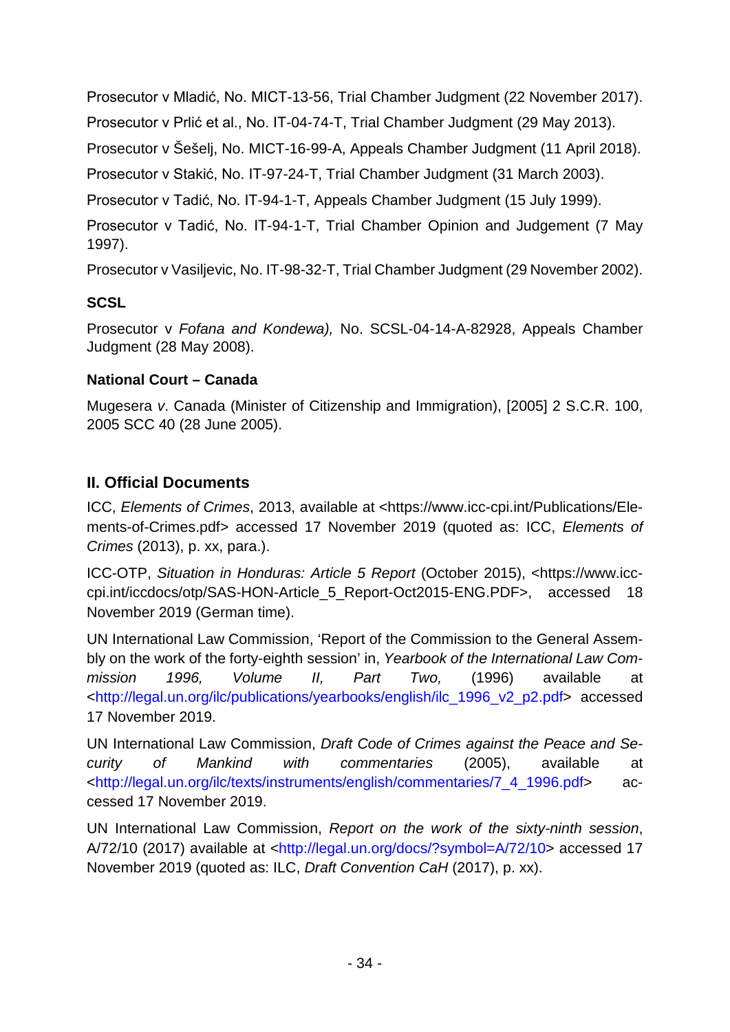Prosecutor v Mladić, No. MICT-13-56, Trial Chamber Judgment (22 November 2017).

Prosecutor v Prlić et al., No. IT-04-74-T, Trial Chamber Judgment (29 May 2013).

Prosecutor v Šešelj, No. MICT-16-99-A, Appeals Chamber Judgment (11 April 2018).

Prosecutor v Stakić, No. IT-97-24-T, Trial Chamber Judgment (31 March 2003).

Prosecutor v Tadić, No. IT-94-1-T, Appeals Chamber Judgment (15 July 1999).

Prosecutor v Tadić, No. IT-94-1-T, Trial Chamber Opinion and Judgement (7 May 1997).

Prosecutor v Vasiljevic, No. IT-98-32-T, Trial Chamber Judgment (29 November 2002).

**SCSL**

Prosecutor v *Fofana and Kondewa),* No. SCSL-04-14-A-82928, Appeals Chamber Judgment (28 May 2008).

**National Court – Canada**

Mugesera *v*. Canada (Minister of Citizenship and Immigration), [2005] 2 S.C.R. 100, 2005 SCC 40 (28 June 2005).

## II. Official Documents

ICC, *Elements of Crimes*, 2013, available at <https://www.icc-cpi.int/Publications/Elements-of-Crimes.pdf> accessed 17 November 2019 (quoted as: ICC, *Elements of Crimes* (2013), p. xx, para.).

ICC-OTP, *Situation in Honduras: Article 5 Report* (October 2015), <https://www.icc-cpi.int/iccdocs/otp/SAS-HON-Article_5_Report-Oct2015-ENG.PDF>, accessed 18 November 2019 (German time).

UN International Law Commission, 'Report of the Commission to the General Assembly on the work of the forty-eighth session' in, *Yearbook of the International Law Commission 1996, Volume II, Part Two,* (1996) available at <http://legal.un.org/ilc/publications/yearbooks/english/ilc_1996_v2_p2.pdf> accessed 17 November 2019.

UN International Law Commission, *Draft Code of Crimes against the Peace and Security of Mankind with commentaries* (2005), available at <http://legal.un.org/ilc/texts/instruments/english/commentaries/7_4_1996.pdf> accessed 17 November 2019.

UN International Law Commission, *Report on the work of the sixty-ninth session*, A/72/10 (2017) available at <http://legal.un.org/docs/?symbol=A/72/10> accessed 17 November 2019 (quoted as: ILC, *Draft Convention CaH* (2017), p. xx).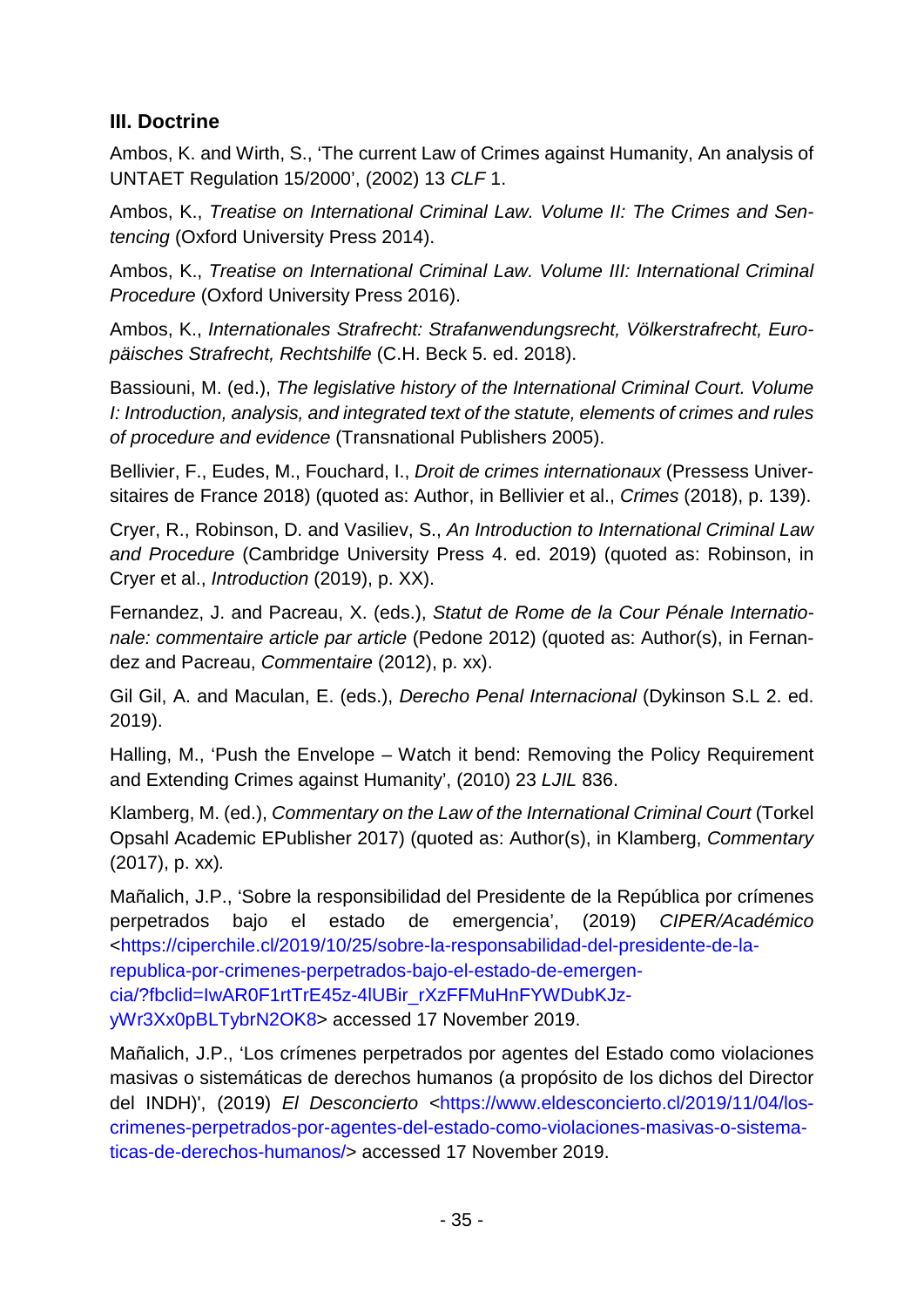### III. Doctrine

Ambos, K. and Wirth, S., 'The current Law of Crimes against Humanity, An analysis of UNTAET Regulation 15/2000', (2002) 13 *CLF* 1.

Ambos, K., *Treatise on International Criminal Law. Volume II: The Crimes and Sentencing* (Oxford University Press 2014).

Ambos, K., *Treatise on International Criminal Law. Volume III: International Criminal Procedure* (Oxford University Press 2016).

Ambos, K., *Internationales Strafrecht: Strafanwendungsrecht, Völkerstrafrecht, Europäisches Strafrecht, Rechtshilfe* (C.H. Beck 5. ed. 2018).

Bassiouni, M. (ed.), *The legislative history of the International Criminal Court. Volume I: Introduction, analysis, and integrated text of the statute, elements of crimes and rules of procedure and evidence* (Transnational Publishers 2005).

Bellivier, F., Eudes, M., Fouchard, I., *Droit de crimes internationaux* (Pressess Universitaires de France 2018) (quoted as: Author, in Bellivier et al., *Crimes* (2018), p. 139).

Cryer, R., Robinson, D. and Vasiliev, S., *An Introduction to International Criminal Law and Procedure* (Cambridge University Press 4. ed. 2019) (quoted as: Robinson, in Cryer et al., *Introduction* (2019), p. XX).

Fernandez, J. and Pacreau, X. (eds.), *Statut de Rome de la Cour Pénale Internationale: commentaire article par article* (Pedone 2012) (quoted as: Author(s), in Fernandez and Pacreau, *Commentaire* (2012), p. xx).

Gil Gil, A. and Maculan, E. (eds.), *Derecho Penal Internacional* (Dykinson S.L 2. ed. 2019).

Halling, M., 'Push the Envelope – Watch it bend: Removing the Policy Requirement and Extending Crimes against Humanity', (2010) 23 *LJIL* 836.

Klamberg, M. (ed.), *Commentary on the Law of the International Criminal Court* (Torkel Opsahl Academic EPublisher 2017) (quoted as: Author(s), in Klamberg, *Commentary* (2017), p. xx).

Mañalich, J.P., 'Sobre la responsibilidad del Presidente de la República por crímenes perpetrados bajo el estado de emergencia', (2019) *CIPER/Académico* <https://ciperchile.cl/2019/10/25/sobre-la-responsabilidad-del-presidente-de-la-republica-por-crimenes-perpetrados-bajo-el-estado-de-emergencia/?fbclid=IwAR0F1rtTrE45z-4lUBir_rXzFFMuHnFYWDubKJz-yWr3Xx0pBLTybrN2OK8> accessed 17 November 2019.

Mañalich, J.P., 'Los crímenes perpetrados por agentes del Estado como violaciones masivas o sistemáticas de derechos humanos (a propósito de los dichos del Director del INDH)', (2019) *El Desconcierto* <https://www.eldesconcierto.cl/2019/11/04/los-crimenes-perpetrados-por-agentes-del-estado-como-violaciones-masivas-o-sistematicas-de-derechos-humanos/> accessed 17 November 2019.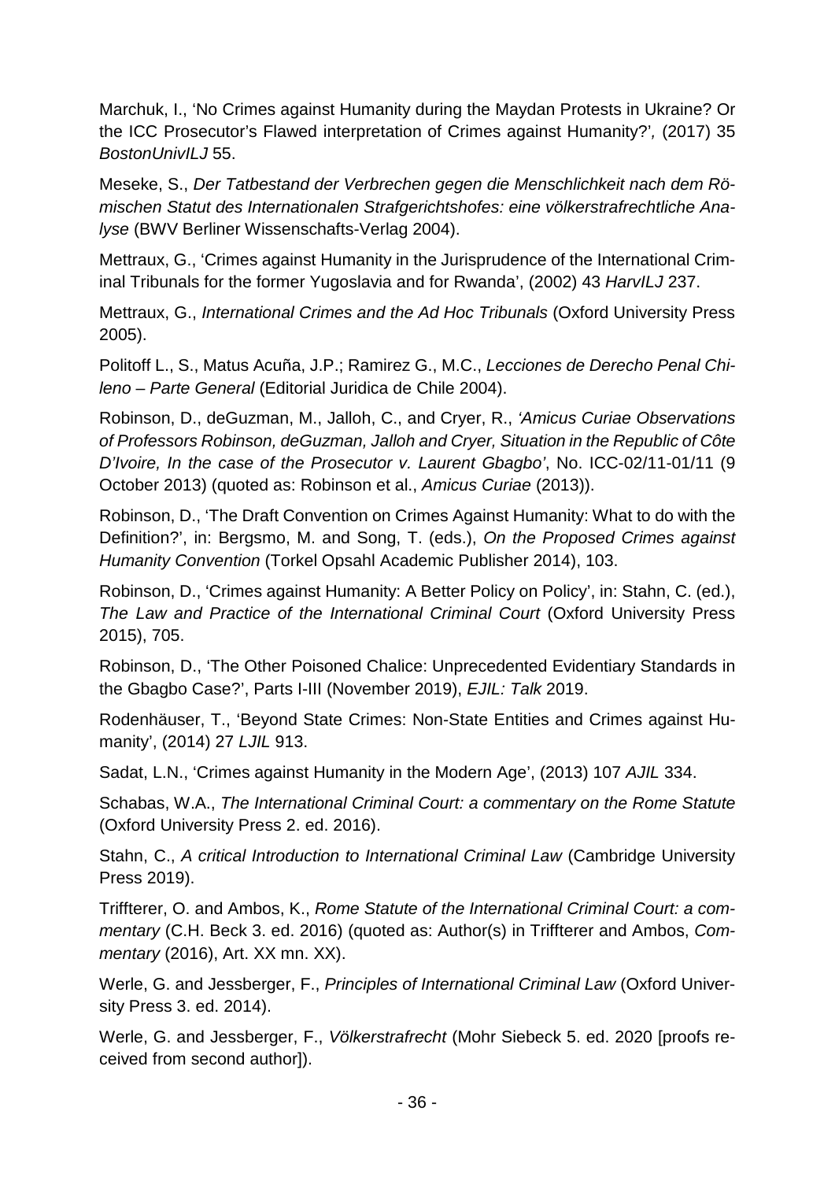Marchuk, I., 'No Crimes against Humanity during the Maydan Protests in Ukraine? Or the ICC Prosecutor's Flawed interpretation of Crimes against Humanity?', (2017) 35 *BostonUnivILJ* 55.

Meseke, S., *Der Tatbestand der Verbrechen gegen die Menschlichkeit nach dem Römischen Statut des Internationalen Strafgerichtshofes: eine völkerstrafrechtliche Analyse* (BWV Berliner Wissenschafts-Verlag 2004).

Mettraux, G., 'Crimes against Humanity in the Jurisprudence of the International Criminal Tribunals for the former Yugoslavia and for Rwanda', (2002) 43 *HarvILJ* 237.

Mettraux, G., *International Crimes and the Ad Hoc Tribunals* (Oxford University Press 2005).

Politoff L., S., Matus Acuña, J.P.; Ramirez G., M.C., *Lecciones de Derecho Penal Chileno – Parte General* (Editorial Juridica de Chile 2004).

Robinson, D., deGuzman, M., Jalloh, C., and Cryer, R., *'Amicus Curiae Observations of Professors Robinson, deGuzman, Jalloh and Cryer, Situation in the Republic of Côte D'Ivoire, In the case of the Prosecutor v. Laurent Gbagbo'*, No. ICC-02/11-01/11 (9 October 2013) (quoted as: Robinson et al., *Amicus Curiae* (2013)).

Robinson, D., 'The Draft Convention on Crimes Against Humanity: What to do with the Definition?', in: Bergsmo, M. and Song, T. (eds.), *On the Proposed Crimes against Humanity Convention* (Torkel Opsahl Academic Publisher 2014), 103.

Robinson, D., 'Crimes against Humanity: A Better Policy on Policy', in: Stahn, C. (ed.), *The Law and Practice of the International Criminal Court* (Oxford University Press 2015), 705.

Robinson, D., 'The Other Poisoned Chalice: Unprecedented Evidentiary Standards in the Gbagbo Case?', Parts I-III (November 2019), *EJIL: Talk* 2019.

Rodenhäuser, T., 'Beyond State Crimes: Non-State Entities and Crimes against Humanity', (2014) 27 *LJIL* 913.

Sadat, L.N., 'Crimes against Humanity in the Modern Age', (2013) 107 *AJIL* 334.

Schabas, W.A., *The International Criminal Court: a commentary on the Rome Statute* (Oxford University Press 2. ed. 2016).

Stahn, C., *A critical Introduction to International Criminal Law* (Cambridge University Press 2019).

Triffterer, O. and Ambos, K., *Rome Statute of the International Criminal Court: a commentary* (C.H. Beck 3. ed. 2016) (quoted as: Author(s) in Triffterer and Ambos, *Commentary* (2016), Art. XX mn. XX).

Werle, G. and Jessberger, F., *Principles of International Criminal Law* (Oxford University Press 3. ed. 2014).

Werle, G. and Jessberger, F., *Völkerstrafrecht* (Mohr Siebeck 5. ed. 2020 [proofs received from second author]).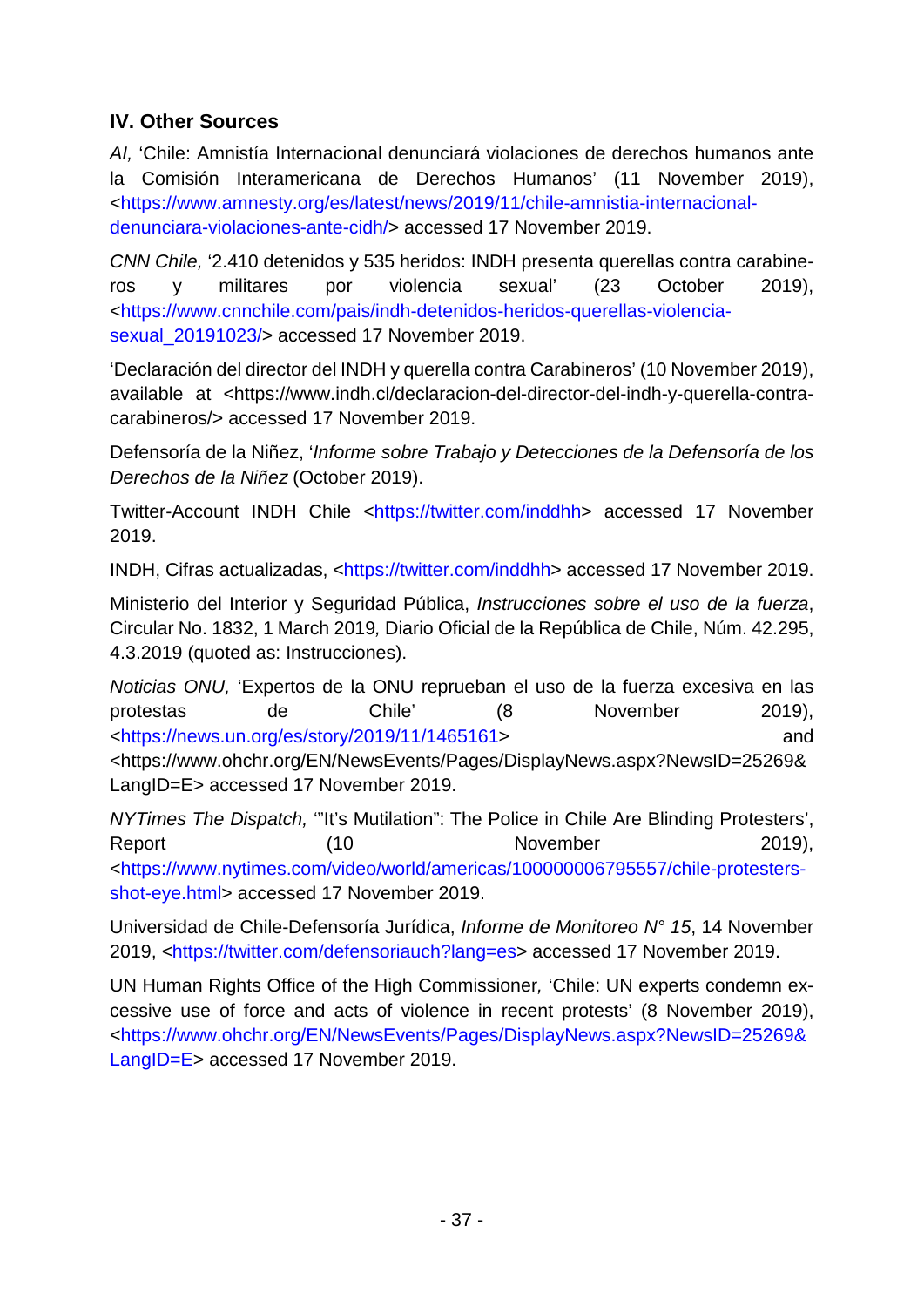## IV. Other Sources

*AI,* 'Chile: Amnistía Internacional denunciará violaciones de derechos humanos ante la Comisión Interamericana de Derechos Humanos' (11 November 2019), <https://www.amnesty.org/es/latest/news/2019/11/chile-amnistia-internacional-denunciara-violaciones-ante-cidh/> accessed 17 November 2019.

*CNN Chile,* '2.410 detenidos y 535 heridos: INDH presenta querellas contra carabineros y militares por violencia sexual' (23 October 2019), <https://www.cnnchile.com/pais/indh-detenidos-heridos-querellas-violencia-sexual_20191023/> accessed 17 November 2019.

'Declaración del director del INDH y querella contra Carabineros' (10 November 2019), available at <https://www.indh.cl/declaracion-del-director-del-indh-y-querella-contra-carabineros/> accessed 17 November 2019.

Defensoría de la Niñez, '*Informe sobre Trabajo y Detecciones de la Defensoría de los Derechos de la Niñez* (October 2019).

Twitter-Account INDH Chile <https://twitter.com/inddhh> accessed 17 November 2019.

INDH, Cifras actualizadas, <https://twitter.com/inddhh> accessed 17 November 2019.

Ministerio del Interior y Seguridad Pública, *Instrucciones sobre el uso de la fuerza*, Circular No. 1832, 1 March 2019*,* Diario Oficial de la República de Chile, Núm. 42.295, 4.3.2019 (quoted as: Instrucciones).

*Noticias ONU,* 'Expertos de la ONU reprueban el uso de la fuerza excesiva en las protestas de Chile' (8 November 2019), <https://news.un.org/es/story/2019/11/1465161> and <https://www.ohchr.org/EN/NewsEvents/Pages/DisplayNews.aspx?NewsID=25269&LangID=E> accessed 17 November 2019.

*NYTimes The Dispatch,* '"It's Mutilation": The Police in Chile Are Blinding Protesters', Report (10 November 2019), <https://www.nytimes.com/video/world/americas/100000006795557/chile-protesters-shot-eye.html> accessed 17 November 2019.

Universidad de Chile-Defensoría Jurídica, *Informe de Monitoreo N° 15*, 14 November 2019, <https://twitter.com/defensoriauch?lang=es> accessed 17 November 2019.

UN Human Rights Office of the High Commissioner*,* 'Chile: UN experts condemn excessive use of force and acts of violence in recent protests' (8 November 2019), <https://www.ohchr.org/EN/NewsEvents/Pages/DisplayNews.aspx?NewsID=25269&LangID=E> accessed 17 November 2019.